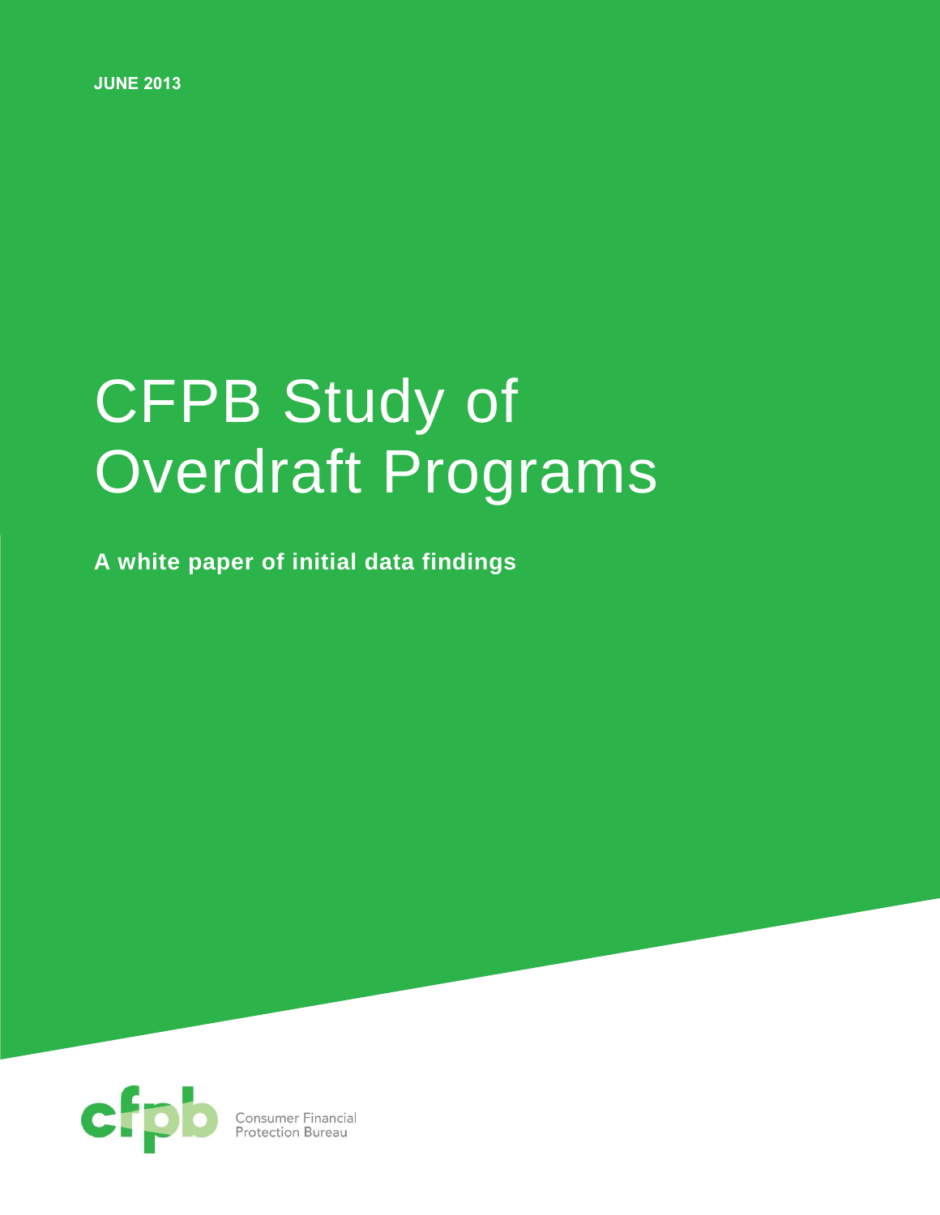**JUNE 2013**

# CFPB Study of Overdraft Programs

**A white paper of initial data findings**

Consumer Financial Protection Bureau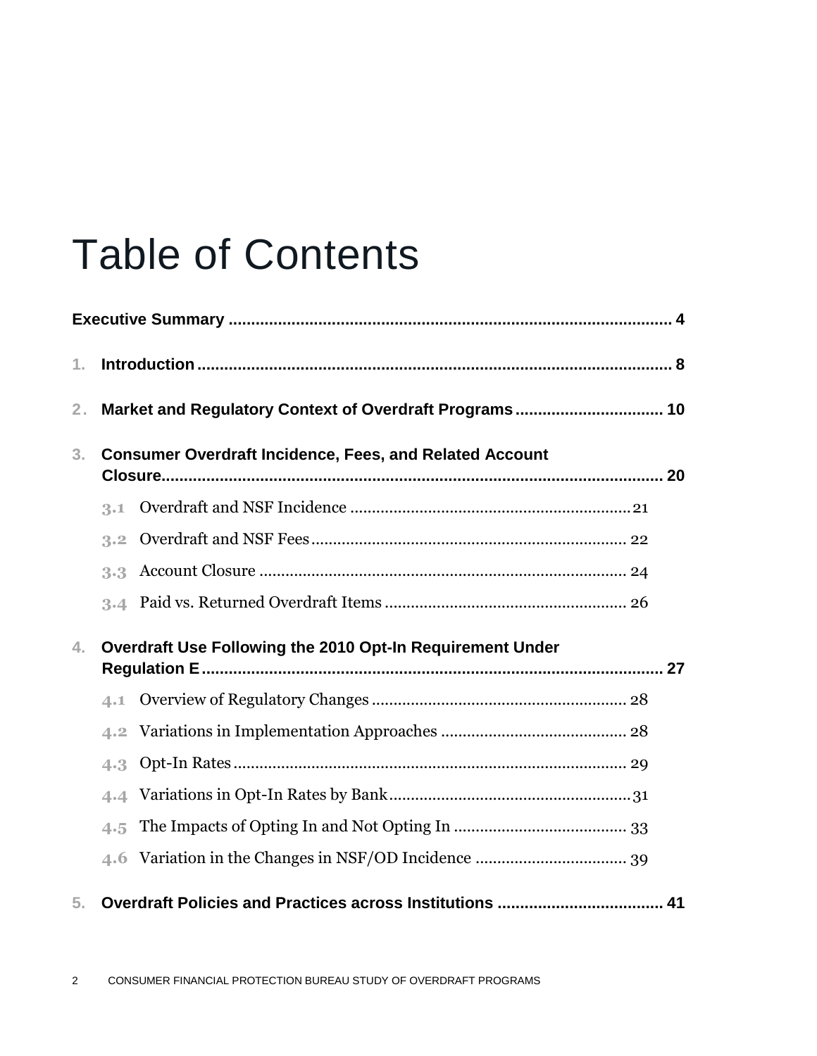# Table of Contents

**Executive Summary** .................................................................................................. 4

1. **Introduction** ....................................................................................................... 8

2. **Market and Regulatory Context of Overdraft Programs** ................................ 10

3. **Consumer Overdraft Incidence, Fees, and Related Account Closure** ......................................................................................................... 20

   3.1 Overdraft and NSF Incidence ............................................................... 21

   3.2 Overdraft and NSF Fees ...................................................................... 22

   3.3 Account Closure ................................................................................... 24

   3.4 Paid vs. Returned Overdraft Items ....................................................... 26

4. **Overdraft Use Following the 2010 Opt-In Requirement Under Regulation E** .................................................................................................... 27

   4.1 Overview of Regulatory Changes ......................................................... 28

   4.2 Variations in Implementation Approaches .......................................... 28

   4.3 Opt-In Rates ......................................................................................... 29

   4.4 Variations in Opt-In Rates by Bank ....................................................... 31

   4.5 The Impacts of Opting In and Not Opting In ....................................... 33

   4.6 Variation in the Changes in NSF/OD Incidence .................................. 39

5. **Overdraft Policies and Practices across Institutions** ..................................... 41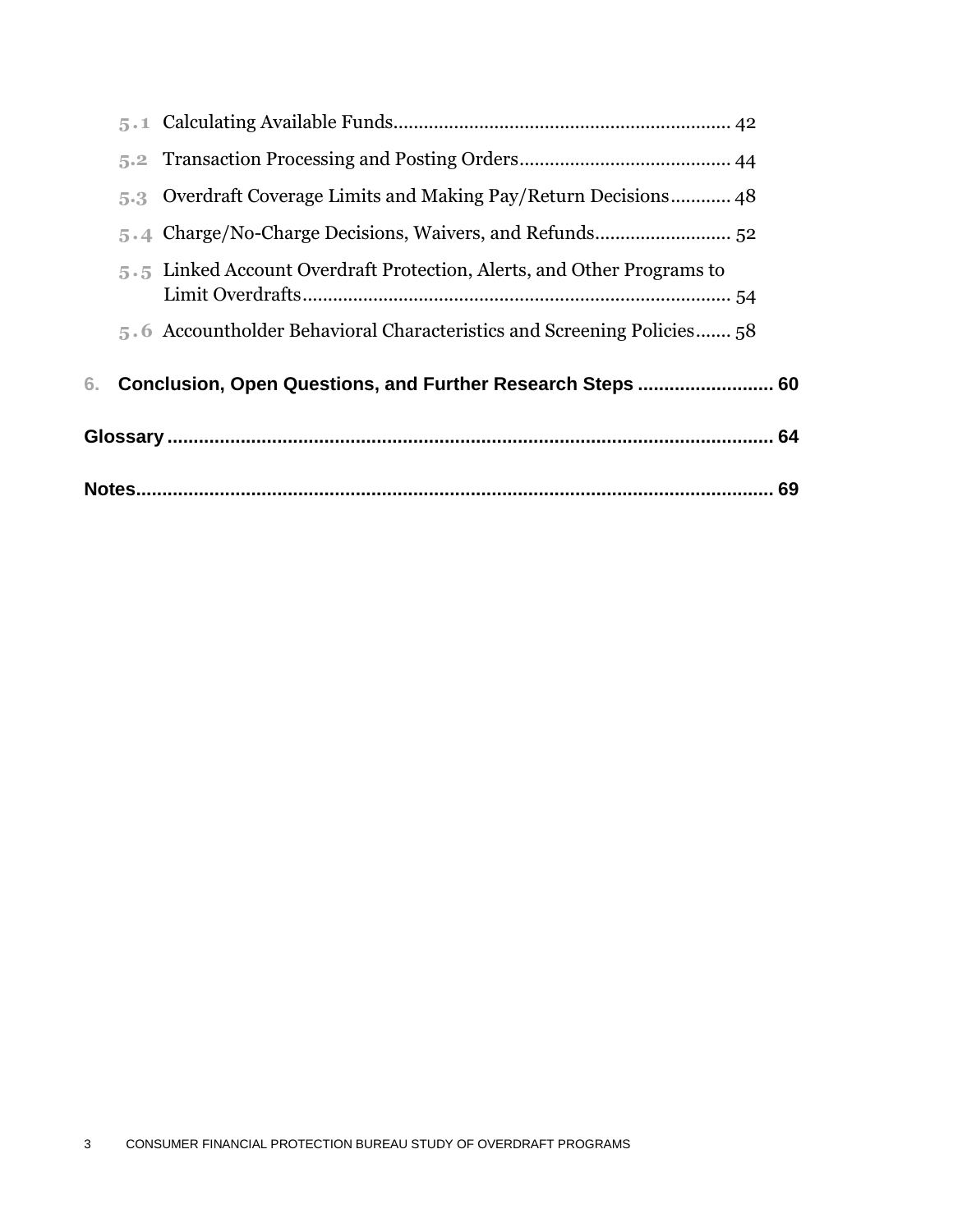- 5.1 Calculating Available Funds.................................................................. 42
- 5.2 Transaction Processing and Posting Orders.......................................... 44
- 5.3 Overdraft Coverage Limits and Making Pay/Return Decisions............ 48
- 5.4 Charge/No-Charge Decisions, Waivers, and Refunds........................... 52
- 5.5 Linked Account Overdraft Protection, Alerts, and Other Programs to Limit Overdrafts..................................................................................... 54
- 5.6 Accountholder Behavioral Characteristics and Screening Policies....... 58

**6. Conclusion, Open Questions, and Further Research Steps .......................... 60**

**Glossary .................................................................................................... 64**

**Notes......................................................................................................... 69**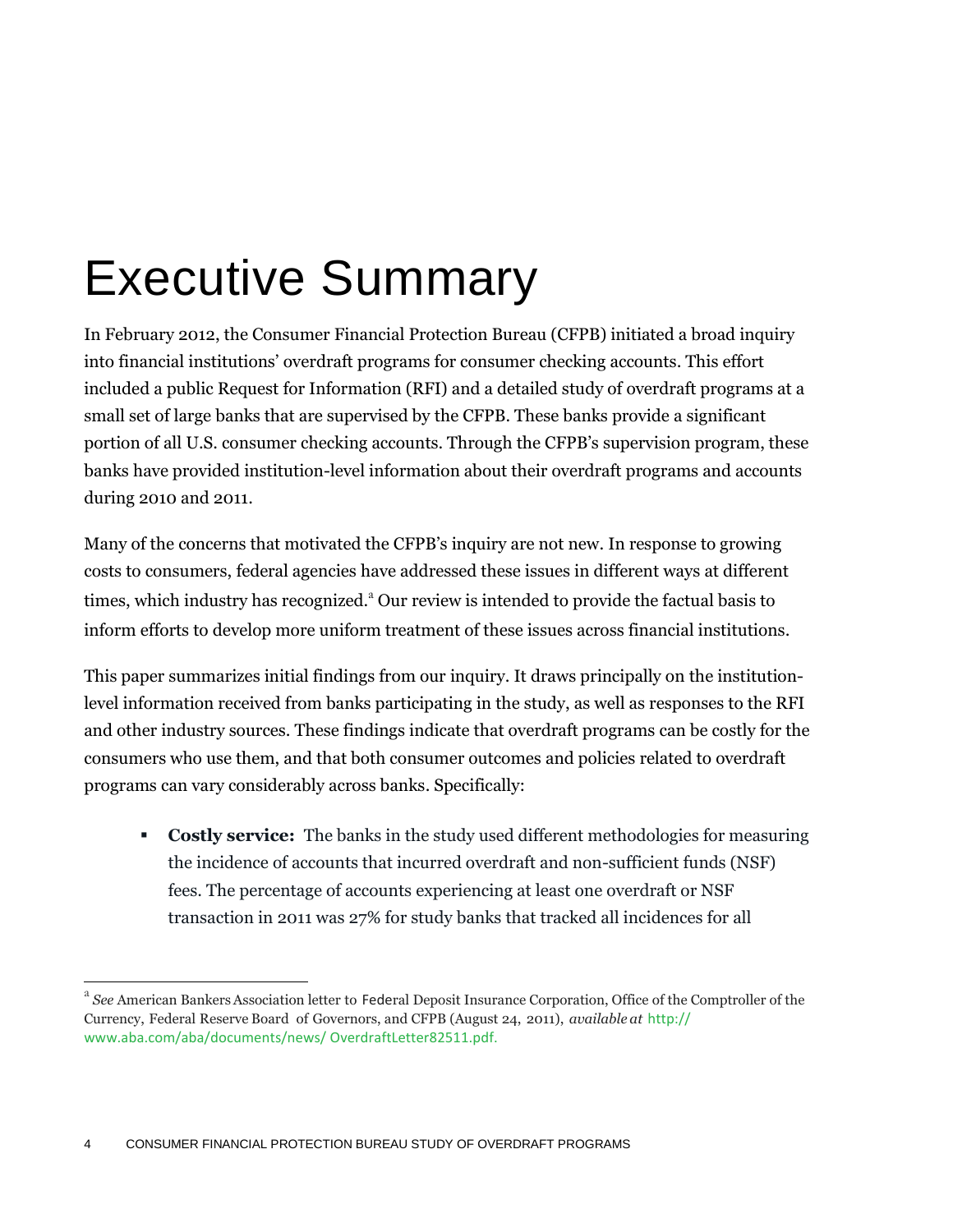# Executive Summary

In February 2012, the Consumer Financial Protection Bureau (CFPB) initiated a broad inquiry into financial institutions' overdraft programs for consumer checking accounts. This effort included a public Request for Information (RFI) and a detailed study of overdraft programs at a small set of large banks that are supervised by the CFPB. These banks provide a significant portion of all U.S. consumer checking accounts. Through the CFPB's supervision program, these banks have provided institution-level information about their overdraft programs and accounts during 2010 and 2011.

Many of the concerns that motivated the CFPB's inquiry are not new. In response to growing costs to consumers, federal agencies have addressed these issues in different ways at different times, which industry has recognized.[a] Our review is intended to provide the factual basis to inform efforts to develop more uniform treatment of these issues across financial institutions.

This paper summarizes initial findings from our inquiry. It draws principally on the institution-level information received from banks participating in the study, as well as responses to the RFI and other industry sources. These findings indicate that overdraft programs can be costly for the consumers who use them, and that both consumer outcomes and policies related to overdraft programs can vary considerably across banks. Specifically:

- **Costly service:** The banks in the study used different methodologies for measuring the incidence of accounts that incurred overdraft and non-sufficient funds (NSF) fees. The percentage of accounts experiencing at least one overdraft or NSF transaction in 2011 was 27% for study banks that tracked all incidences for all

---

[a] *See* American Bankers Association letter to Federal Deposit Insurance Corporation, Office of the Comptroller of the Currency, Federal Reserve Board of Governors, and CFPB (August 24, 2011), *available at* http://www.aba.com/aba/documents/news/ OverdraftLetter82511.pdf.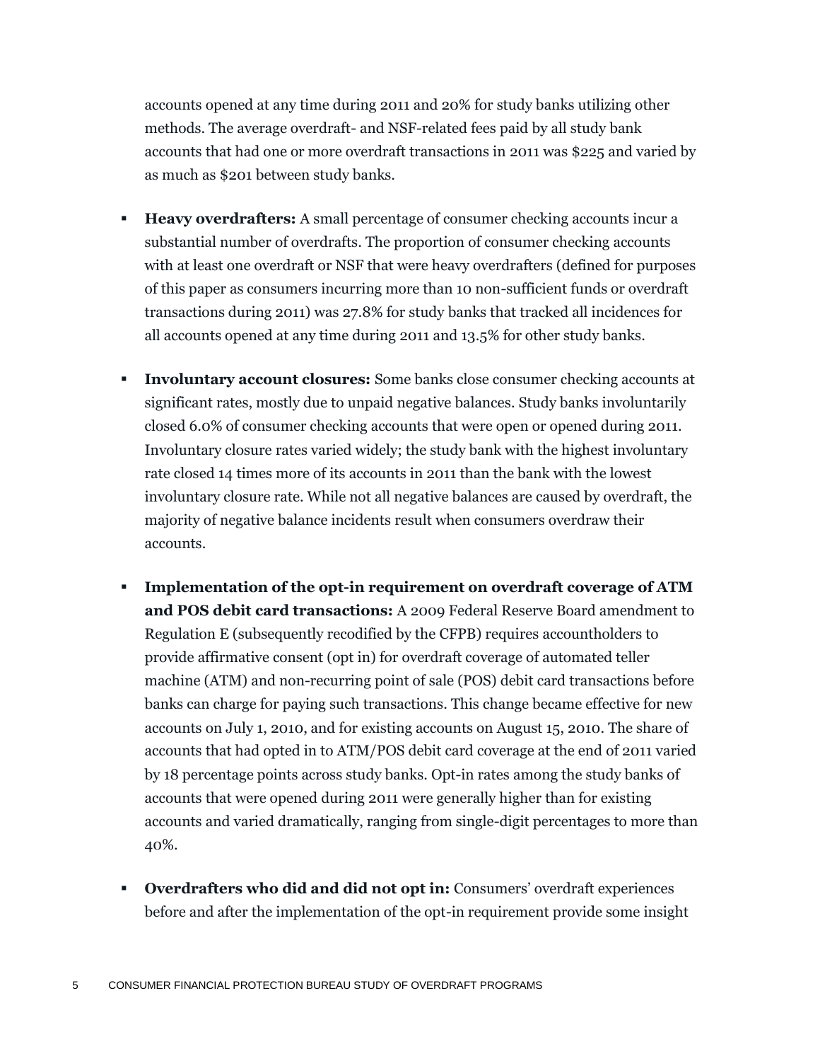accounts opened at any time during 2011 and 20% for study banks utilizing other methods. The average overdraft- and NSF-related fees paid by all study bank accounts that had one or more overdraft transactions in 2011 was $225 and varied by as much as $201 between study banks.

- **Heavy overdrafters:** A small percentage of consumer checking accounts incur a substantial number of overdrafts. The proportion of consumer checking accounts with at least one overdraft or NSF that were heavy overdrafters (defined for purposes of this paper as consumers incurring more than 10 non-sufficient funds or overdraft transactions during 2011) was 27.8% for study banks that tracked all incidences for all accounts opened at any time during 2011 and 13.5% for other study banks.

- **Involuntary account closures:** Some banks close consumer checking accounts at significant rates, mostly due to unpaid negative balances. Study banks involuntarily closed 6.0% of consumer checking accounts that were open or opened during 2011. Involuntary closure rates varied widely; the study bank with the highest involuntary rate closed 14 times more of its accounts in 2011 than the bank with the lowest involuntary closure rate. While not all negative balances are caused by overdraft, the majority of negative balance incidents result when consumers overdraw their accounts.

- **Implementation of the opt-in requirement on overdraft coverage of ATM and POS debit card transactions:** A 2009 Federal Reserve Board amendment to Regulation E (subsequently recodified by the CFPB) requires accountholders to provide affirmative consent (opt in) for overdraft coverage of automated teller machine (ATM) and non-recurring point of sale (POS) debit card transactions before banks can charge for paying such transactions. This change became effective for new accounts on July 1, 2010, and for existing accounts on August 15, 2010. The share of accounts that had opted in to ATM/POS debit card coverage at the end of 2011 varied by 18 percentage points across study banks. Opt-in rates among the study banks of accounts that were opened during 2011 were generally higher than for existing accounts and varied dramatically, ranging from single-digit percentages to more than 40%.

- **Overdrafters who did and did not opt in:** Consumers' overdraft experiences before and after the implementation of the opt-in requirement provide some insight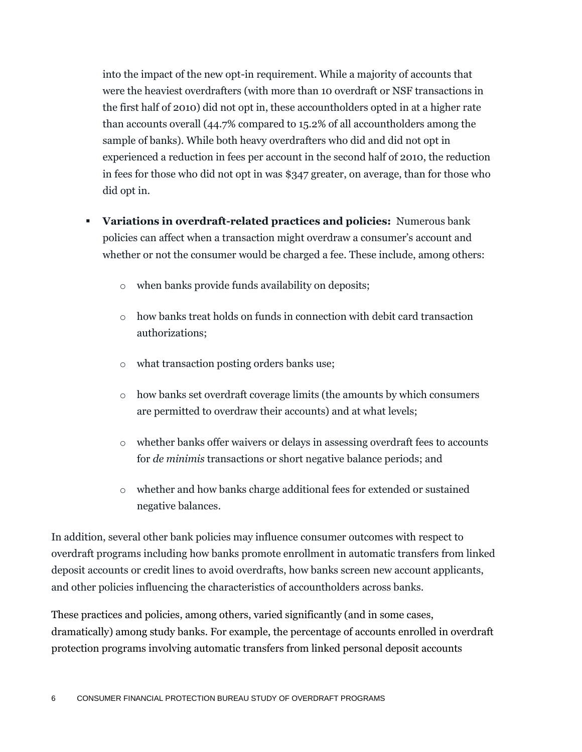into the impact of the new opt-in requirement. While a majority of accounts that were the heaviest overdrafters (with more than 10 overdraft or NSF transactions in the first half of 2010) did not opt in, these accountholders opted in at a higher rate than accounts overall (44.7% compared to 15.2% of all accountholders among the sample of banks). While both heavy overdrafters who did and did not opt in experienced a reduction in fees per account in the second half of 2010, the reduction in fees for those who did not opt in was $347 greater, on average, than for those who did opt in.

- **Variations in overdraft-related practices and policies:** Numerous bank policies can affect when a transaction might overdraw a consumer's account and whether or not the consumer would be charged a fee. These include, among others:
  - when banks provide funds availability on deposits;
  - how banks treat holds on funds in connection with debit card transaction authorizations;
  - what transaction posting orders banks use;
  - how banks set overdraft coverage limits (the amounts by which consumers are permitted to overdraw their accounts) and at what levels;
  - whether banks offer waivers or delays in assessing overdraft fees to accounts for *de minimis* transactions or short negative balance periods; and
  - whether and how banks charge additional fees for extended or sustained negative balances.

In addition, several other bank policies may influence consumer outcomes with respect to overdraft programs including how banks promote enrollment in automatic transfers from linked deposit accounts or credit lines to avoid overdrafts, how banks screen new account applicants, and other policies influencing the characteristics of accountholders across banks.

These practices and policies, among others, varied significantly (and in some cases, dramatically) among study banks. For example, the percentage of accounts enrolled in overdraft protection programs involving automatic transfers from linked personal deposit accounts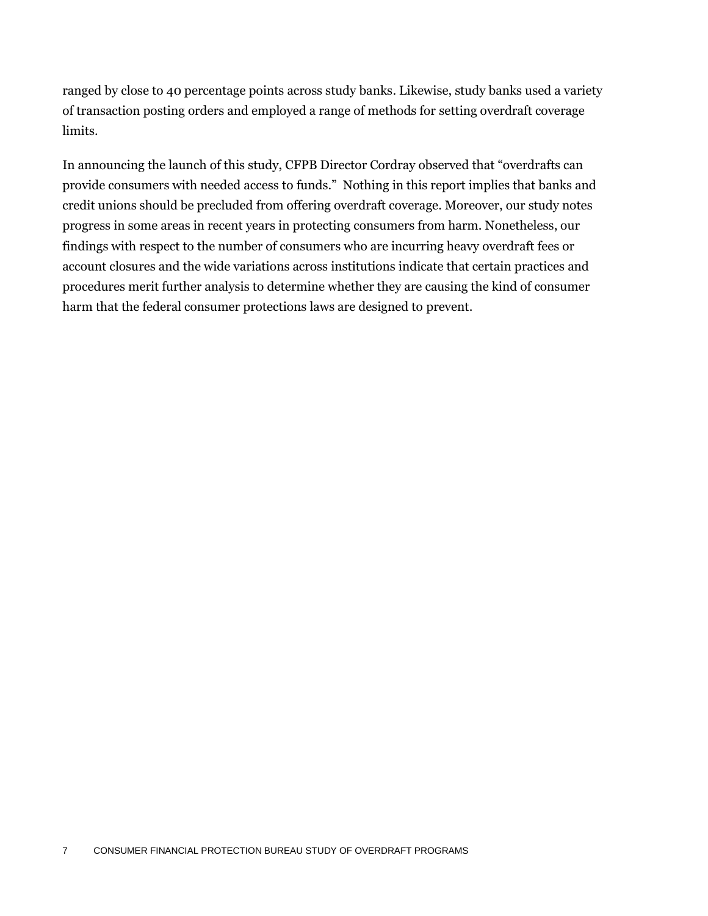ranged by close to 40 percentage points across study banks. Likewise, study banks used a variety of transaction posting orders and employed a range of methods for setting overdraft coverage limits.

In announcing the launch of this study, CFPB Director Cordray observed that "overdrafts can provide consumers with needed access to funds." Nothing in this report implies that banks and credit unions should be precluded from offering overdraft coverage. Moreover, our study notes progress in some areas in recent years in protecting consumers from harm. Nonetheless, our findings with respect to the number of consumers who are incurring heavy overdraft fees or account closures and the wide variations across institutions indicate that certain practices and procedures merit further analysis to determine whether they are causing the kind of consumer harm that the federal consumer protections laws are designed to prevent.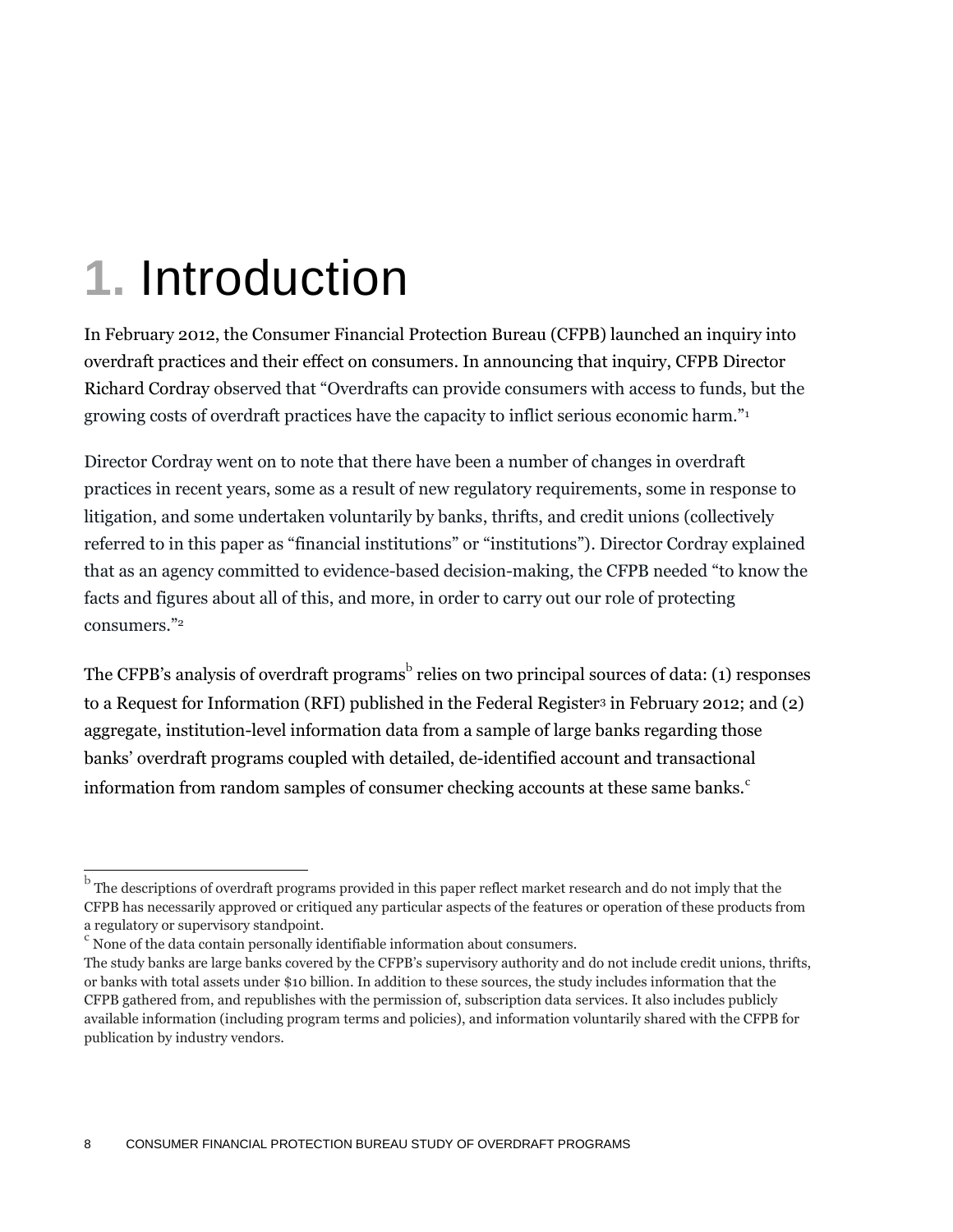# 1. Introduction

In February 2012, the Consumer Financial Protection Bureau (CFPB) launched an inquiry into overdraft practices and their effect on consumers. In announcing that inquiry, CFPB Director Richard Cordray observed that "Overdrafts can provide consumers with access to funds, but the growing costs of overdraft practices have the capacity to inflict serious economic harm."[1]

Director Cordray went on to note that there have been a number of changes in overdraft practices in recent years, some as a result of new regulatory requirements, some in response to litigation, and some undertaken voluntarily by banks, thrifts, and credit unions (collectively referred to in this paper as "financial institutions" or "institutions"). Director Cordray explained that as an agency committed to evidence-based decision-making, the CFPB needed "to know the facts and figures about all of this, and more, in order to carry out our role of protecting consumers."[2]

The CFPB's analysis of overdraft programs[b] relies on two principal sources of data: (1) responses to a Request for Information (RFI) published in the Federal Register[3] in February 2012; and (2) aggregate, institution-level information data from a sample of large banks regarding those banks' overdraft programs coupled with detailed, de-identified account and transactional information from random samples of consumer checking accounts at these same banks.[c]

---

[b] The descriptions of overdraft programs provided in this paper reflect market research and do not imply that the CFPB has necessarily approved or critiqued any particular aspects of the features or operation of these products from a regulatory or supervisory standpoint.

[c] None of the data contain personally identifiable information about consumers.

The study banks are large banks covered by the CFPB's supervisory authority and do not include credit unions, thrifts, or banks with total assets under $10 billion. In addition to these sources, the study includes information that the CFPB gathered from, and republishes with the permission of, subscription data services. It also includes publicly available information (including program terms and policies), and information voluntarily shared with the CFPB for publication by industry vendors.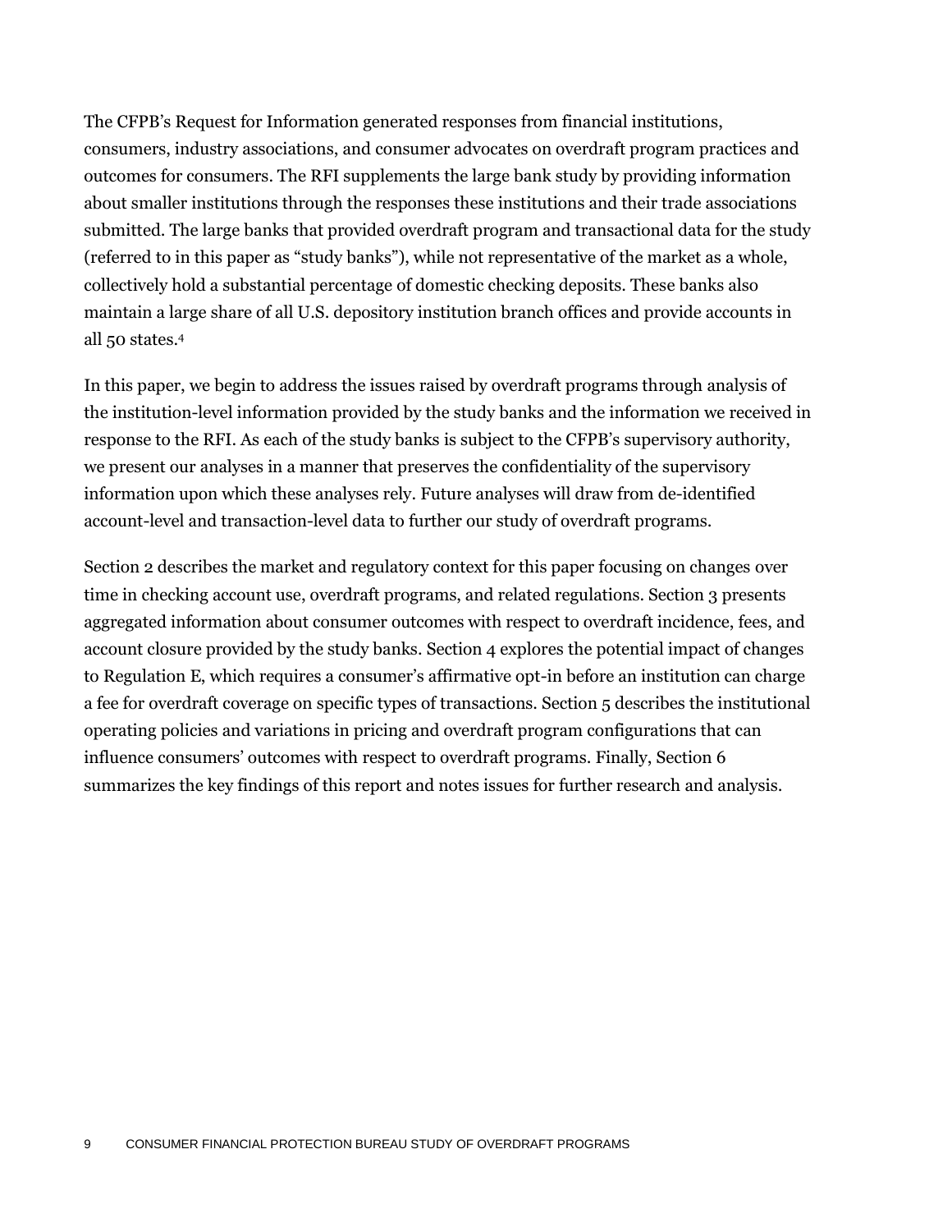The CFPB's Request for Information generated responses from financial institutions, consumers, industry associations, and consumer advocates on overdraft program practices and outcomes for consumers. The RFI supplements the large bank study by providing information about smaller institutions through the responses these institutions and their trade associations submitted. The large banks that provided overdraft program and transactional data for the study (referred to in this paper as "study banks"), while not representative of the market as a whole, collectively hold a substantial percentage of domestic checking deposits. These banks also maintain a large share of all U.S. depository institution branch offices and provide accounts in all 50 states.[4]

In this paper, we begin to address the issues raised by overdraft programs through analysis of the institution-level information provided by the study banks and the information we received in response to the RFI. As each of the study banks is subject to the CFPB's supervisory authority, we present our analyses in a manner that preserves the confidentiality of the supervisory information upon which these analyses rely. Future analyses will draw from de-identified account-level and transaction-level data to further our study of overdraft programs.

Section 2 describes the market and regulatory context for this paper focusing on changes over time in checking account use, overdraft programs, and related regulations. Section 3 presents aggregated information about consumer outcomes with respect to overdraft incidence, fees, and account closure provided by the study banks. Section 4 explores the potential impact of changes to Regulation E, which requires a consumer's affirmative opt-in before an institution can charge a fee for overdraft coverage on specific types of transactions. Section 5 describes the institutional operating policies and variations in pricing and overdraft program configurations that can influence consumers' outcomes with respect to overdraft programs. Finally, Section 6 summarizes the key findings of this report and notes issues for further research and analysis.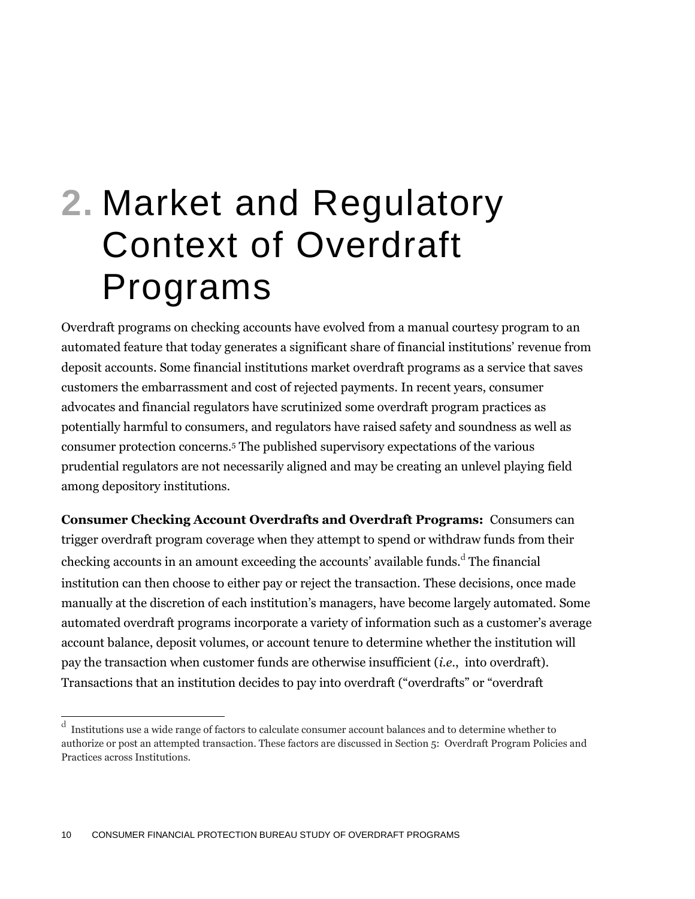# 2. Market and Regulatory Context of Overdraft Programs

Overdraft programs on checking accounts have evolved from a manual courtesy program to an automated feature that today generates a significant share of financial institutions' revenue from deposit accounts. Some financial institutions market overdraft programs as a service that saves customers the embarrassment and cost of rejected payments. In recent years, consumer advocates and financial regulators have scrutinized some overdraft program practices as potentially harmful to consumers, and regulators have raised safety and soundness as well as consumer protection concerns.[5] The published supervisory expectations of the various prudential regulators are not necessarily aligned and may be creating an unlevel playing field among depository institutions.

**Consumer Checking Account Overdrafts and Overdraft Programs:** Consumers can trigger overdraft program coverage when they attempt to spend or withdraw funds from their checking accounts in an amount exceeding the accounts' available funds.[d] The financial institution can then choose to either pay or reject the transaction. These decisions, once made manually at the discretion of each institution's managers, have become largely automated. Some automated overdraft programs incorporate a variety of information such as a customer's average account balance, deposit volumes, or account tenure to determine whether the institution will pay the transaction when customer funds are otherwise insufficient (*i.e.*, into overdraft). Transactions that an institution decides to pay into overdraft ("overdrafts" or "overdraft

[d] Institutions use a wide range of factors to calculate consumer account balances and to determine whether to authorize or post an attempted transaction. These factors are discussed in Section 5: Overdraft Program Policies and Practices across Institutions.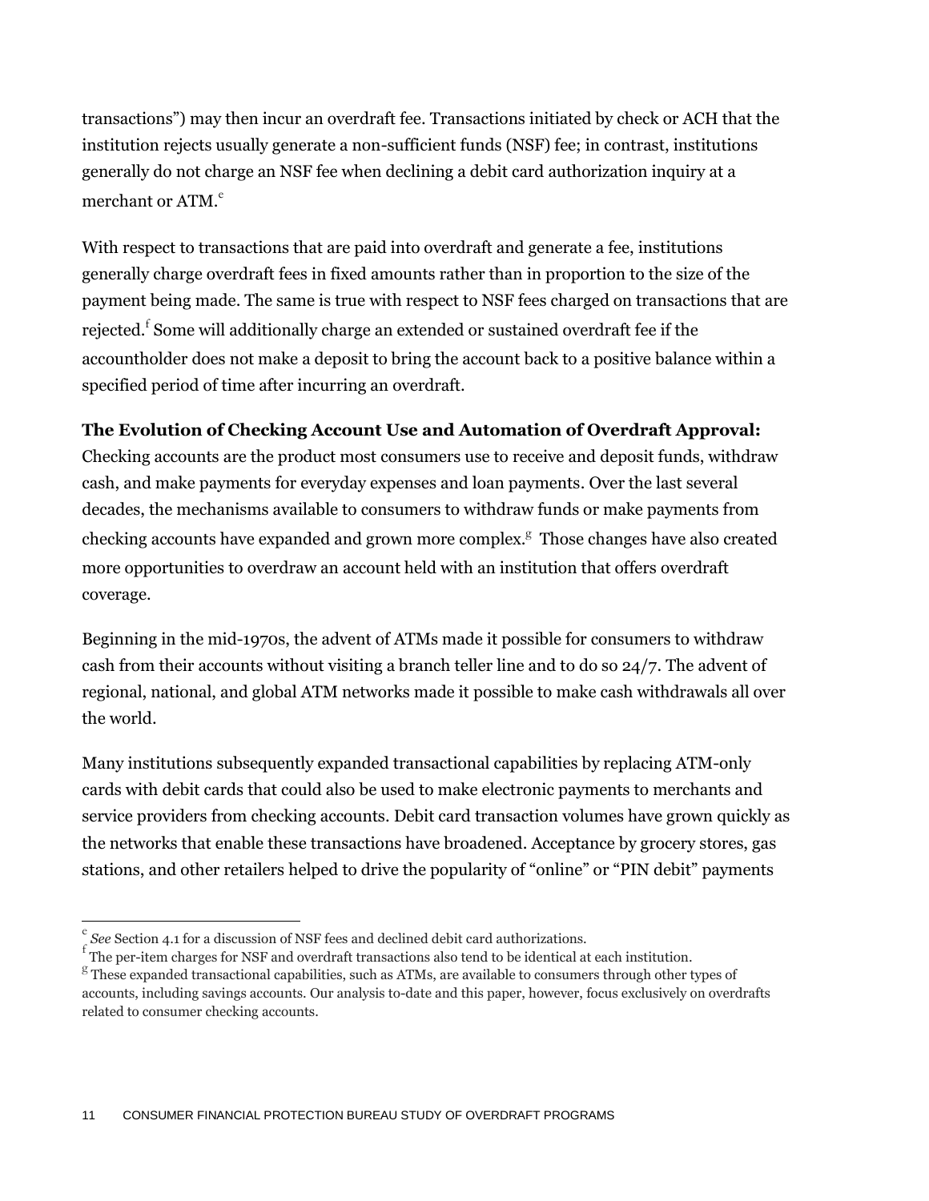transactions") may then incur an overdraft fee. Transactions initiated by check or ACH that the institution rejects usually generate a non-sufficient funds (NSF) fee; in contrast, institutions generally do not charge an NSF fee when declining a debit card authorization inquiry at a merchant or ATM.[c]

With respect to transactions that are paid into overdraft and generate a fee, institutions generally charge overdraft fees in fixed amounts rather than in proportion to the size of the payment being made. The same is true with respect to NSF fees charged on transactions that are rejected.[f] Some will additionally charge an extended or sustained overdraft fee if the accountholder does not make a deposit to bring the account back to a positive balance within a specified period of time after incurring an overdraft.

**The Evolution of Checking Account Use and Automation of Overdraft Approval:** Checking accounts are the product most consumers use to receive and deposit funds, withdraw cash, and make payments for everyday expenses and loan payments. Over the last several decades, the mechanisms available to consumers to withdraw funds or make payments from checking accounts have expanded and grown more complex.[g] Those changes have also created more opportunities to overdraw an account held with an institution that offers overdraft coverage.

Beginning in the mid-1970s, the advent of ATMs made it possible for consumers to withdraw cash from their accounts without visiting a branch teller line and to do so 24/7. The advent of regional, national, and global ATM networks made it possible to make cash withdrawals all over the world.

Many institutions subsequently expanded transactional capabilities by replacing ATM-only cards with debit cards that could also be used to make electronic payments to merchants and service providers from checking accounts. Debit card transaction volumes have grown quickly as the networks that enable these transactions have broadened. Acceptance by grocery stores, gas stations, and other retailers helped to drive the popularity of "online" or "PIN debit" payments

---

[c] *See* Section 4.1 for a discussion of NSF fees and declined debit card authorizations.

[f] The per-item charges for NSF and overdraft transactions also tend to be identical at each institution.

[g] These expanded transactional capabilities, such as ATMs, are available to consumers through other types of accounts, including savings accounts. Our analysis to-date and this paper, however, focus exclusively on overdrafts related to consumer checking accounts.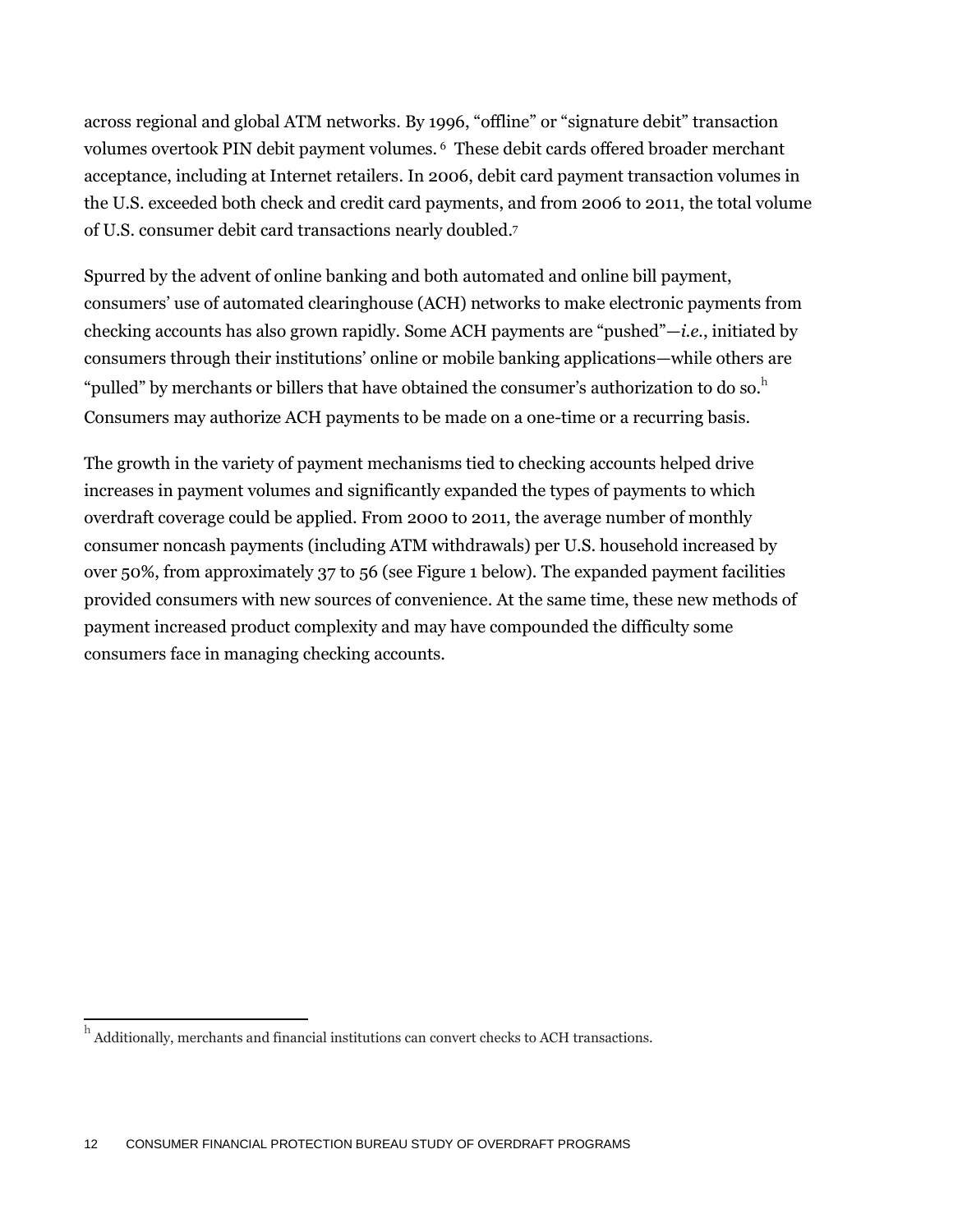across regional and global ATM networks. By 1996, "offline" or "signature debit" transaction volumes overtook PIN debit payment volumes. [6] These debit cards offered broader merchant acceptance, including at Internet retailers. In 2006, debit card payment transaction volumes in the U.S. exceeded both check and credit card payments, and from 2006 to 2011, the total volume of U.S. consumer debit card transactions nearly doubled.[7]

Spurred by the advent of online banking and both automated and online bill payment, consumers' use of automated clearinghouse (ACH) networks to make electronic payments from checking accounts has also grown rapidly. Some ACH payments are "pushed"—*i.e.*, initiated by consumers through their institutions' online or mobile banking applications—while others are "pulled" by merchants or billers that have obtained the consumer's authorization to do so.[h] Consumers may authorize ACH payments to be made on a one-time or a recurring basis.

The growth in the variety of payment mechanisms tied to checking accounts helped drive increases in payment volumes and significantly expanded the types of payments to which overdraft coverage could be applied. From 2000 to 2011, the average number of monthly consumer noncash payments (including ATM withdrawals) per U.S. household increased by over 50%, from approximately 37 to 56 (see Figure 1 below). The expanded payment facilities provided consumers with new sources of convenience. At the same time, these new methods of payment increased product complexity and may have compounded the difficulty some consumers face in managing checking accounts.

[h] Additionally, merchants and financial institutions can convert checks to ACH transactions.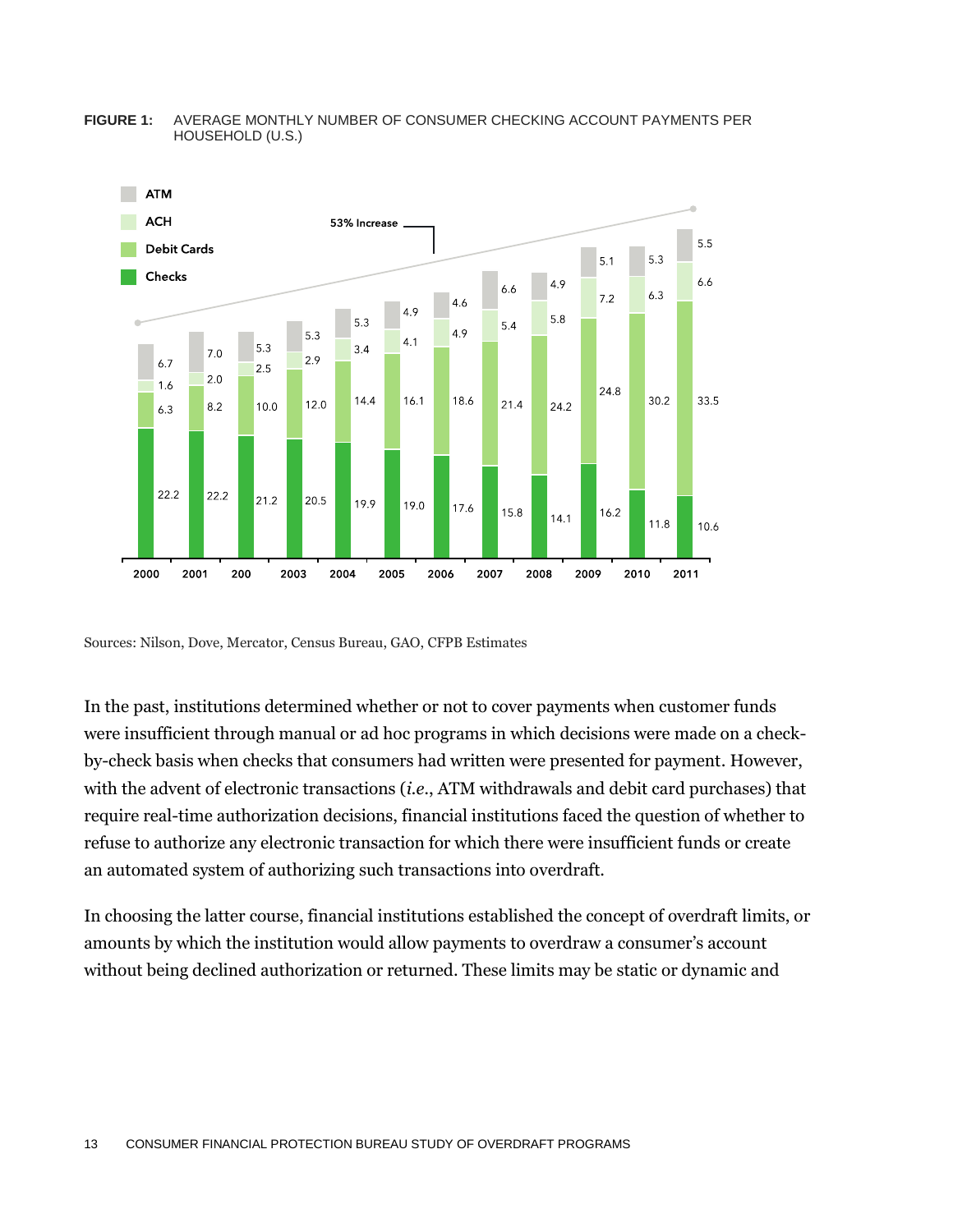**FIGURE 1:** AVERAGE MONTHLY NUMBER OF CONSUMER CHECKING ACCOUNT PAYMENTS PER HOUSEHOLD (U.S.)

| Year | Checks | Debit Cards | ACH | ATM |
|---|---|---|---|---|
| 2000 | 22.2 | 6.3 | 1.6 | 6.7 |
| 2001 | 22.2 | 8.2 | 2.0 | 7.0 |
| 200 | 21.2 | 10.0 | 2.5 | 5.3 |
| 2003 | 20.5 | 12.0 | 2.9 | 5.3 |
| 2004 | 19.9 | 14.4 | 3.4 | 5.3 |
| 2005 | 19.0 | 16.1 | 4.1 | 4.9 |
| 2006 | 17.6 | 18.6 | 4.9 | 4.6 |
| 2007 | 15.8 | 21.4 | 5.4 | 6.6 |
| 2008 | 14.1 | 24.2 | 5.8 | 4.9 |
| 2009 | 16.2 | 24.8 | 7.2 | 5.1 |
| 2010 | 11.8 | 30.2 | 6.3 | 5.3 |
| 2011 | 10.6 | 33.5 | 6.6 | 5.5 |

53% Increase

Sources: Nilson, Dove, Mercator, Census Bureau, GAO, CFPB Estimates

In the past, institutions determined whether or not to cover payments when customer funds were insufficient through manual or ad hoc programs in which decisions were made on a check-by-check basis when checks that consumers had written were presented for payment. However, with the advent of electronic transactions (*i.e.*, ATM withdrawals and debit card purchases) that require real-time authorization decisions, financial institutions faced the question of whether to refuse to authorize any electronic transaction for which there were insufficient funds or create an automated system of authorizing such transactions into overdraft.

In choosing the latter course, financial institutions established the concept of overdraft limits, or amounts by which the institution would allow payments to overdraw a consumer's account without being declined authorization or returned. These limits may be static or dynamic and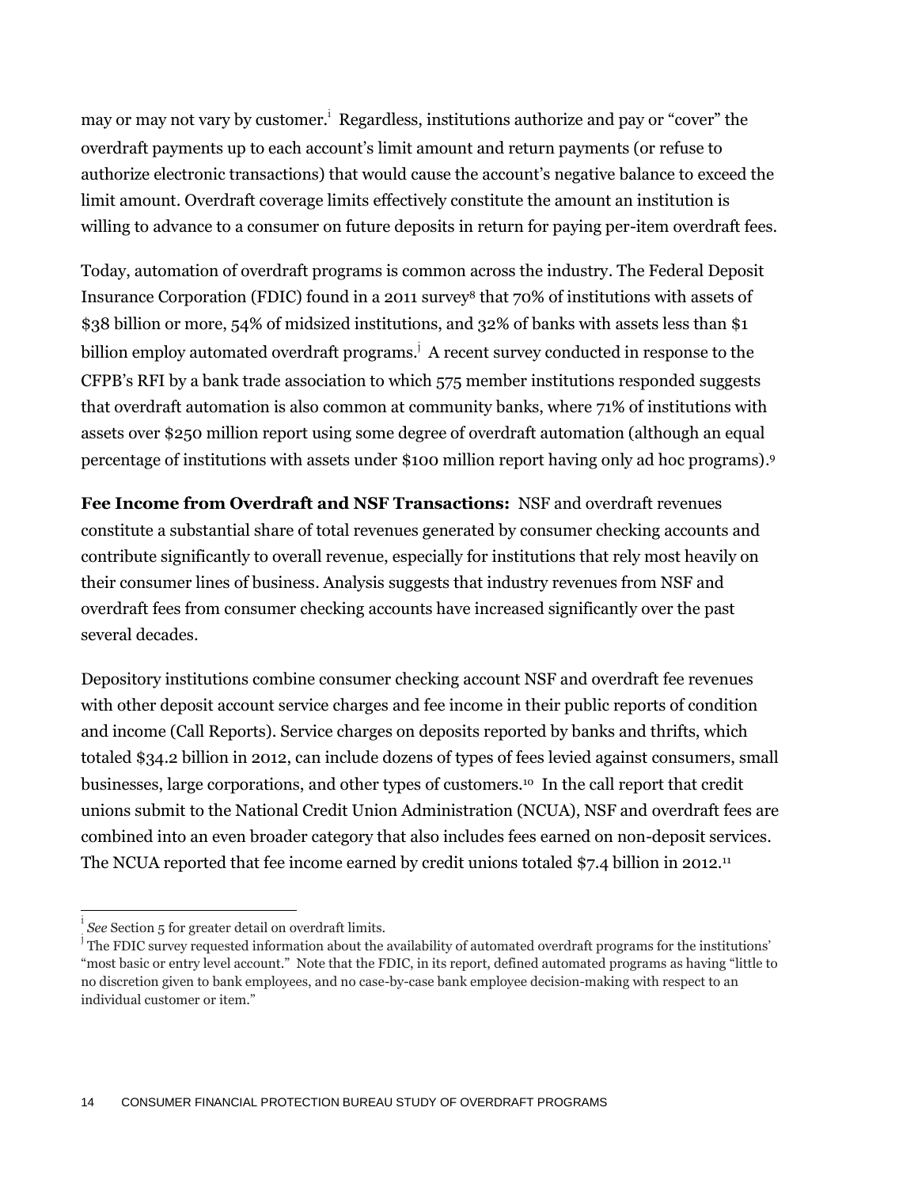may or may not vary by customer.[i] Regardless, institutions authorize and pay or "cover" the overdraft payments up to each account's limit amount and return payments (or refuse to authorize electronic transactions) that would cause the account's negative balance to exceed the limit amount. Overdraft coverage limits effectively constitute the amount an institution is willing to advance to a consumer on future deposits in return for paying per-item overdraft fees.

Today, automation of overdraft programs is common across the industry. The Federal Deposit Insurance Corporation (FDIC) found in a 2011 survey[8] that 70% of institutions with assets of \$38 billion or more, 54% of midsized institutions, and 32% of banks with assets less than \$1 billion employ automated overdraft programs.[j] A recent survey conducted in response to the CFPB's RFI by a bank trade association to which 575 member institutions responded suggests that overdraft automation is also common at community banks, where 71% of institutions with assets over \$250 million report using some degree of overdraft automation (although an equal percentage of institutions with assets under \$100 million report having only ad hoc programs).[9]

**Fee Income from Overdraft and NSF Transactions:** NSF and overdraft revenues constitute a substantial share of total revenues generated by consumer checking accounts and contribute significantly to overall revenue, especially for institutions that rely most heavily on their consumer lines of business. Analysis suggests that industry revenues from NSF and overdraft fees from consumer checking accounts have increased significantly over the past several decades.

Depository institutions combine consumer checking account NSF and overdraft fee revenues with other deposit account service charges and fee income in their public reports of condition and income (Call Reports). Service charges on deposits reported by banks and thrifts, which totaled \$34.2 billion in 2012, can include dozens of types of fees levied against consumers, small businesses, large corporations, and other types of customers.[10] In the call report that credit unions submit to the National Credit Union Administration (NCUA), NSF and overdraft fees are combined into an even broader category that also includes fees earned on non-deposit services. The NCUA reported that fee income earned by credit unions totaled \$7.4 billion in 2012.[11]

---

[i] *See* Section 5 for greater detail on overdraft limits.

[j] The FDIC survey requested information about the availability of automated overdraft programs for the institutions' "most basic or entry level account." Note that the FDIC, in its report, defined automated programs as having "little to no discretion given to bank employees, and no case-by-case bank employee decision-making with respect to an individual customer or item."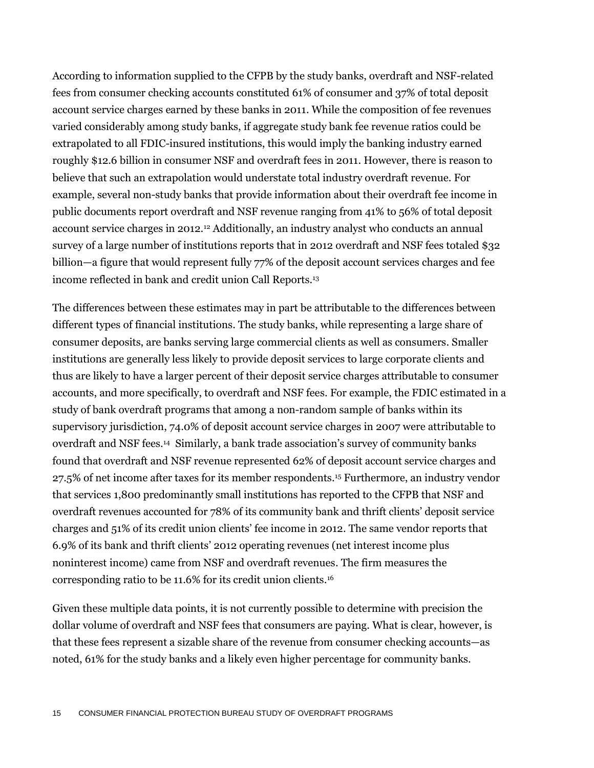According to information supplied to the CFPB by the study banks, overdraft and NSF-related fees from consumer checking accounts constituted 61% of consumer and 37% of total deposit account service charges earned by these banks in 2011. While the composition of fee revenues varied considerably among study banks, if aggregate study bank fee revenue ratios could be extrapolated to all FDIC-insured institutions, this would imply the banking industry earned roughly $12.6 billion in consumer NSF and overdraft fees in 2011. However, there is reason to believe that such an extrapolation would understate total industry overdraft revenue. For example, several non-study banks that provide information about their overdraft fee income in public documents report overdraft and NSF revenue ranging from 41% to 56% of total deposit account service charges in 2012.[12] Additionally, an industry analyst who conducts an annual survey of a large number of institutions reports that in 2012 overdraft and NSF fees totaled $32 billion—a figure that would represent fully 77% of the deposit account services charges and fee income reflected in bank and credit union Call Reports.[13]

The differences between these estimates may in part be attributable to the differences between different types of financial institutions. The study banks, while representing a large share of consumer deposits, are banks serving large commercial clients as well as consumers. Smaller institutions are generally less likely to provide deposit services to large corporate clients and thus are likely to have a larger percent of their deposit service charges attributable to consumer accounts, and more specifically, to overdraft and NSF fees. For example, the FDIC estimated in a study of bank overdraft programs that among a non-random sample of banks within its supervisory jurisdiction, 74.0% of deposit account service charges in 2007 were attributable to overdraft and NSF fees.[14] Similarly, a bank trade association's survey of community banks found that overdraft and NSF revenue represented 62% of deposit account service charges and 27.5% of net income after taxes for its member respondents.[15] Furthermore, an industry vendor that services 1,800 predominantly small institutions has reported to the CFPB that NSF and overdraft revenues accounted for 78% of its community bank and thrift clients' deposit service charges and 51% of its credit union clients' fee income in 2012. The same vendor reports that 6.9% of its bank and thrift clients' 2012 operating revenues (net interest income plus noninterest income) came from NSF and overdraft revenues. The firm measures the corresponding ratio to be 11.6% for its credit union clients.[16]

Given these multiple data points, it is not currently possible to determine with precision the dollar volume of overdraft and NSF fees that consumers are paying. What is clear, however, is that these fees represent a sizable share of the revenue from consumer checking accounts—as noted, 61% for the study banks and a likely even higher percentage for community banks.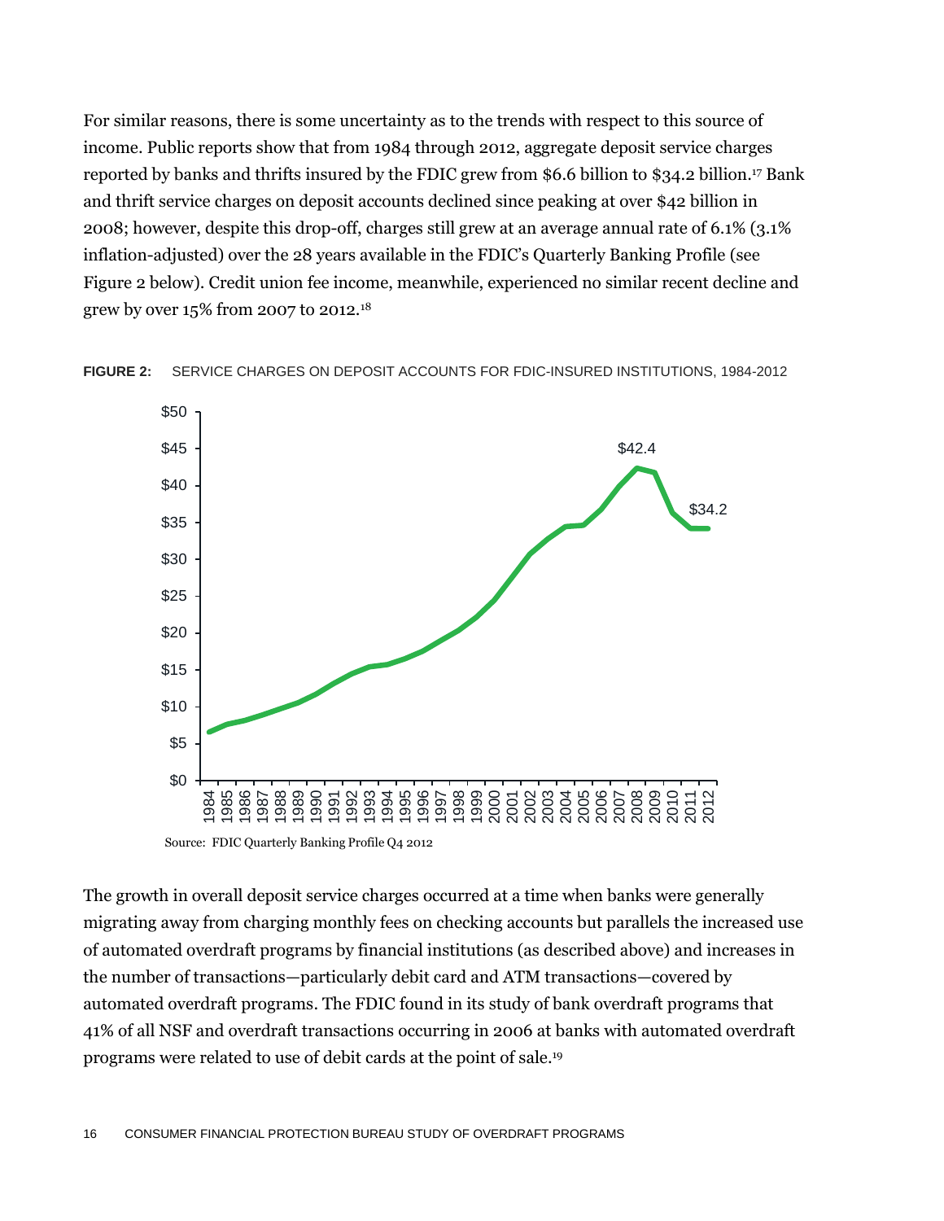For similar reasons, there is some uncertainty as to the trends with respect to this source of income. Public reports show that from 1984 through 2012, aggregate deposit service charges reported by banks and thrifts insured by the FDIC grew from $6.6 billion to $34.2 billion.[17] Bank and thrift service charges on deposit accounts declined since peaking at over $42 billion in 2008; however, despite this drop-off, charges still grew at an average annual rate of 6.1% (3.1% inflation-adjusted) over the 28 years available in the FDIC's Quarterly Banking Profile (see Figure 2 below). Credit union fee income, meanwhile, experienced no similar recent decline and grew by over 15% from 2007 to 2012.[18]

**FIGURE 2:** SERVICE CHARGES ON DEPOSIT ACCOUNTS FOR FDIC-INSURED INSTITUTIONS, 1984-2012

Source: FDIC Quarterly Banking Profile Q4 2012

The growth in overall deposit service charges occurred at a time when banks were generally migrating away from charging monthly fees on checking accounts but parallels the increased use of automated overdraft programs by financial institutions (as described above) and increases in the number of transactions—particularly debit card and ATM transactions—covered by automated overdraft programs. The FDIC found in its study of bank overdraft programs that 41% of all NSF and overdraft transactions occurring in 2006 at banks with automated overdraft programs were related to use of debit cards at the point of sale.[19]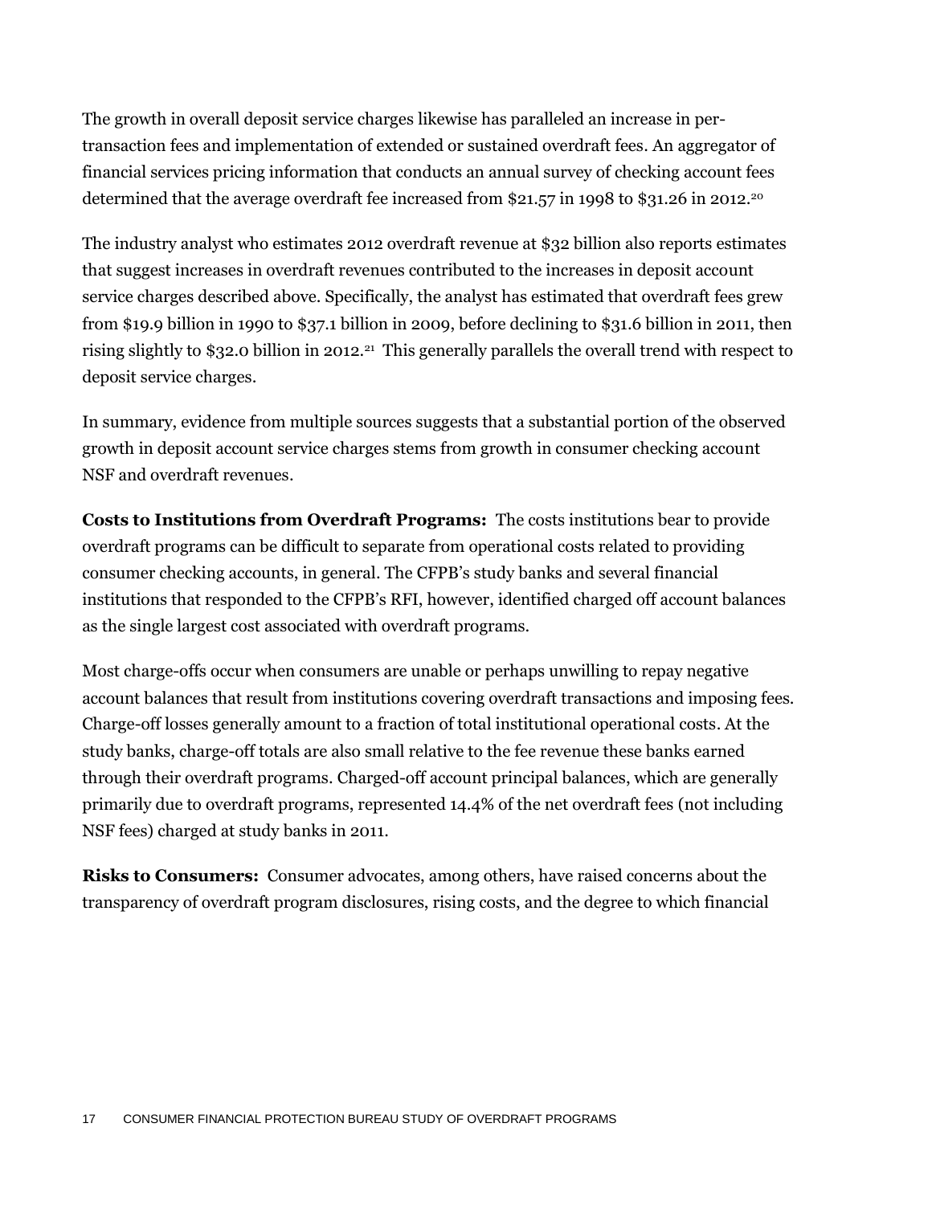The growth in overall deposit service charges likewise has paralleled an increase in per-transaction fees and implementation of extended or sustained overdraft fees. An aggregator of financial services pricing information that conducts an annual survey of checking account fees determined that the average overdraft fee increased from $21.57 in 1998 to $31.26 in 2012.[20]

The industry analyst who estimates 2012 overdraft revenue at $32 billion also reports estimates that suggest increases in overdraft revenues contributed to the increases in deposit account service charges described above. Specifically, the analyst has estimated that overdraft fees grew from $19.9 billion in 1990 to $37.1 billion in 2009, before declining to $31.6 billion in 2011, then rising slightly to $32.0 billion in 2012.[21] This generally parallels the overall trend with respect to deposit service charges.

In summary, evidence from multiple sources suggests that a substantial portion of the observed growth in deposit account service charges stems from growth in consumer checking account NSF and overdraft revenues.

**Costs to Institutions from Overdraft Programs:** The costs institutions bear to provide overdraft programs can be difficult to separate from operational costs related to providing consumer checking accounts, in general. The CFPB's study banks and several financial institutions that responded to the CFPB's RFI, however, identified charged off account balances as the single largest cost associated with overdraft programs.

Most charge-offs occur when consumers are unable or perhaps unwilling to repay negative account balances that result from institutions covering overdraft transactions and imposing fees. Charge-off losses generally amount to a fraction of total institutional operational costs. At the study banks, charge-off totals are also small relative to the fee revenue these banks earned through their overdraft programs. Charged-off account principal balances, which are generally primarily due to overdraft programs, represented 14.4% of the net overdraft fees (not including NSF fees) charged at study banks in 2011.

**Risks to Consumers:** Consumer advocates, among others, have raised concerns about the transparency of overdraft program disclosures, rising costs, and the degree to which financial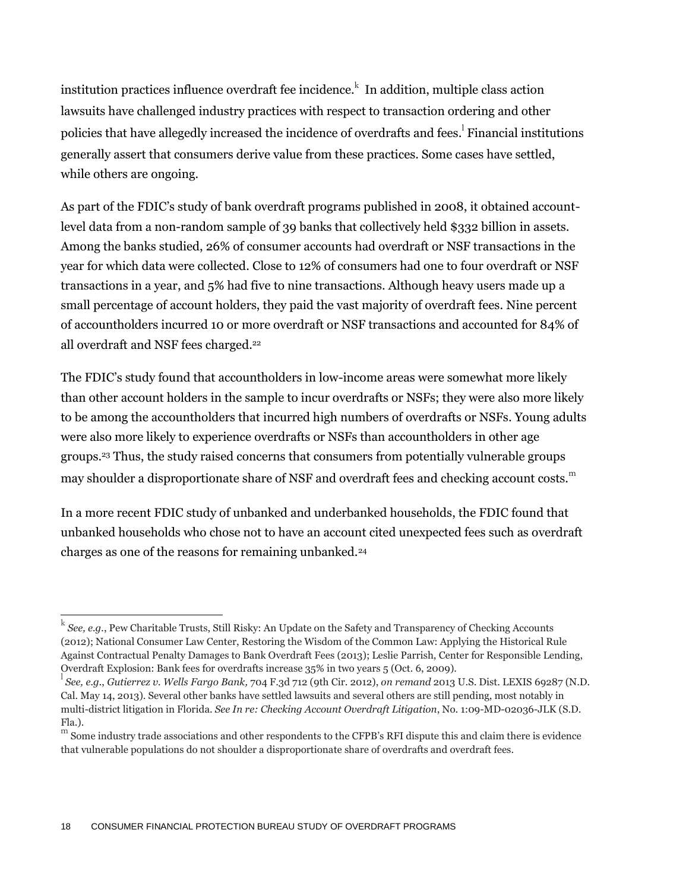institution practices influence overdraft fee incidence.[k] In addition, multiple class action lawsuits have challenged industry practices with respect to transaction ordering and other policies that have allegedly increased the incidence of overdrafts and fees.[l] Financial institutions generally assert that consumers derive value from these practices. Some cases have settled, while others are ongoing.

As part of the FDIC's study of bank overdraft programs published in 2008, it obtained account-level data from a non-random sample of 39 banks that collectively held $332 billion in assets. Among the banks studied, 26% of consumer accounts had overdraft or NSF transactions in the year for which data were collected. Close to 12% of consumers had one to four overdraft or NSF transactions in a year, and 5% had five to nine transactions. Although heavy users made up a small percentage of account holders, they paid the vast majority of overdraft fees. Nine percent of accountholders incurred 10 or more overdraft or NSF transactions and accounted for 84% of all overdraft and NSF fees charged.[22]

The FDIC's study found that accountholders in low-income areas were somewhat more likely than other account holders in the sample to incur overdrafts or NSFs; they were also more likely to be among the accountholders that incurred high numbers of overdrafts or NSFs. Young adults were also more likely to experience overdrafts or NSFs than accountholders in other age groups.[23] Thus, the study raised concerns that consumers from potentially vulnerable groups may shoulder a disproportionate share of NSF and overdraft fees and checking account costs.[m]

In a more recent FDIC study of unbanked and underbanked households, the FDIC found that unbanked households who chose not to have an account cited unexpected fees such as overdraft charges as one of the reasons for remaining unbanked.[24]

---

[k] *See, e.g.*, Pew Charitable Trusts, Still Risky: An Update on the Safety and Transparency of Checking Accounts (2012); National Consumer Law Center, Restoring the Wisdom of the Common Law: Applying the Historical Rule Against Contractual Penalty Damages to Bank Overdraft Fees (2013); Leslie Parrish, Center for Responsible Lending, Overdraft Explosion: Bank fees for overdrafts increase 35% in two years 5 (Oct. 6, 2009).

[l] *See, e.g.*, *Gutierrez v. Wells Fargo Bank,* 704 F.3d 712 (9th Cir. 2012), *on remand* 2013 U.S. Dist. LEXIS 69287 (N.D. Cal. May 14, 2013). Several other banks have settled lawsuits and several others are still pending, most notably in multi-district litigation in Florida. *See In re: Checking Account Overdraft Litigation*, No. 1:09-MD-02036-JLK (S.D. Fla.).

[m] Some industry trade associations and other respondents to the CFPB's RFI dispute this and claim there is evidence that vulnerable populations do not shoulder a disproportionate share of overdrafts and overdraft fees.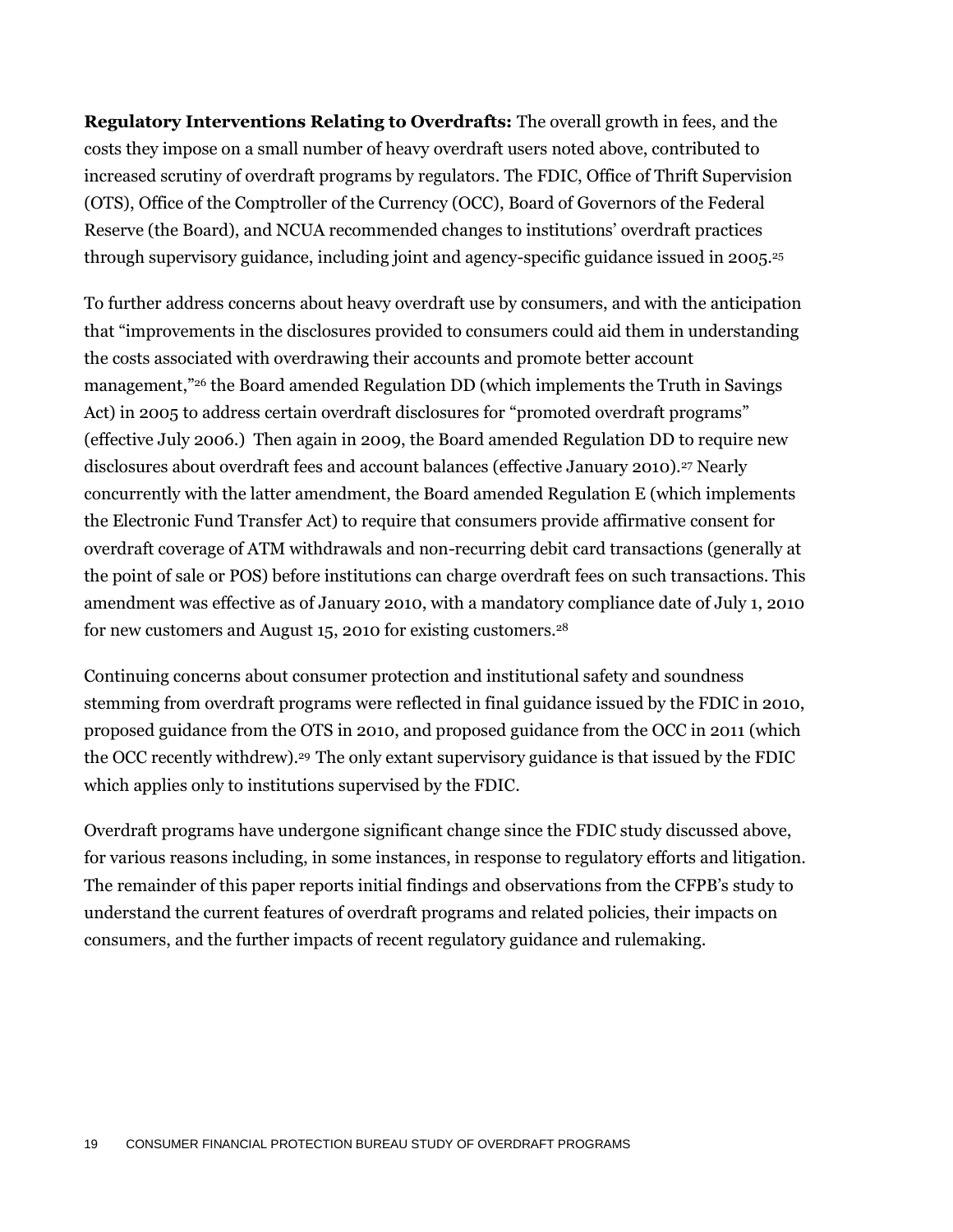**Regulatory Interventions Relating to Overdrafts:** The overall growth in fees, and the costs they impose on a small number of heavy overdraft users noted above, contributed to increased scrutiny of overdraft programs by regulators. The FDIC, Office of Thrift Supervision (OTS), Office of the Comptroller of the Currency (OCC), Board of Governors of the Federal Reserve (the Board), and NCUA recommended changes to institutions' overdraft practices through supervisory guidance, including joint and agency-specific guidance issued in 2005.[25]

To further address concerns about heavy overdraft use by consumers, and with the anticipation that "improvements in the disclosures provided to consumers could aid them in understanding the costs associated with overdrawing their accounts and promote better account management,"[26] the Board amended Regulation DD (which implements the Truth in Savings Act) in 2005 to address certain overdraft disclosures for "promoted overdraft programs" (effective July 2006.) Then again in 2009, the Board amended Regulation DD to require new disclosures about overdraft fees and account balances (effective January 2010).[27] Nearly concurrently with the latter amendment, the Board amended Regulation E (which implements the Electronic Fund Transfer Act) to require that consumers provide affirmative consent for overdraft coverage of ATM withdrawals and non-recurring debit card transactions (generally at the point of sale or POS) before institutions can charge overdraft fees on such transactions. This amendment was effective as of January 2010, with a mandatory compliance date of July 1, 2010 for new customers and August 15, 2010 for existing customers.[28]

Continuing concerns about consumer protection and institutional safety and soundness stemming from overdraft programs were reflected in final guidance issued by the FDIC in 2010, proposed guidance from the OTS in 2010, and proposed guidance from the OCC in 2011 (which the OCC recently withdrew).[29] The only extant supervisory guidance is that issued by the FDIC which applies only to institutions supervised by the FDIC.

Overdraft programs have undergone significant change since the FDIC study discussed above, for various reasons including, in some instances, in response to regulatory efforts and litigation. The remainder of this paper reports initial findings and observations from the CFPB's study to understand the current features of overdraft programs and related policies, their impacts on consumers, and the further impacts of recent regulatory guidance and rulemaking.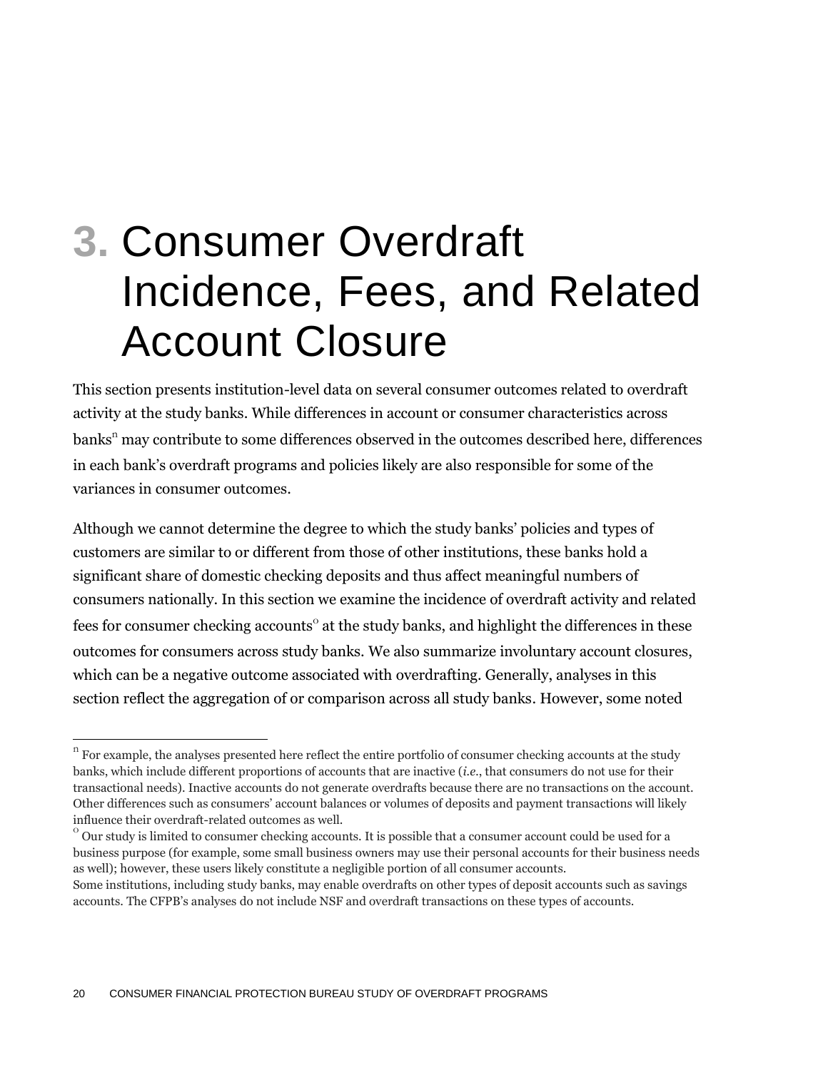# 3. Consumer Overdraft Incidence, Fees, and Related Account Closure

This section presents institution-level data on several consumer outcomes related to overdraft activity at the study banks. While differences in account or consumer characteristics across banks[n] may contribute to some differences observed in the outcomes described here, differences in each bank's overdraft programs and policies likely are also responsible for some of the variances in consumer outcomes.

Although we cannot determine the degree to which the study banks' policies and types of customers are similar to or different from those of other institutions, these banks hold a significant share of domestic checking deposits and thus affect meaningful numbers of consumers nationally. In this section we examine the incidence of overdraft activity and related fees for consumer checking accounts[o] at the study banks, and highlight the differences in these outcomes for consumers across study banks. We also summarize involuntary account closures, which can be a negative outcome associated with overdrafting. Generally, analyses in this section reflect the aggregation of or comparison across all study banks. However, some noted

---

[n] For example, the analyses presented here reflect the entire portfolio of consumer checking accounts at the study banks, which include different proportions of accounts that are inactive (*i.e.*, that consumers do not use for their transactional needs). Inactive accounts do not generate overdrafts because there are no transactions on the account. Other differences such as consumers' account balances or volumes of deposits and payment transactions will likely influence their overdraft-related outcomes as well.

[o] Our study is limited to consumer checking accounts. It is possible that a consumer account could be used for a business purpose (for example, some small business owners may use their personal accounts for their business needs as well); however, these users likely constitute a negligible portion of all consumer accounts. Some institutions, including study banks, may enable overdrafts on other types of deposit accounts such as savings accounts. The CFPB's analyses do not include NSF and overdraft transactions on these types of accounts.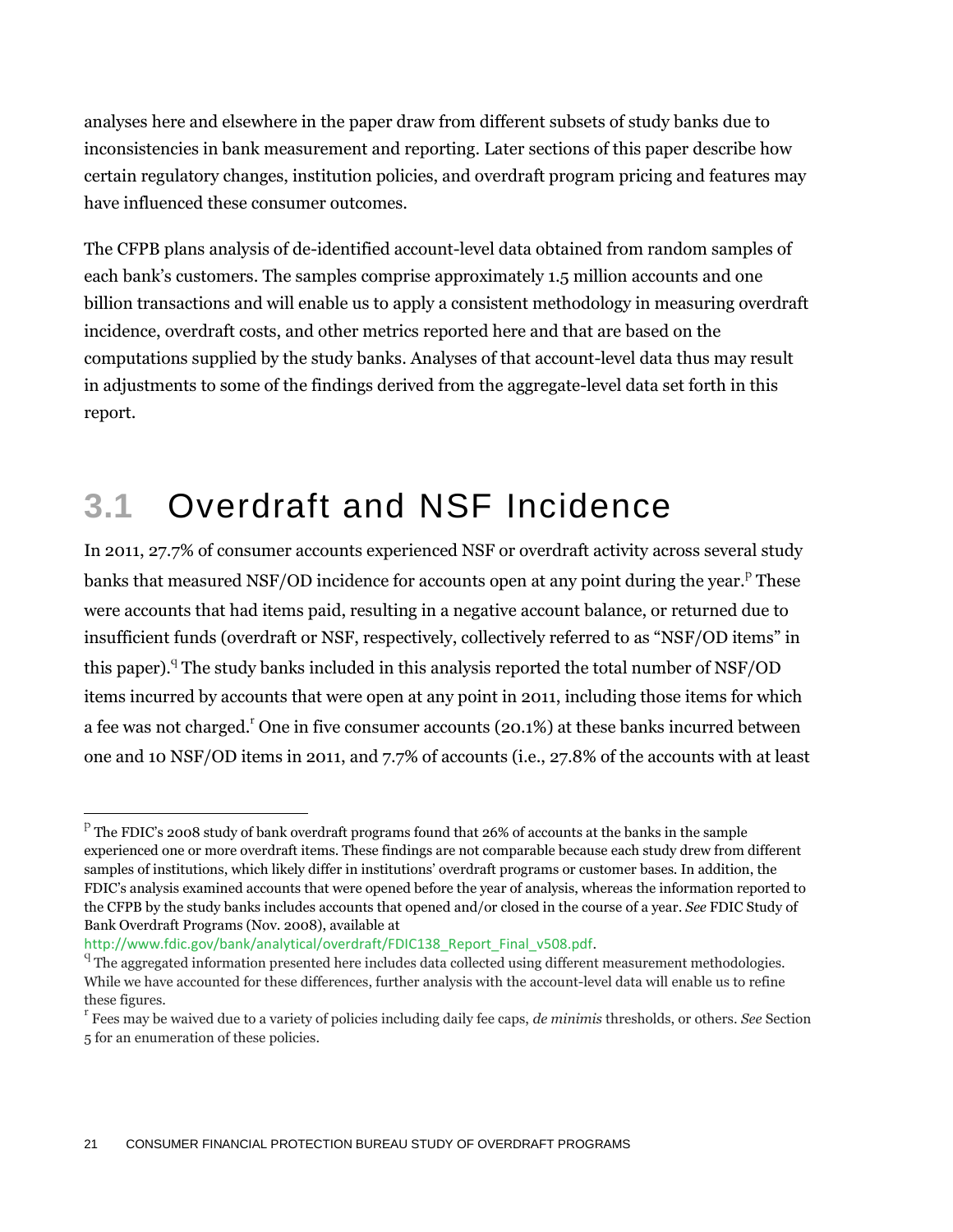analyses here and elsewhere in the paper draw from different subsets of study banks due to inconsistencies in bank measurement and reporting. Later sections of this paper describe how certain regulatory changes, institution policies, and overdraft program pricing and features may have influenced these consumer outcomes.

The CFPB plans analysis of de-identified account-level data obtained from random samples of each bank's customers. The samples comprise approximately 1.5 million accounts and one billion transactions and will enable us to apply a consistent methodology in measuring overdraft incidence, overdraft costs, and other metrics reported here and that are based on the computations supplied by the study banks. Analyses of that account-level data thus may result in adjustments to some of the findings derived from the aggregate-level data set forth in this report.

## 3.1 Overdraft and NSF Incidence

In 2011, 27.7% of consumer accounts experienced NSF or overdraft activity across several study banks that measured NSF/OD incidence for accounts open at any point during the year.[p] These were accounts that had items paid, resulting in a negative account balance, or returned due to insufficient funds (overdraft or NSF, respectively, collectively referred to as "NSF/OD items" in this paper).[q] The study banks included in this analysis reported the total number of NSF/OD items incurred by accounts that were open at any point in 2011, including those items for which a fee was not charged.[r] One in five consumer accounts (20.1%) at these banks incurred between one and 10 NSF/OD items in 2011, and 7.7% of accounts (i.e., 27.8% of the accounts with at least

---

[p] The FDIC's 2008 study of bank overdraft programs found that 26% of accounts at the banks in the sample experienced one or more overdraft items. These findings are not comparable because each study drew from different samples of institutions, which likely differ in institutions' overdraft programs or customer bases. In addition, the FDIC's analysis examined accounts that were opened before the year of analysis, whereas the information reported to the CFPB by the study banks includes accounts that opened and/or closed in the course of a year. *See* FDIC Study of Bank Overdraft Programs (Nov. 2008), available at http://www.fdic.gov/bank/analytical/overdraft/FDIC138_Report_Final_v508.pdf.

[q] The aggregated information presented here includes data collected using different measurement methodologies. While we have accounted for these differences, further analysis with the account-level data will enable us to refine these figures.

[r] Fees may be waived due to a variety of policies including daily fee caps, *de minimis* thresholds, or others. *See* Section 5 for an enumeration of these policies.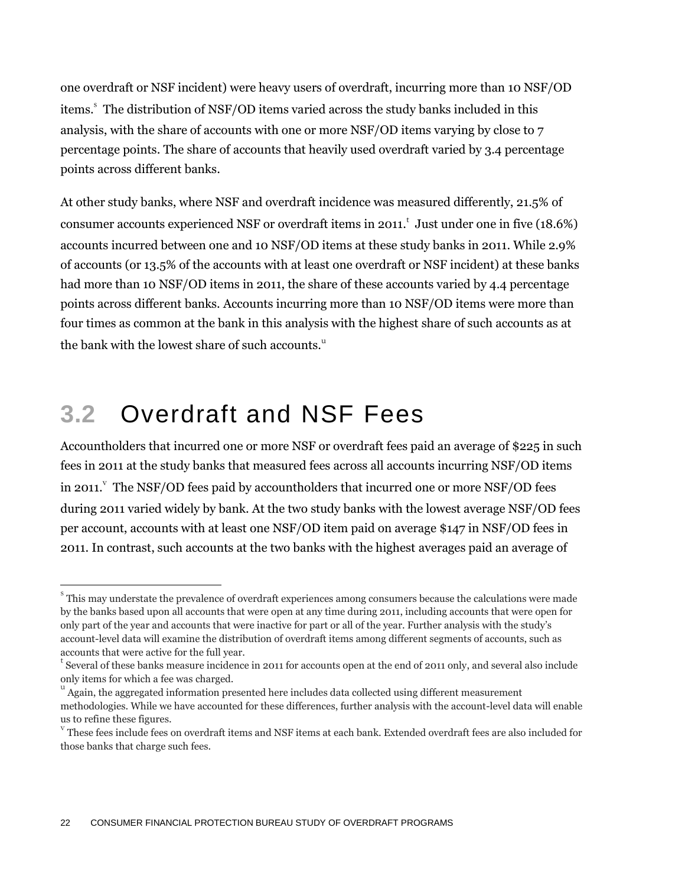one overdraft or NSF incident) were heavy users of overdraft, incurring more than 10 NSF/OD items.[s] The distribution of NSF/OD items varied across the study banks included in this analysis, with the share of accounts with one or more NSF/OD items varying by close to 7 percentage points. The share of accounts that heavily used overdraft varied by 3.4 percentage points across different banks.

At other study banks, where NSF and overdraft incidence was measured differently, 21.5% of consumer accounts experienced NSF or overdraft items in 2011.[t] Just under one in five (18.6%) accounts incurred between one and 10 NSF/OD items at these study banks in 2011. While 2.9% of accounts (or 13.5% of the accounts with at least one overdraft or NSF incident) at these banks had more than 10 NSF/OD items in 2011, the share of these accounts varied by 4.4 percentage points across different banks. Accounts incurring more than 10 NSF/OD items were more than four times as common at the bank in this analysis with the highest share of such accounts as at the bank with the lowest share of such accounts.[u]

## 3.2 Overdraft and NSF Fees

Accountholders that incurred one or more NSF or overdraft fees paid an average of $225 in such fees in 2011 at the study banks that measured fees across all accounts incurring NSF/OD items in 2011.[v] The NSF/OD fees paid by accountholders that incurred one or more NSF/OD fees during 2011 varied widely by bank. At the two study banks with the lowest average NSF/OD fees per account, accounts with at least one NSF/OD item paid on average $147 in NSF/OD fees in 2011. In contrast, such accounts at the two banks with the highest averages paid an average of

---

[s] This may understate the prevalence of overdraft experiences among consumers because the calculations were made by the banks based upon all accounts that were open at any time during 2011, including accounts that were open for only part of the year and accounts that were inactive for part or all of the year. Further analysis with the study's account-level data will examine the distribution of overdraft items among different segments of accounts, such as accounts that were active for the full year.

[t] Several of these banks measure incidence in 2011 for accounts open at the end of 2011 only, and several also include only items for which a fee was charged.

[u] Again, the aggregated information presented here includes data collected using different measurement methodologies. While we have accounted for these differences, further analysis with the account-level data will enable us to refine these figures.

[v] These fees include fees on overdraft items and NSF items at each bank. Extended overdraft fees are also included for those banks that charge such fees.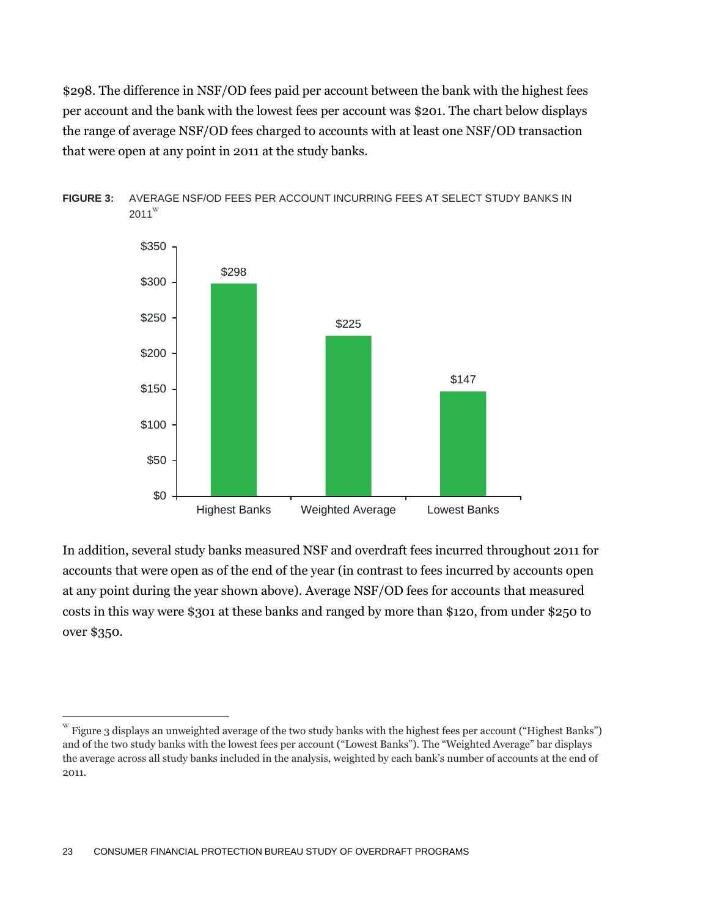$298. The difference in NSF/OD fees paid per account between the bank with the highest fees per account and the bank with the lowest fees per account was $201. The chart below displays the range of average NSF/OD fees charged to accounts with at least one NSF/OD transaction that were open at any point in 2011 at the study banks.

**FIGURE 3:** AVERAGE NSF/OD FEES PER ACCOUNT INCURRING FEES AT SELECT STUDY BANKS IN 2011[W]

| | Highest Banks | Weighted Average | Lowest Banks |
|---|---|---|---|
| Average NSF/OD fees per account | $298 | $225 | $147 |

In addition, several study banks measured NSF and overdraft fees incurred throughout 2011 for accounts that were open as of the end of the year (in contrast to fees incurred by accounts open at any point during the year shown above). Average NSF/OD fees for accounts that measured costs in this way were $301 at these banks and ranged by more than $120, from under $250 to over $350.

---

[W] Figure 3 displays an unweighted average of the two study banks with the highest fees per account ("Highest Banks") and of the two study banks with the lowest fees per account ("Lowest Banks"). The "Weighted Average" bar displays the average across all study banks included in the analysis, weighted by each bank's number of accounts at the end of 2011.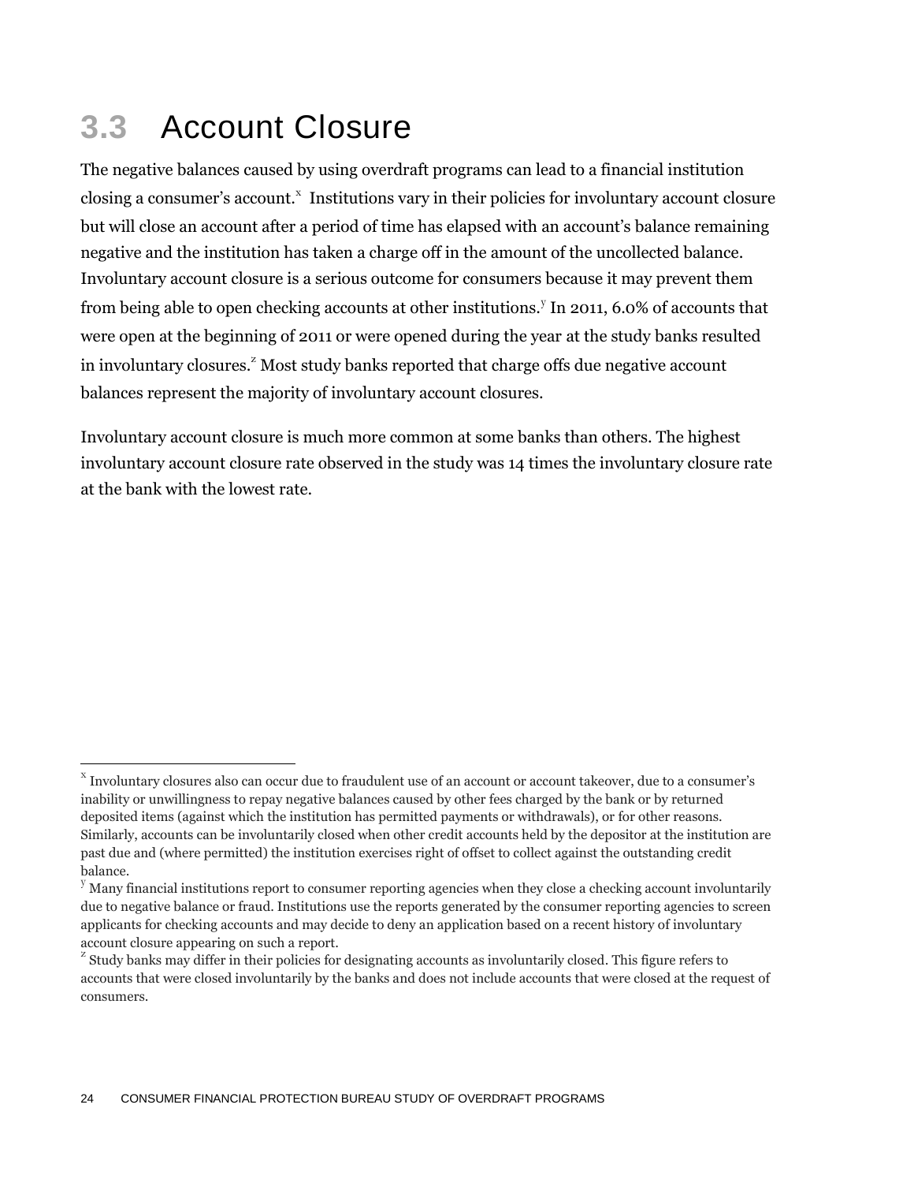## 3.3 Account Closure

The negative balances caused by using overdraft programs can lead to a financial institution closing a consumer's account.[x] Institutions vary in their policies for involuntary account closure but will close an account after a period of time has elapsed with an account's balance remaining negative and the institution has taken a charge off in the amount of the uncollected balance. Involuntary account closure is a serious outcome for consumers because it may prevent them from being able to open checking accounts at other institutions.[y] In 2011, 6.0% of accounts that were open at the beginning of 2011 or were opened during the year at the study banks resulted in involuntary closures.[z] Most study banks reported that charge offs due negative account balances represent the majority of involuntary account closures.

Involuntary account closure is much more common at some banks than others. The highest involuntary account closure rate observed in the study was 14 times the involuntary closure rate at the bank with the lowest rate.

---

[x] Involuntary closures also can occur due to fraudulent use of an account or account takeover, due to a consumer's inability or unwillingness to repay negative balances caused by other fees charged by the bank or by returned deposited items (against which the institution has permitted payments or withdrawals), or for other reasons. Similarly, accounts can be involuntarily closed when other credit accounts held by the depositor at the institution are past due and (where permitted) the institution exercises right of offset to collect against the outstanding credit balance.

[y] Many financial institutions report to consumer reporting agencies when they close a checking account involuntarily due to negative balance or fraud. Institutions use the reports generated by the consumer reporting agencies to screen applicants for checking accounts and may decide to deny an application based on a recent history of involuntary account closure appearing on such a report.

[z] Study banks may differ in their policies for designating accounts as involuntarily closed. This figure refers to accounts that were closed involuntarily by the banks and does not include accounts that were closed at the request of consumers.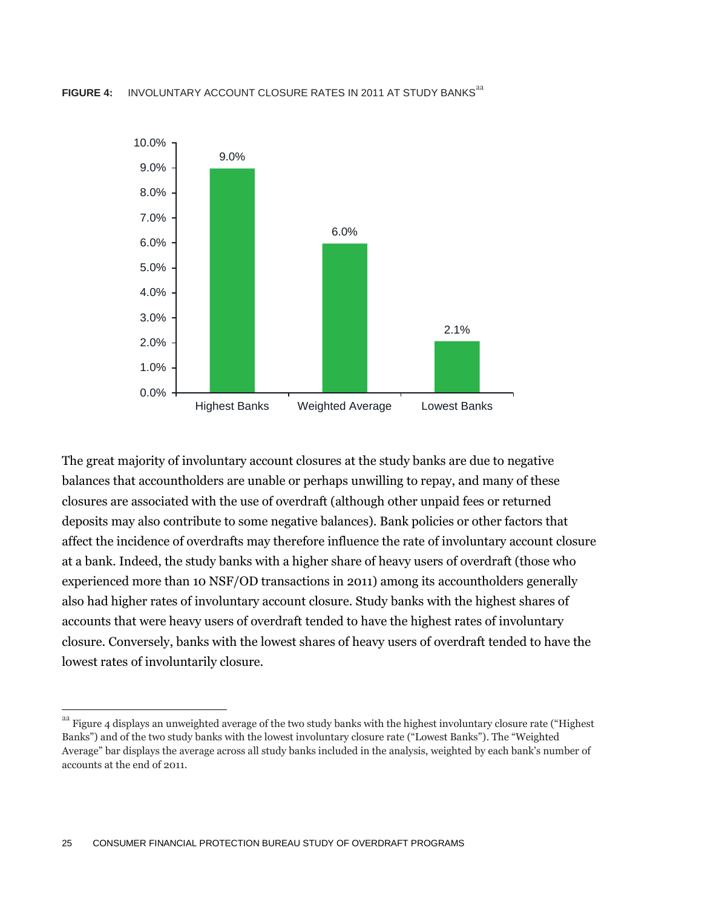**FIGURE 4:** INVOLUNTARY ACCOUNT CLOSURE RATES IN 2011 AT STUDY BANKS[aa]

| | Highest Banks | Weighted Average | Lowest Banks |
|---|---|---|---|
| Involuntary closure rate | 9.0% | 6.0% | 2.1% |

The great majority of involuntary account closures at the study banks are due to negative balances that accountholders are unable or perhaps unwilling to repay, and many of these closures are associated with the use of overdraft (although other unpaid fees or returned deposits may also contribute to some negative balances). Bank policies or other factors that affect the incidence of overdrafts may therefore influence the rate of involuntary account closure at a bank. Indeed, the study banks with a higher share of heavy users of overdraft (those who experienced more than 10 NSF/OD transactions in 2011) among its accountholders generally also had higher rates of involuntary account closure. Study banks with the highest shares of accounts that were heavy users of overdraft tended to have the highest rates of involuntary closure. Conversely, banks with the lowest shares of heavy users of overdraft tended to have the lowest rates of involuntarily closure.

[aa] Figure 4 displays an unweighted average of the two study banks with the highest involuntary closure rate ("Highest Banks") and of the two study banks with the lowest involuntary closure rate ("Lowest Banks"). The "Weighted Average" bar displays the average across all study banks included in the analysis, weighted by each bank's number of accounts at the end of 2011.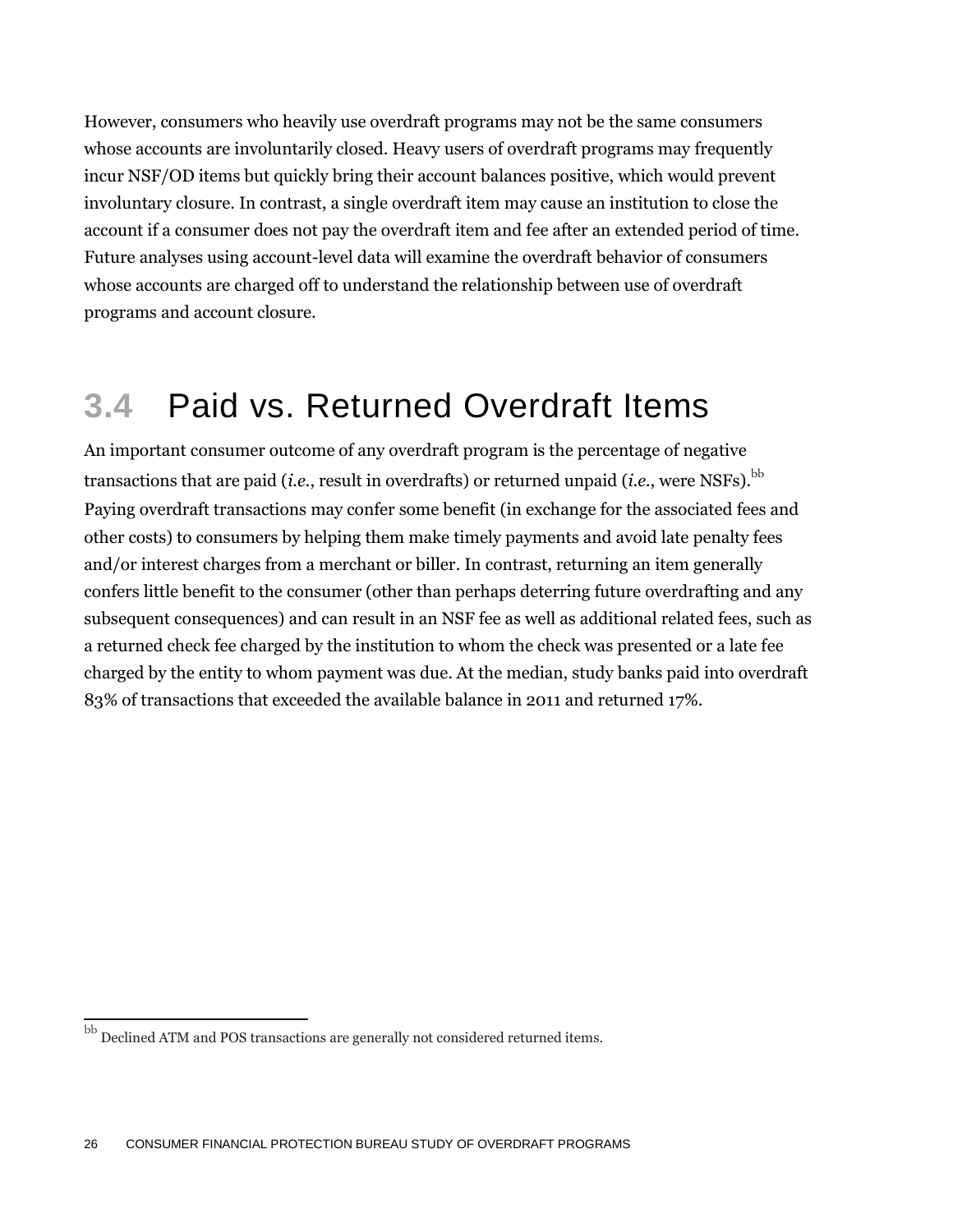However, consumers who heavily use overdraft programs may not be the same consumers whose accounts are involuntarily closed. Heavy users of overdraft programs may frequently incur NSF/OD items but quickly bring their account balances positive, which would prevent involuntary closure. In contrast, a single overdraft item may cause an institution to close the account if a consumer does not pay the overdraft item and fee after an extended period of time. Future analyses using account-level data will examine the overdraft behavior of consumers whose accounts are charged off to understand the relationship between use of overdraft programs and account closure.

## 3.4 Paid vs. Returned Overdraft Items

An important consumer outcome of any overdraft program is the percentage of negative transactions that are paid (*i.e.*, result in overdrafts) or returned unpaid (*i.e.*, were NSFs).[bb] Paying overdraft transactions may confer some benefit (in exchange for the associated fees and other costs) to consumers by helping them make timely payments and avoid late penalty fees and/or interest charges from a merchant or biller. In contrast, returning an item generally confers little benefit to the consumer (other than perhaps deterring future overdrafting and any subsequent consequences) and can result in an NSF fee as well as additional related fees, such as a returned check fee charged by the institution to whom the check was presented or a late fee charged by the entity to whom payment was due. At the median, study banks paid into overdraft 83% of transactions that exceeded the available balance in 2011 and returned 17%.

[bb] Declined ATM and POS transactions are generally not considered returned items.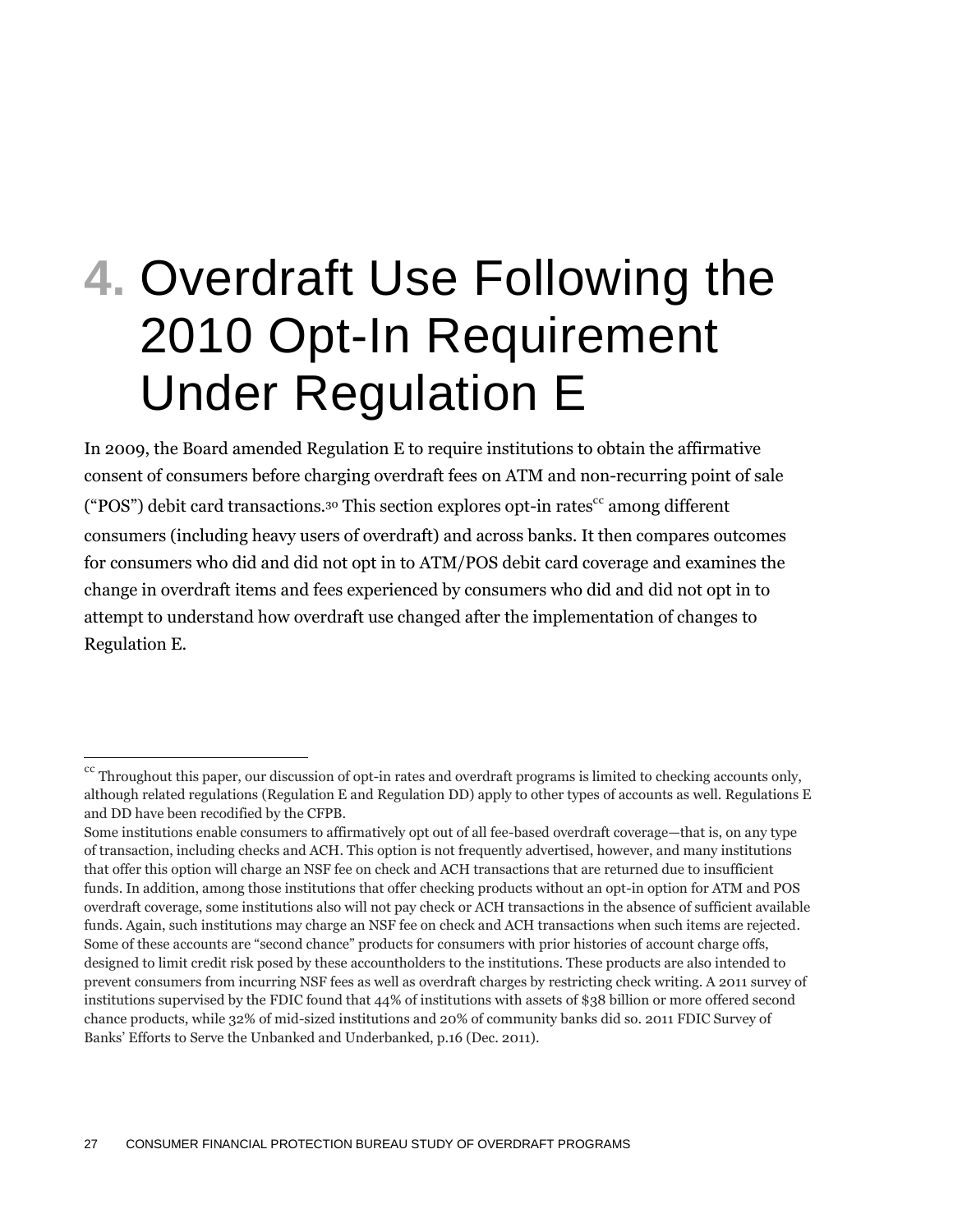# 4. Overdraft Use Following the 2010 Opt-In Requirement Under Regulation E

In 2009, the Board amended Regulation E to require institutions to obtain the affirmative consent of consumers before charging overdraft fees on ATM and non-recurring point of sale ("POS") debit card transactions.[30] This section explores opt-in rates[cc] among different consumers (including heavy users of overdraft) and across banks. It then compares outcomes for consumers who did and did not opt in to ATM/POS debit card coverage and examines the change in overdraft items and fees experienced by consumers who did and did not opt in to attempt to understand how overdraft use changed after the implementation of changes to Regulation E.

---

[cc] Throughout this paper, our discussion of opt-in rates and overdraft programs is limited to checking accounts only, although related regulations (Regulation E and Regulation DD) apply to other types of accounts as well. Regulations E and DD have been recodified by the CFPB.

Some institutions enable consumers to affirmatively opt out of all fee-based overdraft coverage—that is, on any type of transaction, including checks and ACH. This option is not frequently advertised, however, and many institutions that offer this option will charge an NSF fee on check and ACH transactions that are returned due to insufficient funds. In addition, among those institutions that offer checking products without an opt-in option for ATM and POS overdraft coverage, some institutions also will not pay check or ACH transactions in the absence of sufficient available funds. Again, such institutions may charge an NSF fee on check and ACH transactions when such items are rejected. Some of these accounts are "second chance" products for consumers with prior histories of account charge offs, designed to limit credit risk posed by these accountholders to the institutions. These products are also intended to prevent consumers from incurring NSF fees as well as overdraft charges by restricting check writing. A 2011 survey of institutions supervised by the FDIC found that 44% of institutions with assets of $38 billion or more offered second chance products, while 32% of mid-sized institutions and 20% of community banks did so. 2011 FDIC Survey of Banks' Efforts to Serve the Unbanked and Underbanked, p.16 (Dec. 2011).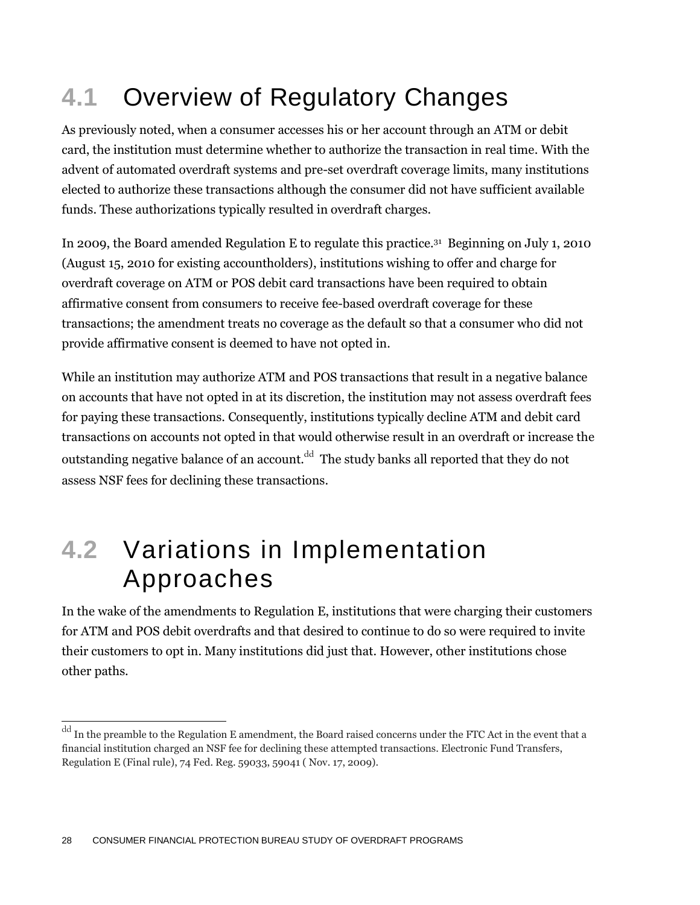## 4.1 Overview of Regulatory Changes

As previously noted, when a consumer accesses his or her account through an ATM or debit card, the institution must determine whether to authorize the transaction in real time. With the advent of automated overdraft systems and pre-set overdraft coverage limits, many institutions elected to authorize these transactions although the consumer did not have sufficient available funds. These authorizations typically resulted in overdraft charges.

In 2009, the Board amended Regulation E to regulate this practice.[31] Beginning on July 1, 2010 (August 15, 2010 for existing accountholders), institutions wishing to offer and charge for overdraft coverage on ATM or POS debit card transactions have been required to obtain affirmative consent from consumers to receive fee-based overdraft coverage for these transactions; the amendment treats no coverage as the default so that a consumer who did not provide affirmative consent is deemed to have not opted in.

While an institution may authorize ATM and POS transactions that result in a negative balance on accounts that have not opted in at its discretion, the institution may not assess overdraft fees for paying these transactions. Consequently, institutions typically decline ATM and debit card transactions on accounts not opted in that would otherwise result in an overdraft or increase the outstanding negative balance of an account.[dd] The study banks all reported that they do not assess NSF fees for declining these transactions.

## 4.2 Variations in Implementation Approaches

In the wake of the amendments to Regulation E, institutions that were charging their customers for ATM and POS debit overdrafts and that desired to continue to do so were required to invite their customers to opt in. Many institutions did just that. However, other institutions chose other paths.

---

[dd] In the preamble to the Regulation E amendment, the Board raised concerns under the FTC Act in the event that a financial institution charged an NSF fee for declining these attempted transactions. Electronic Fund Transfers, Regulation E (Final rule), 74 Fed. Reg. 59033, 59041 ( Nov. 17, 2009).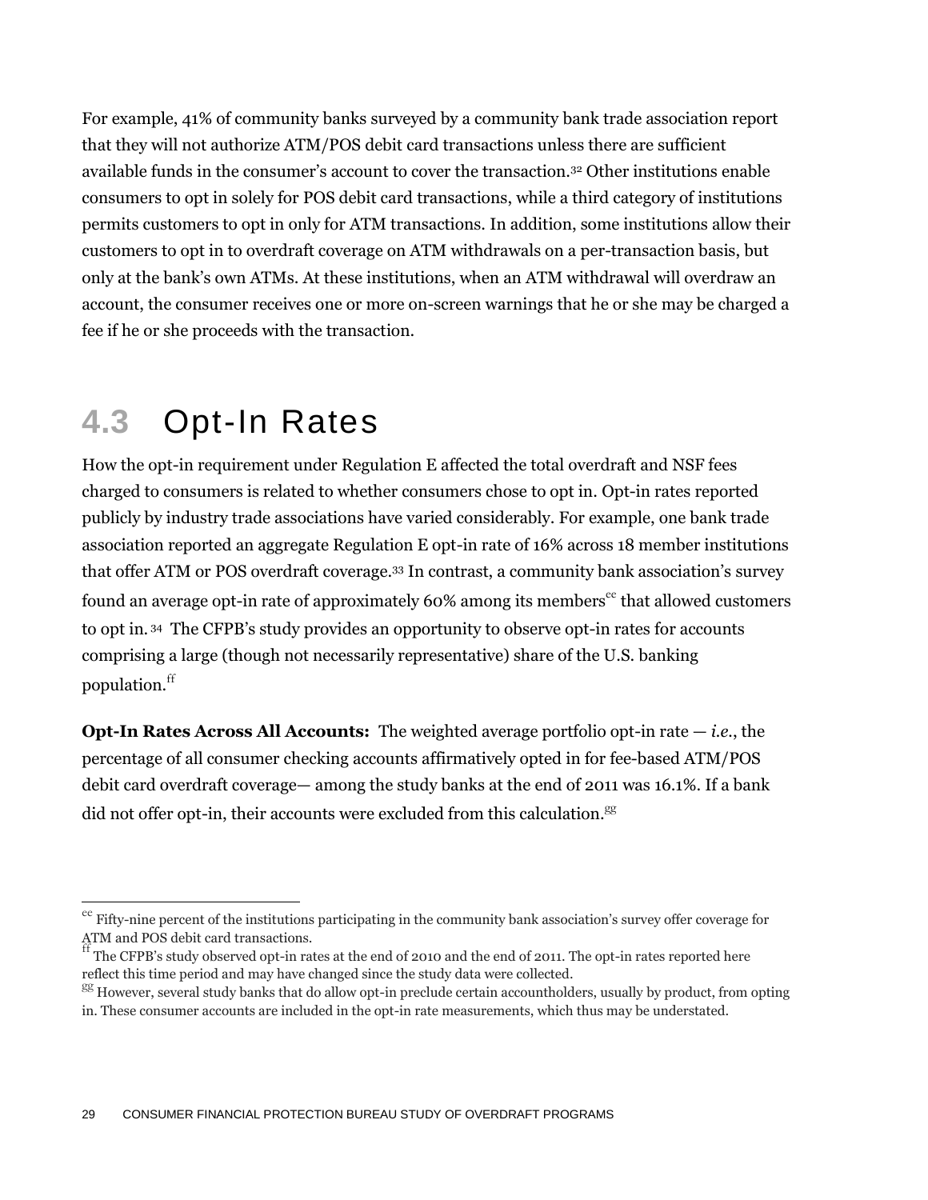For example, 41% of community banks surveyed by a community bank trade association report that they will not authorize ATM/POS debit card transactions unless there are sufficient available funds in the consumer's account to cover the transaction.[32] Other institutions enable consumers to opt in solely for POS debit card transactions, while a third category of institutions permits customers to opt in only for ATM transactions. In addition, some institutions allow their customers to opt in to overdraft coverage on ATM withdrawals on a per-transaction basis, but only at the bank's own ATMs. At these institutions, when an ATM withdrawal will overdraw an account, the consumer receives one or more on-screen warnings that he or she may be charged a fee if he or she proceeds with the transaction.

## 4.3 Opt-In Rates

How the opt-in requirement under Regulation E affected the total overdraft and NSF fees charged to consumers is related to whether consumers chose to opt in. Opt-in rates reported publicly by industry trade associations have varied considerably. For example, one bank trade association reported an aggregate Regulation E opt-in rate of 16% across 18 member institutions that offer ATM or POS overdraft coverage.[33] In contrast, a community bank association's survey found an average opt-in rate of approximately 60% among its members[ee] that allowed customers to opt in.[34] The CFPB's study provides an opportunity to observe opt-in rates for accounts comprising a large (though not necessarily representative) share of the U.S. banking population.[ff]

**Opt-In Rates Across All Accounts:** The weighted average portfolio opt-in rate — *i.e.*, the percentage of all consumer checking accounts affirmatively opted in for fee-based ATM/POS debit card overdraft coverage— among the study banks at the end of 2011 was 16.1%. If a bank did not offer opt-in, their accounts were excluded from this calculation.[gg]

---

[ee] Fifty-nine percent of the institutions participating in the community bank association's survey offer coverage for ATM and POS debit card transactions.

[ff] The CFPB's study observed opt-in rates at the end of 2010 and the end of 2011. The opt-in rates reported here reflect this time period and may have changed since the study data were collected.

[gg] However, several study banks that do allow opt-in preclude certain accountholders, usually by product, from opting in. These consumer accounts are included in the opt-in rate measurements, which thus may be understated.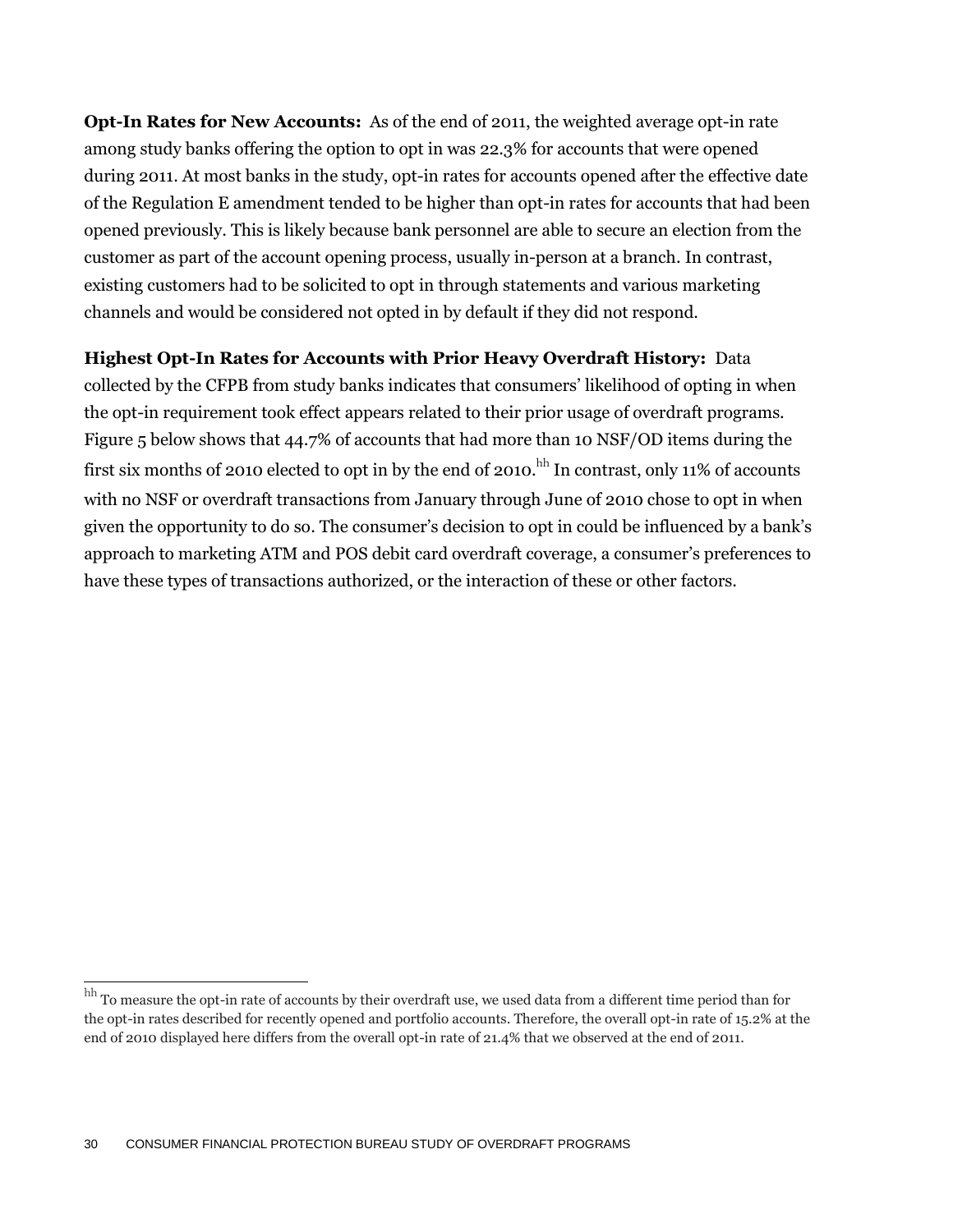**Opt-In Rates for New Accounts:** As of the end of 2011, the weighted average opt-in rate among study banks offering the option to opt in was 22.3% for accounts that were opened during 2011. At most banks in the study, opt-in rates for accounts opened after the effective date of the Regulation E amendment tended to be higher than opt-in rates for accounts that had been opened previously. This is likely because bank personnel are able to secure an election from the customer as part of the account opening process, usually in-person at a branch. In contrast, existing customers had to be solicited to opt in through statements and various marketing channels and would be considered not opted in by default if they did not respond.

**Highest Opt-In Rates for Accounts with Prior Heavy Overdraft History:** Data collected by the CFPB from study banks indicates that consumers' likelihood of opting in when the opt-in requirement took effect appears related to their prior usage of overdraft programs. Figure 5 below shows that 44.7% of accounts that had more than 10 NSF/OD items during the first six months of 2010 elected to opt in by the end of 2010.[hh] In contrast, only 11% of accounts with no NSF or overdraft transactions from January through June of 2010 chose to opt in when given the opportunity to do so. The consumer's decision to opt in could be influenced by a bank's approach to marketing ATM and POS debit card overdraft coverage, a consumer's preferences to have these types of transactions authorized, or the interaction of these or other factors.

---

[hh] To measure the opt-in rate of accounts by their overdraft use, we used data from a different time period than for the opt-in rates described for recently opened and portfolio accounts. Therefore, the overall opt-in rate of 15.2% at the end of 2010 displayed here differs from the overall opt-in rate of 21.4% that we observed at the end of 2011.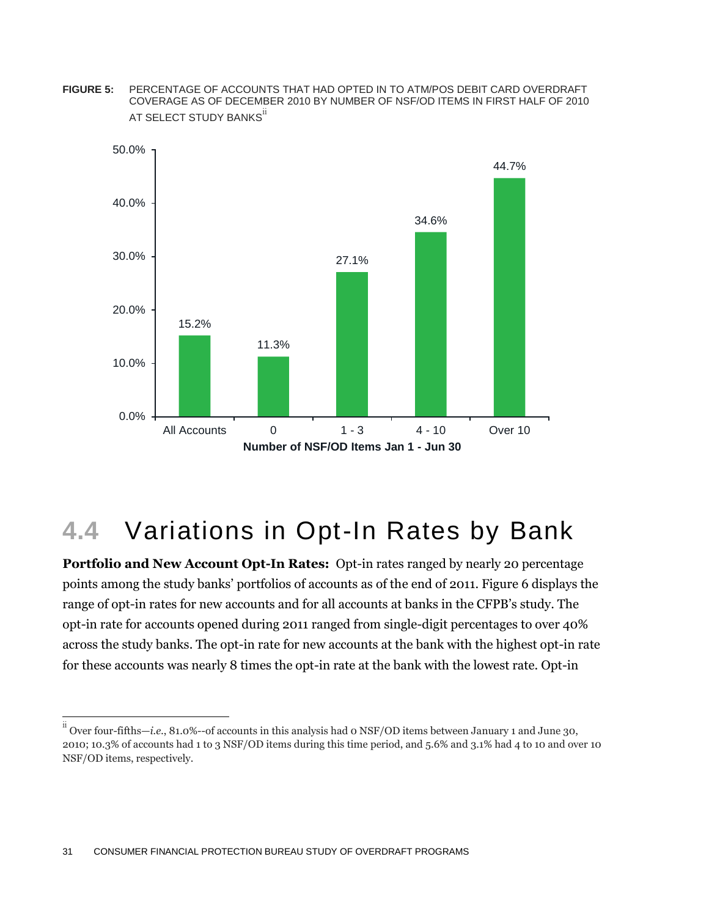**FIGURE 5:** PERCENTAGE OF ACCOUNTS THAT HAD OPTED IN TO ATM/POS DEBIT CARD OVERDRAFT COVERAGE AS OF DECEMBER 2010 BY NUMBER OF NSF/OD ITEMS IN FIRST HALF OF 2010 AT SELECT STUDY BANKS[ii]

| Number of NSF/OD Items Jan 1 - Jun 30 | Opt-in rate |
|---|---|
| All Accounts | 15.2% |
| 0 | 11.3% |
| 1 - 3 | 27.1% |
| 4 - 10 | 34.6% |
| Over 10 | 44.7% |

## 4.4 Variations in Opt-In Rates by Bank

**Portfolio and New Account Opt-In Rates:** Opt-in rates ranged by nearly 20 percentage points among the study banks' portfolios of accounts as of the end of 2011. Figure 6 displays the range of opt-in rates for new accounts and for all accounts at banks in the CFPB's study. The opt-in rate for accounts opened during 2011 ranged from single-digit percentages to over 40% across the study banks. The opt-in rate for new accounts at the bank with the highest opt-in rate for these accounts was nearly 8 times the opt-in rate at the bank with the lowest rate. Opt-in

---

[ii] Over four-fifths—*i.e.*, 81.0%--of accounts in this analysis had 0 NSF/OD items between January 1 and June 30, 2010; 10.3% of accounts had 1 to 3 NSF/OD items during this time period, and 5.6% and 3.1% had 4 to 10 and over 10 NSF/OD items, respectively.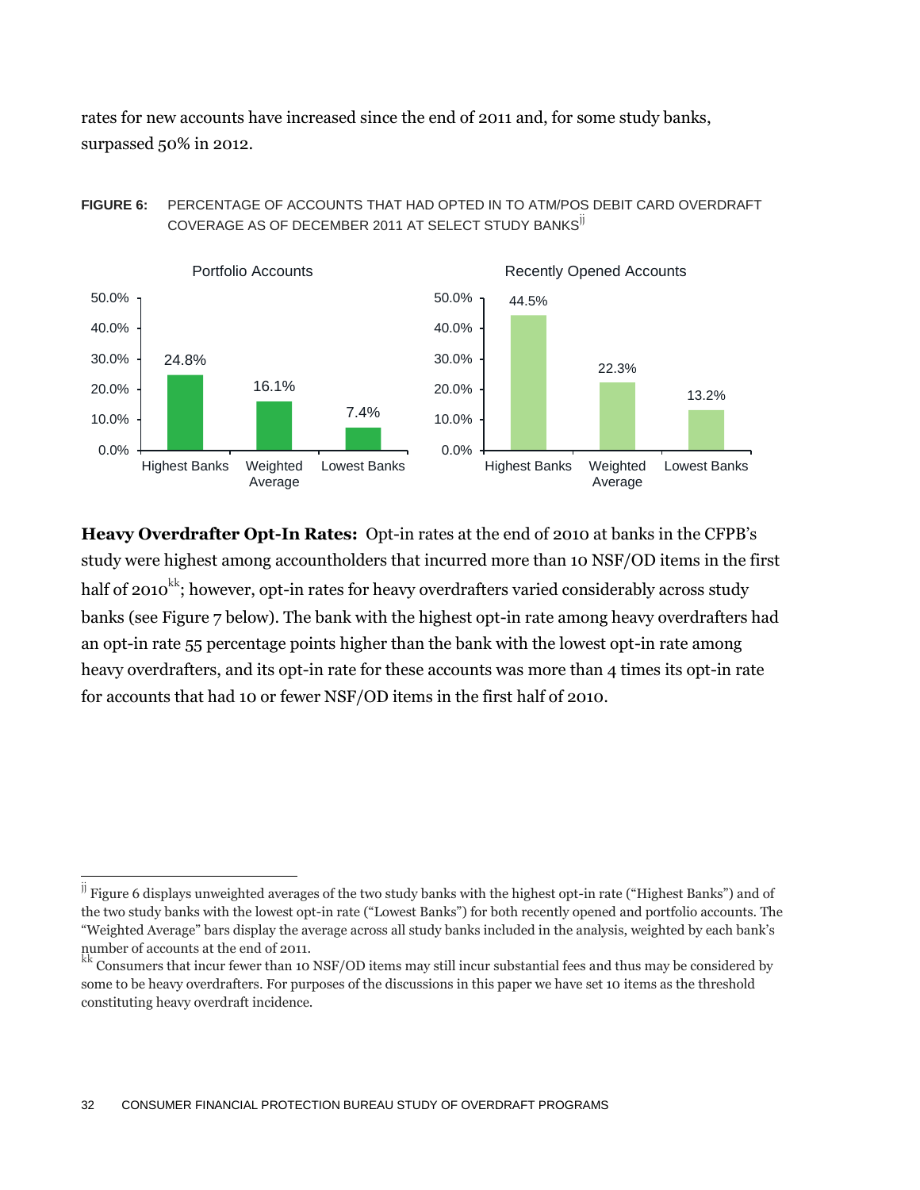rates for new accounts have increased since the end of 2011 and, for some study banks, surpassed 50% in 2012.

**FIGURE 6:** PERCENTAGE OF ACCOUNTS THAT HAD OPTED IN TO ATM/POS DEBIT CARD OVERDRAFT COVERAGE AS OF DECEMBER 2011 AT SELECT STUDY BANKS[jj]

**Portfolio Accounts**

| Highest Banks | Weighted Average | Lowest Banks |
|---|---|---|
| 24.8% | 16.1% | 7.4% |

**Recently Opened Accounts**

| Highest Banks | Weighted Average | Lowest Banks |
|---|---|---|
| 44.5% | 22.3% | 13.2% |

**Heavy Overdrafter Opt-In Rates:** Opt-in rates at the end of 2010 at banks in the CFPB's study were highest among accountholders that incurred more than 10 NSF/OD items in the first half of 2010[kk]; however, opt-in rates for heavy overdrafters varied considerably across study banks (see Figure 7 below). The bank with the highest opt-in rate among heavy overdrafters had an opt-in rate 55 percentage points higher than the bank with the lowest opt-in rate among heavy overdrafters, and its opt-in rate for these accounts was more than 4 times its opt-in rate for accounts that had 10 or fewer NSF/OD items in the first half of 2010.

---

[jj] Figure 6 displays unweighted averages of the two study banks with the highest opt-in rate ("Highest Banks") and of the two study banks with the lowest opt-in rate ("Lowest Banks") for both recently opened and portfolio accounts. The "Weighted Average" bars display the average across all study banks included in the analysis, weighted by each bank's number of accounts at the end of 2011.

[kk] Consumers that incur fewer than 10 NSF/OD items may still incur substantial fees and thus may be considered by some to be heavy overdrafters. For purposes of the discussions in this paper we have set 10 items as the threshold constituting heavy overdraft incidence.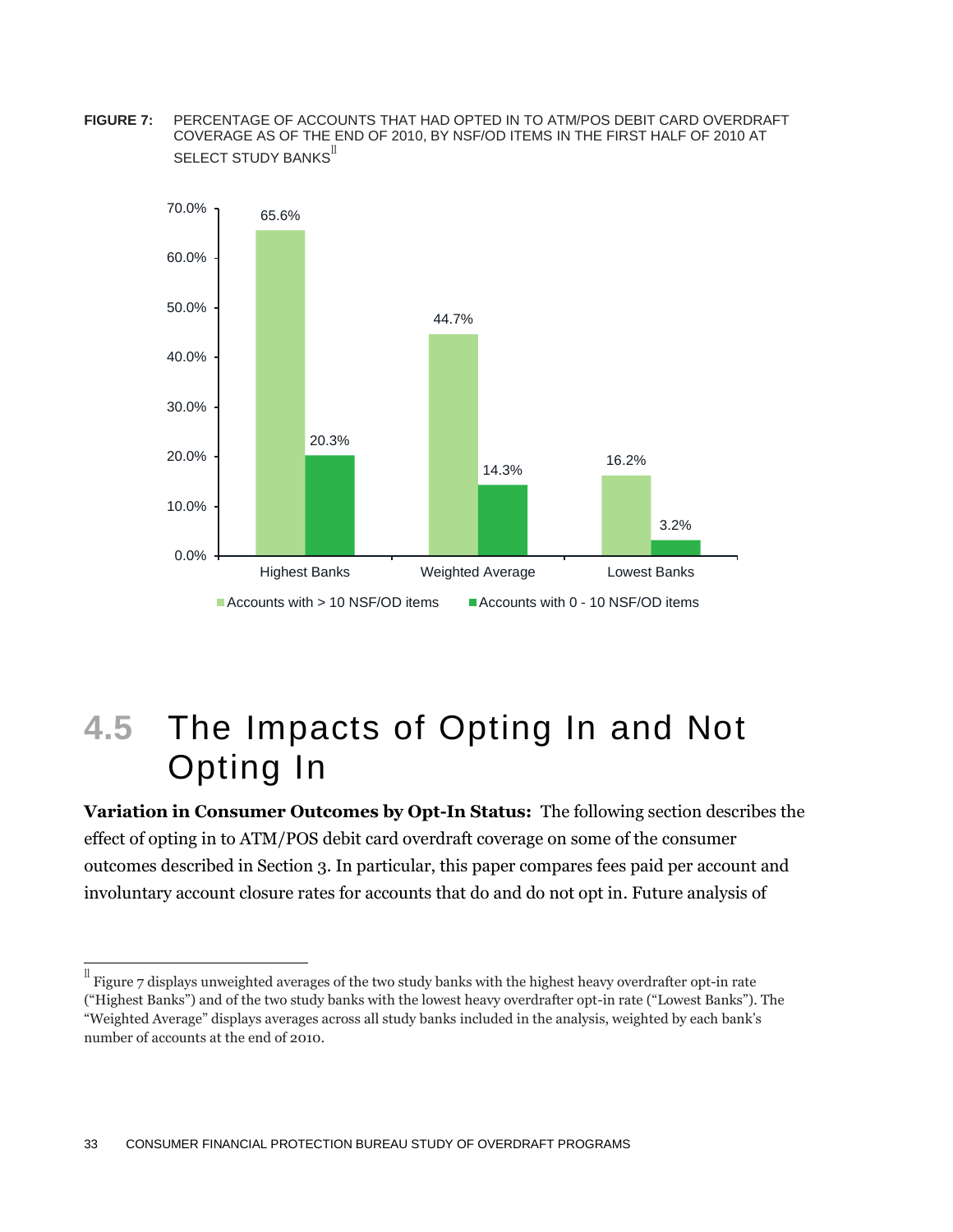**FIGURE 7:** PERCENTAGE OF ACCOUNTS THAT HAD OPTED IN TO ATM/POS DEBIT CARD OVERDRAFT COVERAGE AS OF THE END OF 2010, BY NSF/OD ITEMS IN THE FIRST HALF OF 2010 AT SELECT STUDY BANKS[ll]

| | Accounts with > 10 NSF/OD items | Accounts with 0 - 10 NSF/OD items |
|---|---|---|
| Highest Banks | 65.6% | 20.3% |
| Weighted Average | 44.7% | 14.3% |
| Lowest Banks | 16.2% | 3.2% |

## 4.5 The Impacts of Opting In and Not Opting In

**Variation in Consumer Outcomes by Opt-In Status:** The following section describes the effect of opting in to ATM/POS debit card overdraft coverage on some of the consumer outcomes described in Section 3. In particular, this paper compares fees paid per account and involuntary account closure rates for accounts that do and do not opt in. Future analysis of

[ll] Figure 7 displays unweighted averages of the two study banks with the highest heavy overdrafter opt-in rate ("Highest Banks") and of the two study banks with the lowest heavy overdrafter opt-in rate ("Lowest Banks"). The "Weighted Average" displays averages across all study banks included in the analysis, weighted by each bank's number of accounts at the end of 2010.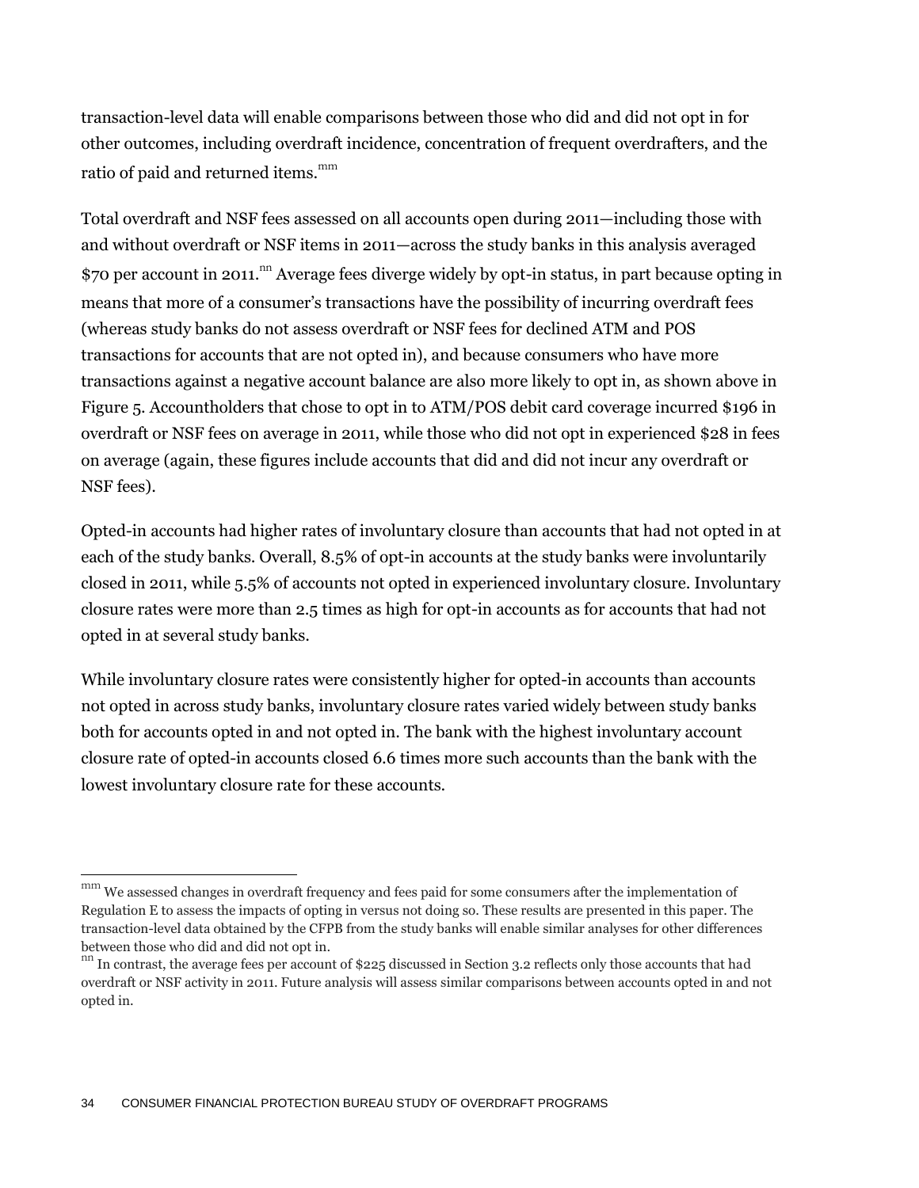transaction-level data will enable comparisons between those who did and did not opt in for other outcomes, including overdraft incidence, concentration of frequent overdrafters, and the ratio of paid and returned items.[mm]

Total overdraft and NSF fees assessed on all accounts open during 2011—including those with and without overdraft or NSF items in 2011—across the study banks in this analysis averaged $70 per account in 2011.[nn] Average fees diverge widely by opt-in status, in part because opting in means that more of a consumer's transactions have the possibility of incurring overdraft fees (whereas study banks do not assess overdraft or NSF fees for declined ATM and POS transactions for accounts that are not opted in), and because consumers who have more transactions against a negative account balance are also more likely to opt in, as shown above in Figure 5. Accountholders that chose to opt in to ATM/POS debit card coverage incurred $196 in overdraft or NSF fees on average in 2011, while those who did not opt in experienced $28 in fees on average (again, these figures include accounts that did and did not incur any overdraft or NSF fees).

Opted-in accounts had higher rates of involuntary closure than accounts that had not opted in at each of the study banks. Overall, 8.5% of opt-in accounts at the study banks were involuntarily closed in 2011, while 5.5% of accounts not opted in experienced involuntary closure. Involuntary closure rates were more than 2.5 times as high for opt-in accounts as for accounts that had not opted in at several study banks.

While involuntary closure rates were consistently higher for opted-in accounts than accounts not opted in across study banks, involuntary closure rates varied widely between study banks both for accounts opted in and not opted in. The bank with the highest involuntary account closure rate of opted-in accounts closed 6.6 times more such accounts than the bank with the lowest involuntary closure rate for these accounts.

---

[mm] We assessed changes in overdraft frequency and fees paid for some consumers after the implementation of Regulation E to assess the impacts of opting in versus not doing so. These results are presented in this paper. The transaction-level data obtained by the CFPB from the study banks will enable similar analyses for other differences between those who did and did not opt in.

[nn] In contrast, the average fees per account of $225 discussed in Section 3.2 reflects only those accounts that had overdraft or NSF activity in 2011. Future analysis will assess similar comparisons between accounts opted in and not opted in.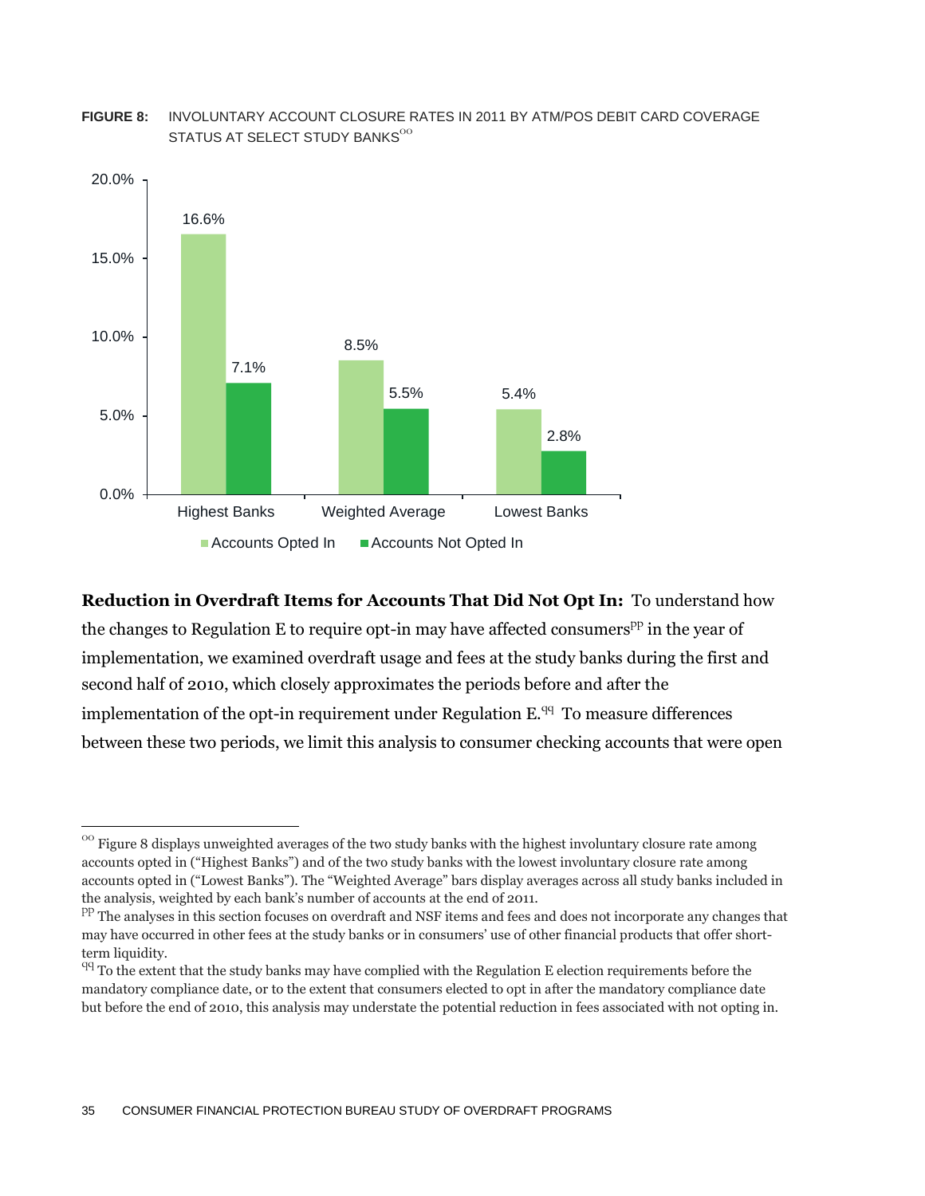**FIGURE 8:** INVOLUNTARY ACCOUNT CLOSURE RATES IN 2011 BY ATM/POS DEBIT CARD COVERAGE STATUS AT SELECT STUDY BANKS[oo]

| | Accounts Opted In | Accounts Not Opted In |
|---|---|---|
| Highest Banks | 16.6% | 7.1% |
| Weighted Average | 8.5% | 5.5% |
| Lowest Banks | 5.4% | 2.8% |

**Reduction in Overdraft Items for Accounts That Did Not Opt In:** To understand how the changes to Regulation E to require opt-in may have affected consumers[pp] in the year of implementation, we examined overdraft usage and fees at the study banks during the first and second half of 2010, which closely approximates the periods before and after the implementation of the opt-in requirement under Regulation E.[qq] To measure differences between these two periods, we limit this analysis to consumer checking accounts that were open

---

[oo] Figure 8 displays unweighted averages of the two study banks with the highest involuntary closure rate among accounts opted in ("Highest Banks") and of the two study banks with the lowest involuntary closure rate among accounts opted in ("Lowest Banks"). The "Weighted Average" bars display averages across all study banks included in the analysis, weighted by each bank's number of accounts at the end of 2011.

[pp] The analyses in this section focuses on overdraft and NSF items and fees and does not incorporate any changes that may have occurred in other fees at the study banks or in consumers' use of other financial products that offer short-term liquidity.

[qq] To the extent that the study banks may have complied with the Regulation E election requirements before the mandatory compliance date, or to the extent that consumers elected to opt in after the mandatory compliance date but before the end of 2010, this analysis may understate the potential reduction in fees associated with not opting in.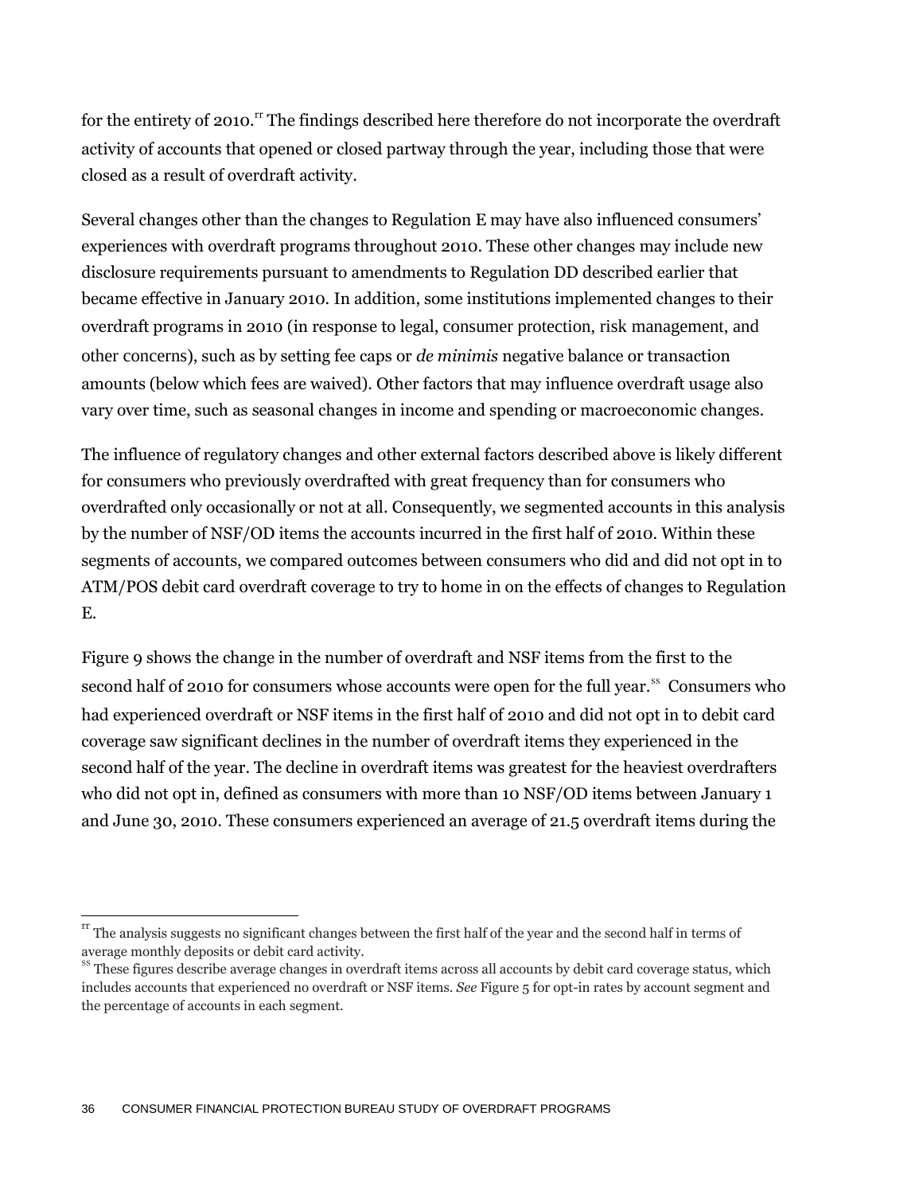for the entirety of 2010.[rr] The findings described here therefore do not incorporate the overdraft activity of accounts that opened or closed partway through the year, including those that were closed as a result of overdraft activity.

Several changes other than the changes to Regulation E may have also influenced consumers' experiences with overdraft programs throughout 2010. These other changes may include new disclosure requirements pursuant to amendments to Regulation DD described earlier that became effective in January 2010. In addition, some institutions implemented changes to their overdraft programs in 2010 (in response to legal, consumer protection, risk management, and other concerns), such as by setting fee caps or *de minimis* negative balance or transaction amounts (below which fees are waived). Other factors that may influence overdraft usage also vary over time, such as seasonal changes in income and spending or macroeconomic changes.

The influence of regulatory changes and other external factors described above is likely different for consumers who previously overdrafted with great frequency than for consumers who overdrafted only occasionally or not at all. Consequently, we segmented accounts in this analysis by the number of NSF/OD items the accounts incurred in the first half of 2010. Within these segments of accounts, we compared outcomes between consumers who did and did not opt in to ATM/POS debit card overdraft coverage to try to home in on the effects of changes to Regulation E.

Figure 9 shows the change in the number of overdraft and NSF items from the first to the second half of 2010 for consumers whose accounts were open for the full year.[ss] Consumers who had experienced overdraft or NSF items in the first half of 2010 and did not opt in to debit card coverage saw significant declines in the number of overdraft items they experienced in the second half of the year. The decline in overdraft items was greatest for the heaviest overdrafters who did not opt in, defined as consumers with more than 10 NSF/OD items between January 1 and June 30, 2010. These consumers experienced an average of 21.5 overdraft items during the

---

[rr] The analysis suggests no significant changes between the first half of the year and the second half in terms of average monthly deposits or debit card activity.

[ss] These figures describe average changes in overdraft items across all accounts by debit card coverage status, which includes accounts that experienced no overdraft or NSF items. *See* Figure 5 for opt-in rates by account segment and the percentage of accounts in each segment.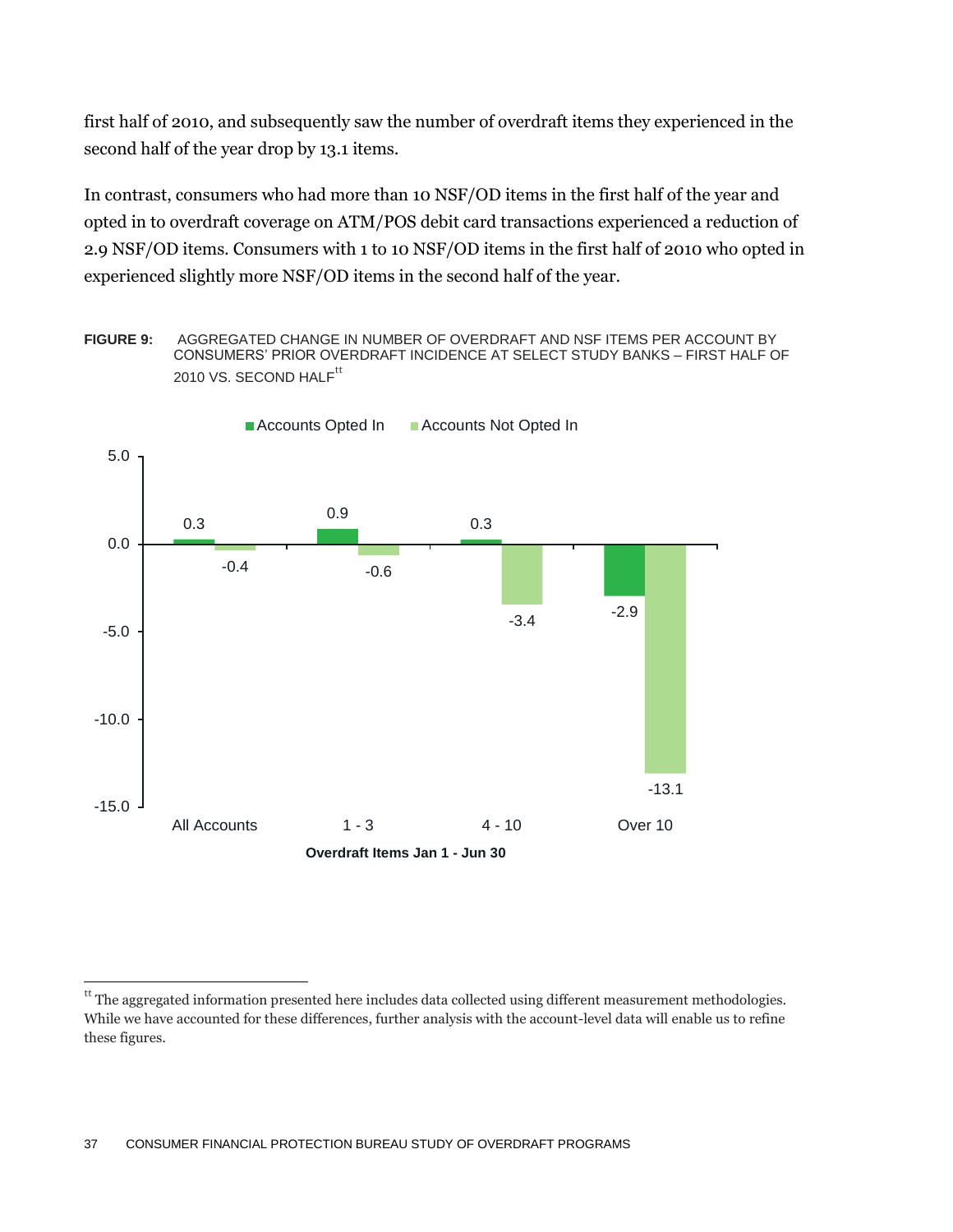first half of 2010, and subsequently saw the number of overdraft items they experienced in the second half of the year drop by 13.1 items.

In contrast, consumers who had more than 10 NSF/OD items in the first half of the year and opted in to overdraft coverage on ATM/POS debit card transactions experienced a reduction of 2.9 NSF/OD items. Consumers with 1 to 10 NSF/OD items in the first half of 2010 who opted in experienced slightly more NSF/OD items in the second half of the year.

**FIGURE 9:** AGGREGATED CHANGE IN NUMBER OF OVERDRAFT AND NSF ITEMS PER ACCOUNT BY CONSUMERS' PRIOR OVERDRAFT INCIDENCE AT SELECT STUDY BANKS – FIRST HALF OF 2010 VS. SECOND HALF[tt]

| Overdraft Items Jan 1 - Jun 30 | Accounts Opted In | Accounts Not Opted In |
|---|---|---|
| All Accounts | 0.3 | -0.4 |
| 1 - 3 | 0.9 | -0.6 |
| 4 - 10 | 0.3 | -3.4 |
| Over 10 | -2.9 | -13.1 |

[tt] The aggregated information presented here includes data collected using different measurement methodologies. While we have accounted for these differences, further analysis with the account-level data will enable us to refine these figures.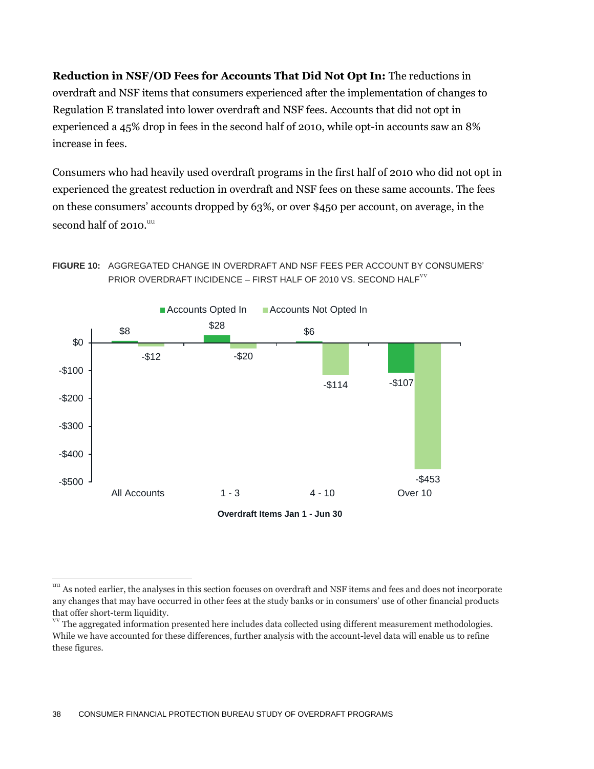**Reduction in NSF/OD Fees for Accounts That Did Not Opt In:** The reductions in overdraft and NSF items that consumers experienced after the implementation of changes to Regulation E translated into lower overdraft and NSF fees. Accounts that did not opt in experienced a 45% drop in fees in the second half of 2010, while opt-in accounts saw an 8% increase in fees.

Consumers who had heavily used overdraft programs in the first half of 2010 who did not opt in experienced the greatest reduction in overdraft and NSF fees on these same accounts. The fees on these consumers' accounts dropped by 63%, or over $450 per account, on average, in the second half of 2010.[uu]

**FIGURE 10:** AGGREGATED CHANGE IN OVERDRAFT AND NSF FEES PER ACCOUNT BY CONSUMERS' PRIOR OVERDRAFT INCIDENCE – FIRST HALF OF 2010 VS. SECOND HALF[vv]

| Overdraft Items Jan 1 - Jun 30 | Accounts Opted In | Accounts Not Opted In |
|---|---|---|
| All Accounts | $8 | -$12 |
| 1 - 3 | $28 | -$20 |
| 4 - 10 | $6 | -$114 |
| Over 10 | -$107 | -$453 |

[uu] As noted earlier, the analyses in this section focuses on overdraft and NSF items and fees and does not incorporate any changes that may have occurred in other fees at the study banks or in consumers' use of other financial products that offer short-term liquidity.

[vv] The aggregated information presented here includes data collected using different measurement methodologies. While we have accounted for these differences, further analysis with the account-level data will enable us to refine these figures.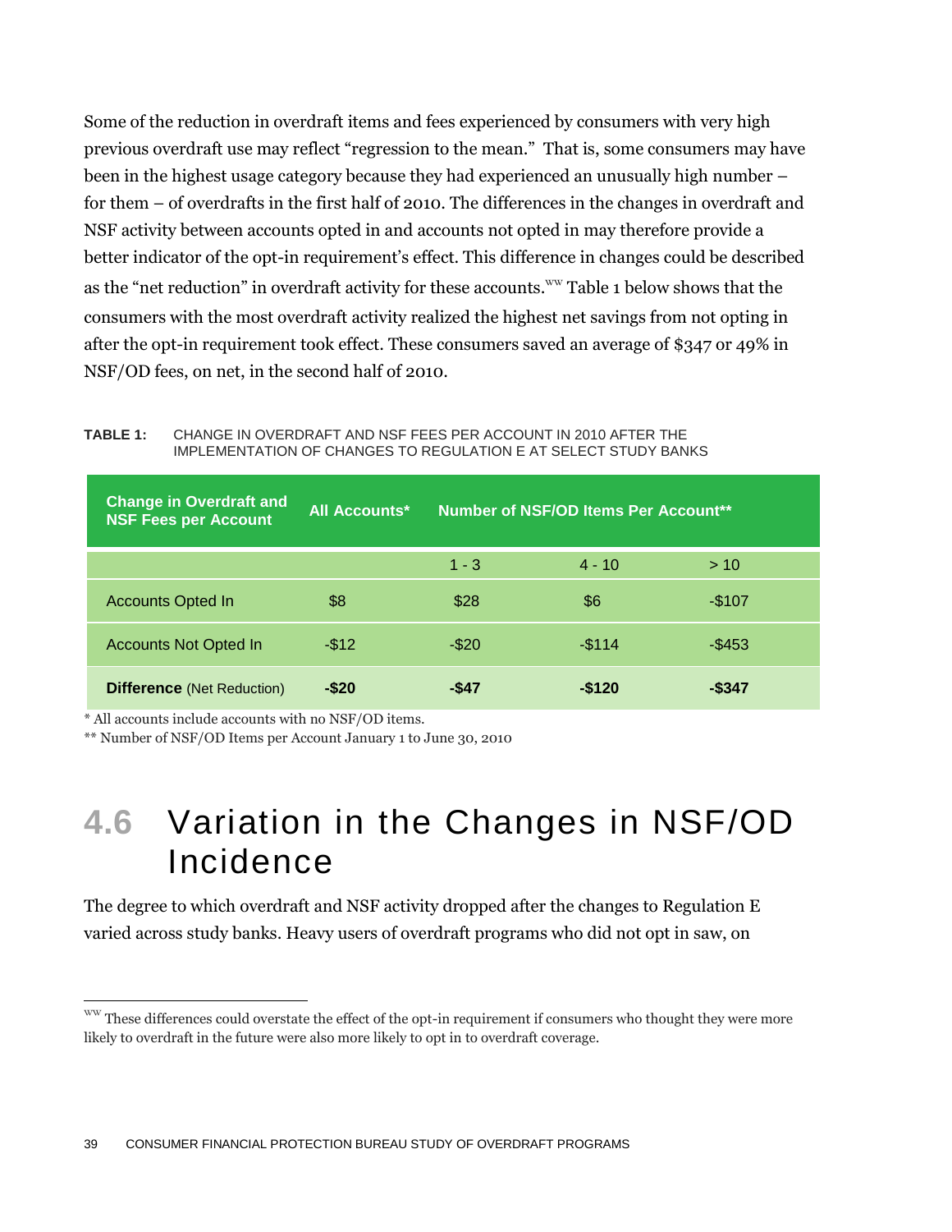Some of the reduction in overdraft items and fees experienced by consumers with very high previous overdraft use may reflect "regression to the mean." That is, some consumers may have been in the highest usage category because they had experienced an unusually high number – for them – of overdrafts in the first half of 2010. The differences in the changes in overdraft and NSF activity between accounts opted in and accounts not opted in may therefore provide a better indicator of the opt-in requirement's effect. This difference in changes could be described as the "net reduction" in overdraft activity for these accounts.[ww] Table 1 below shows that the consumers with the most overdraft activity realized the highest net savings from not opting in after the opt-in requirement took effect. These consumers saved an average of $347 or 49% in NSF/OD fees, on net, in the second half of 2010.

**TABLE 1:** CHANGE IN OVERDRAFT AND NSF FEES PER ACCOUNT IN 2010 AFTER THE IMPLEMENTATION OF CHANGES TO REGULATION E AT SELECT STUDY BANKS

| Change in Overdraft and NSF Fees per Account | All Accounts* | Number of NSF/OD Items Per Account** | | |
|---|---|---|---|---|
| | | 1 - 3 | 4 - 10 | > 10 |
| Accounts Opted In | $8 | $28 | $6 | -$107 |
| Accounts Not Opted In | -$12 | -$20 | -$114 | -$453 |
| **Difference** (Net Reduction) | **-$20** | **-$47** | **-$120** | **-$347** |

\* All accounts include accounts with no NSF/OD items.

\*\* Number of NSF/OD Items per Account January 1 to June 30, 2010

## 4.6 Variation in the Changes in NSF/OD Incidence

The degree to which overdraft and NSF activity dropped after the changes to Regulation E varied across study banks. Heavy users of overdraft programs who did not opt in saw, on

[ww] These differences could overstate the effect of the opt-in requirement if consumers who thought they were more likely to overdraft in the future were also more likely to opt in to overdraft coverage.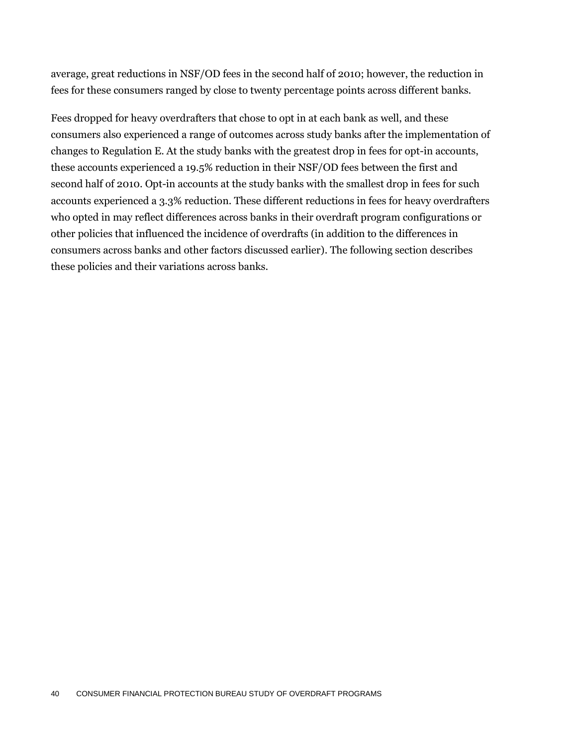average, great reductions in NSF/OD fees in the second half of 2010; however, the reduction in fees for these consumers ranged by close to twenty percentage points across different banks.

Fees dropped for heavy overdrafters that chose to opt in at each bank as well, and these consumers also experienced a range of outcomes across study banks after the implementation of changes to Regulation E. At the study banks with the greatest drop in fees for opt-in accounts, these accounts experienced a 19.5% reduction in their NSF/OD fees between the first and second half of 2010. Opt-in accounts at the study banks with the smallest drop in fees for such accounts experienced a 3.3% reduction. These different reductions in fees for heavy overdrafters who opted in may reflect differences across banks in their overdraft program configurations or other policies that influenced the incidence of overdrafts (in addition to the differences in consumers across banks and other factors discussed earlier). The following section describes these policies and their variations across banks.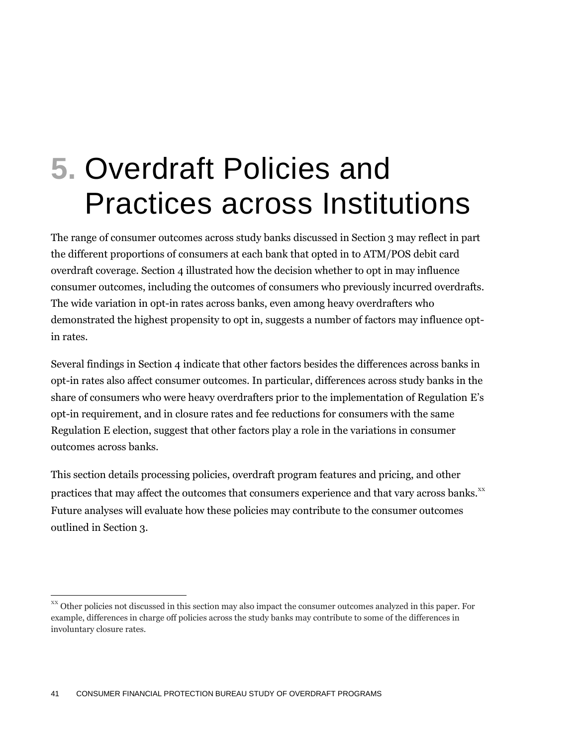# 5. Overdraft Policies and Practices across Institutions

The range of consumer outcomes across study banks discussed in Section 3 may reflect in part the different proportions of consumers at each bank that opted in to ATM/POS debit card overdraft coverage. Section 4 illustrated how the decision whether to opt in may influence consumer outcomes, including the outcomes of consumers who previously incurred overdrafts. The wide variation in opt-in rates across banks, even among heavy overdrafters who demonstrated the highest propensity to opt in, suggests a number of factors may influence opt-in rates.

Several findings in Section 4 indicate that other factors besides the differences across banks in opt-in rates also affect consumer outcomes. In particular, differences across study banks in the share of consumers who were heavy overdrafters prior to the implementation of Regulation E's opt-in requirement, and in closure rates and fee reductions for consumers with the same Regulation E election, suggest that other factors play a role in the variations in consumer outcomes across banks.

This section details processing policies, overdraft program features and pricing, and other practices that may affect the outcomes that consumers experience and that vary across banks.[xx] Future analyses will evaluate how these policies may contribute to the consumer outcomes outlined in Section 3.

[xx] Other policies not discussed in this section may also impact the consumer outcomes analyzed in this paper. For example, differences in charge off policies across the study banks may contribute to some of the differences in involuntary closure rates.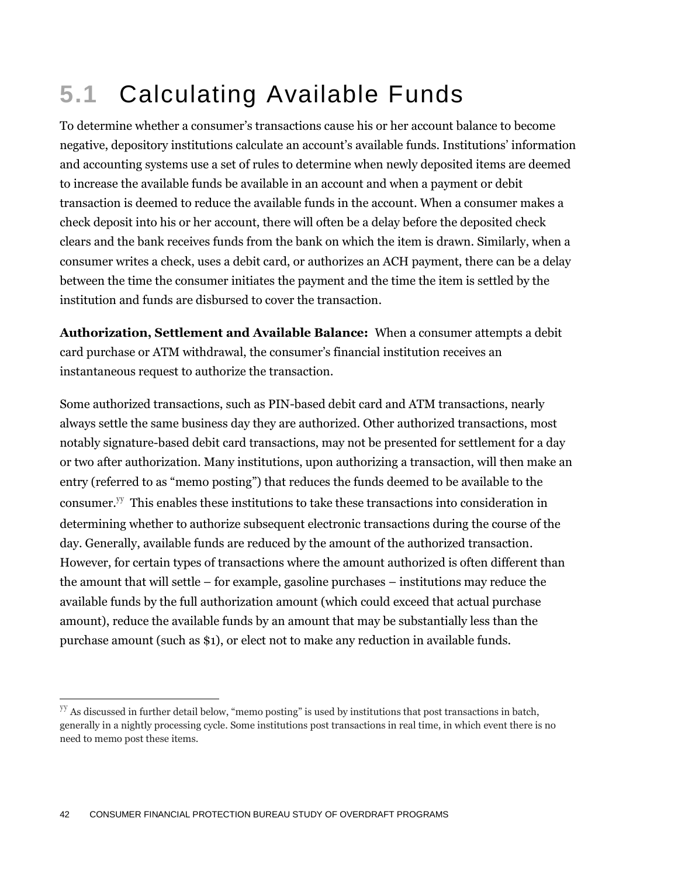# 5.1 Calculating Available Funds

To determine whether a consumer's transactions cause his or her account balance to become negative, depository institutions calculate an account's available funds. Institutions' information and accounting systems use a set of rules to determine when newly deposited items are deemed to increase the available funds be available in an account and when a payment or debit transaction is deemed to reduce the available funds in the account. When a consumer makes a check deposit into his or her account, there will often be a delay before the deposited check clears and the bank receives funds from the bank on which the item is drawn. Similarly, when a consumer writes a check, uses a debit card, or authorizes an ACH payment, there can be a delay between the time the consumer initiates the payment and the time the item is settled by the institution and funds are disbursed to cover the transaction.

**Authorization, Settlement and Available Balance:** When a consumer attempts a debit card purchase or ATM withdrawal, the consumer's financial institution receives an instantaneous request to authorize the transaction.

Some authorized transactions, such as PIN-based debit card and ATM transactions, nearly always settle the same business day they are authorized. Other authorized transactions, most notably signature-based debit card transactions, may not be presented for settlement for a day or two after authorization. Many institutions, upon authorizing a transaction, will then make an entry (referred to as "memo posting") that reduces the funds deemed to be available to the consumer.[yy] This enables these institutions to take these transactions into consideration in determining whether to authorize subsequent electronic transactions during the course of the day. Generally, available funds are reduced by the amount of the authorized transaction. However, for certain types of transactions where the amount authorized is often different than the amount that will settle – for example, gasoline purchases – institutions may reduce the available funds by the full authorization amount (which could exceed that actual purchase amount), reduce the available funds by an amount that may be substantially less than the purchase amount (such as $1), or elect not to make any reduction in available funds.

[yy] As discussed in further detail below, "memo posting" is used by institutions that post transactions in batch, generally in a nightly processing cycle. Some institutions post transactions in real time, in which event there is no need to memo post these items.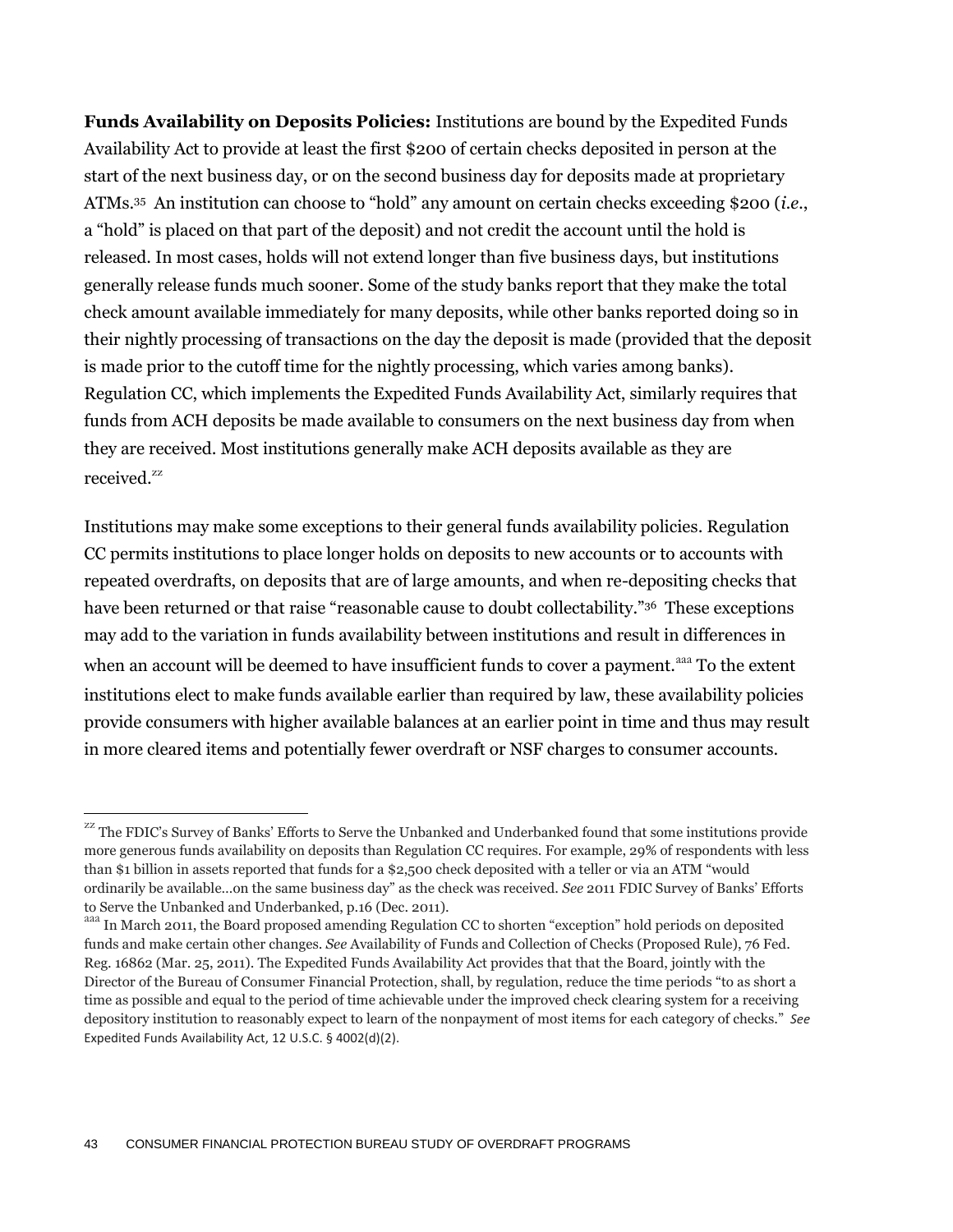**Funds Availability on Deposits Policies:** Institutions are bound by the Expedited Funds Availability Act to provide at least the first $200 of certain checks deposited in person at the start of the next business day, or on the second business day for deposits made at proprietary ATMs.[35] An institution can choose to "hold" any amount on certain checks exceeding $200 (*i.e.*, a "hold" is placed on that part of the deposit) and not credit the account until the hold is released. In most cases, holds will not extend longer than five business days, but institutions generally release funds much sooner. Some of the study banks report that they make the total check amount available immediately for many deposits, while other banks reported doing so in their nightly processing of transactions on the day the deposit is made (provided that the deposit is made prior to the cutoff time for the nightly processing, which varies among banks). Regulation CC, which implements the Expedited Funds Availability Act, similarly requires that funds from ACH deposits be made available to consumers on the next business day from when they are received. Most institutions generally make ACH deposits available as they are received.[zz]

Institutions may make some exceptions to their general funds availability policies. Regulation CC permits institutions to place longer holds on deposits to new accounts or to accounts with repeated overdrafts, on deposits that are of large amounts, and when re-depositing checks that have been returned or that raise "reasonable cause to doubt collectability."[36] These exceptions may add to the variation in funds availability between institutions and result in differences in when an account will be deemed to have insufficient funds to cover a payment.[aaa] To the extent institutions elect to make funds available earlier than required by law, these availability policies provide consumers with higher available balances at an earlier point in time and thus may result in more cleared items and potentially fewer overdraft or NSF charges to consumer accounts.

---

[zz] The FDIC's Survey of Banks' Efforts to Serve the Unbanked and Underbanked found that some institutions provide more generous funds availability on deposits than Regulation CC requires. For example, 29% of respondents with less than $1 billion in assets reported that funds for a $2,500 check deposited with a teller or via an ATM "would ordinarily be available…on the same business day" as the check was received. *See* 2011 FDIC Survey of Banks' Efforts to Serve the Unbanked and Underbanked, p.16 (Dec. 2011).

[aaa] In March 2011, the Board proposed amending Regulation CC to shorten "exception" hold periods on deposited funds and make certain other changes. *See* Availability of Funds and Collection of Checks (Proposed Rule), 76 Fed. Reg. 16862 (Mar. 25, 2011). The Expedited Funds Availability Act provides that that the Board, jointly with the Director of the Bureau of Consumer Financial Protection, shall, by regulation, reduce the time periods "to as short a time as possible and equal to the period of time achievable under the improved check clearing system for a receiving depository institution to reasonably expect to learn of the nonpayment of most items for each category of checks." *See* Expedited Funds Availability Act, 12 U.S.C. § 4002(d)(2).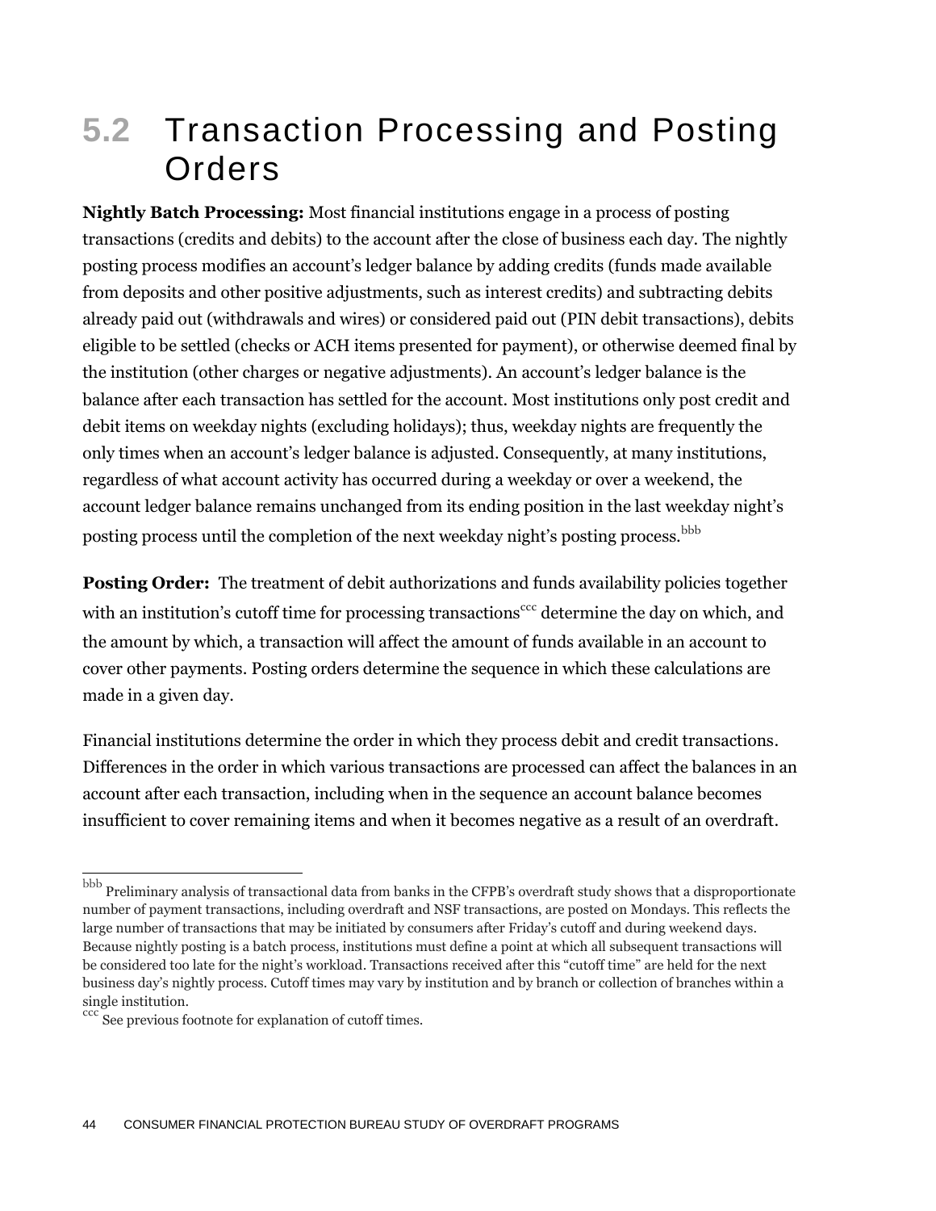## 5.2 Transaction Processing and Posting Orders

**Nightly Batch Processing:** Most financial institutions engage in a process of posting transactions (credits and debits) to the account after the close of business each day. The nightly posting process modifies an account's ledger balance by adding credits (funds made available from deposits and other positive adjustments, such as interest credits) and subtracting debits already paid out (withdrawals and wires) or considered paid out (PIN debit transactions), debits eligible to be settled (checks or ACH items presented for payment), or otherwise deemed final by the institution (other charges or negative adjustments). An account's ledger balance is the balance after each transaction has settled for the account. Most institutions only post credit and debit items on weekday nights (excluding holidays); thus, weekday nights are frequently the only times when an account's ledger balance is adjusted. Consequently, at many institutions, regardless of what account activity has occurred during a weekday or over a weekend, the account ledger balance remains unchanged from its ending position in the last weekday night's posting process until the completion of the next weekday night's posting process.[bbb]

**Posting Order:** The treatment of debit authorizations and funds availability policies together with an institution's cutoff time for processing transactions[ccc] determine the day on which, and the amount by which, a transaction will affect the amount of funds available in an account to cover other payments. Posting orders determine the sequence in which these calculations are made in a given day.

Financial institutions determine the order in which they process debit and credit transactions. Differences in the order in which various transactions are processed can affect the balances in an account after each transaction, including when in the sequence an account balance becomes insufficient to cover remaining items and when it becomes negative as a result of an overdraft.

---

[bbb] Preliminary analysis of transactional data from banks in the CFPB's overdraft study shows that a disproportionate number of payment transactions, including overdraft and NSF transactions, are posted on Mondays. This reflects the large number of transactions that may be initiated by consumers after Friday's cutoff and during weekend days. Because nightly posting is a batch process, institutions must define a point at which all subsequent transactions will be considered too late for the night's workload. Transactions received after this "cutoff time" are held for the next business day's nightly process. Cutoff times may vary by institution and by branch or collection of branches within a single institution.

[ccc] See previous footnote for explanation of cutoff times.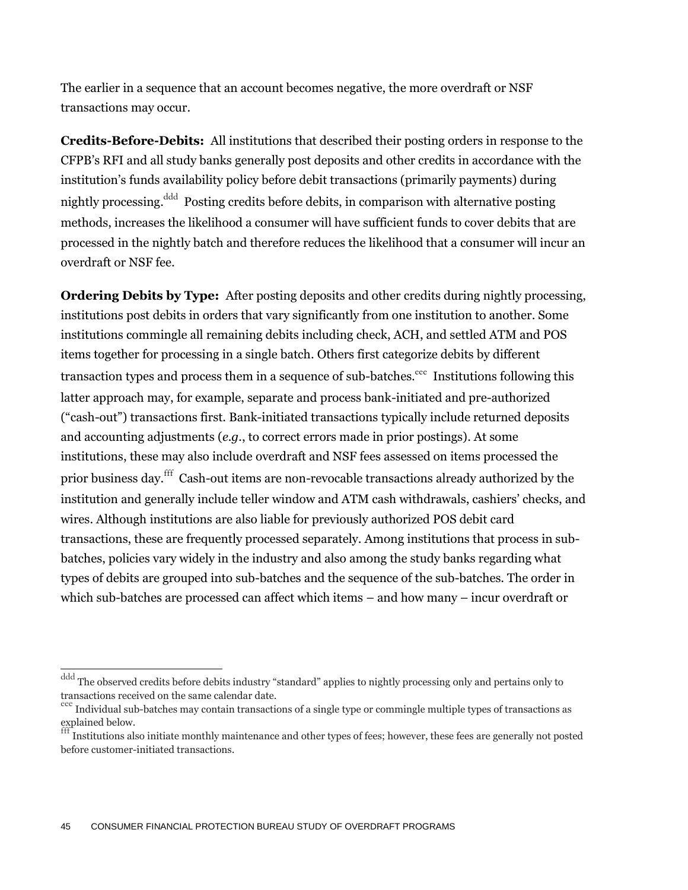The earlier in a sequence that an account becomes negative, the more overdraft or NSF transactions may occur.

**Credits-Before-Debits:** All institutions that described their posting orders in response to the CFPB's RFI and all study banks generally post deposits and other credits in accordance with the institution's funds availability policy before debit transactions (primarily payments) during nightly processing.[ddd] Posting credits before debits, in comparison with alternative posting methods, increases the likelihood a consumer will have sufficient funds to cover debits that are processed in the nightly batch and therefore reduces the likelihood that a consumer will incur an overdraft or NSF fee.

**Ordering Debits by Type:** After posting deposits and other credits during nightly processing, institutions post debits in orders that vary significantly from one institution to another. Some institutions commingle all remaining debits including check, ACH, and settled ATM and POS items together for processing in a single batch. Others first categorize debits by different transaction types and process them in a sequence of sub-batches.[eee] Institutions following this latter approach may, for example, separate and process bank-initiated and pre-authorized ("cash-out") transactions first. Bank-initiated transactions typically include returned deposits and accounting adjustments (*e.g.*, to correct errors made in prior postings). At some institutions, these may also include overdraft and NSF fees assessed on items processed the prior business day.[fff] Cash-out items are non-revocable transactions already authorized by the institution and generally include teller window and ATM cash withdrawals, cashiers' checks, and wires. Although institutions are also liable for previously authorized POS debit card transactions, these are frequently processed separately. Among institutions that process in sub-batches, policies vary widely in the industry and also among the study banks regarding what types of debits are grouped into sub-batches and the sequence of the sub-batches. The order in which sub-batches are processed can affect which items – and how many – incur overdraft or

---

[ddd] The observed credits before debits industry "standard" applies to nightly processing only and pertains only to transactions received on the same calendar date.

[eee] Individual sub-batches may contain transactions of a single type or commingle multiple types of transactions as explained below.

[fff] Institutions also initiate monthly maintenance and other types of fees; however, these fees are generally not posted before customer-initiated transactions.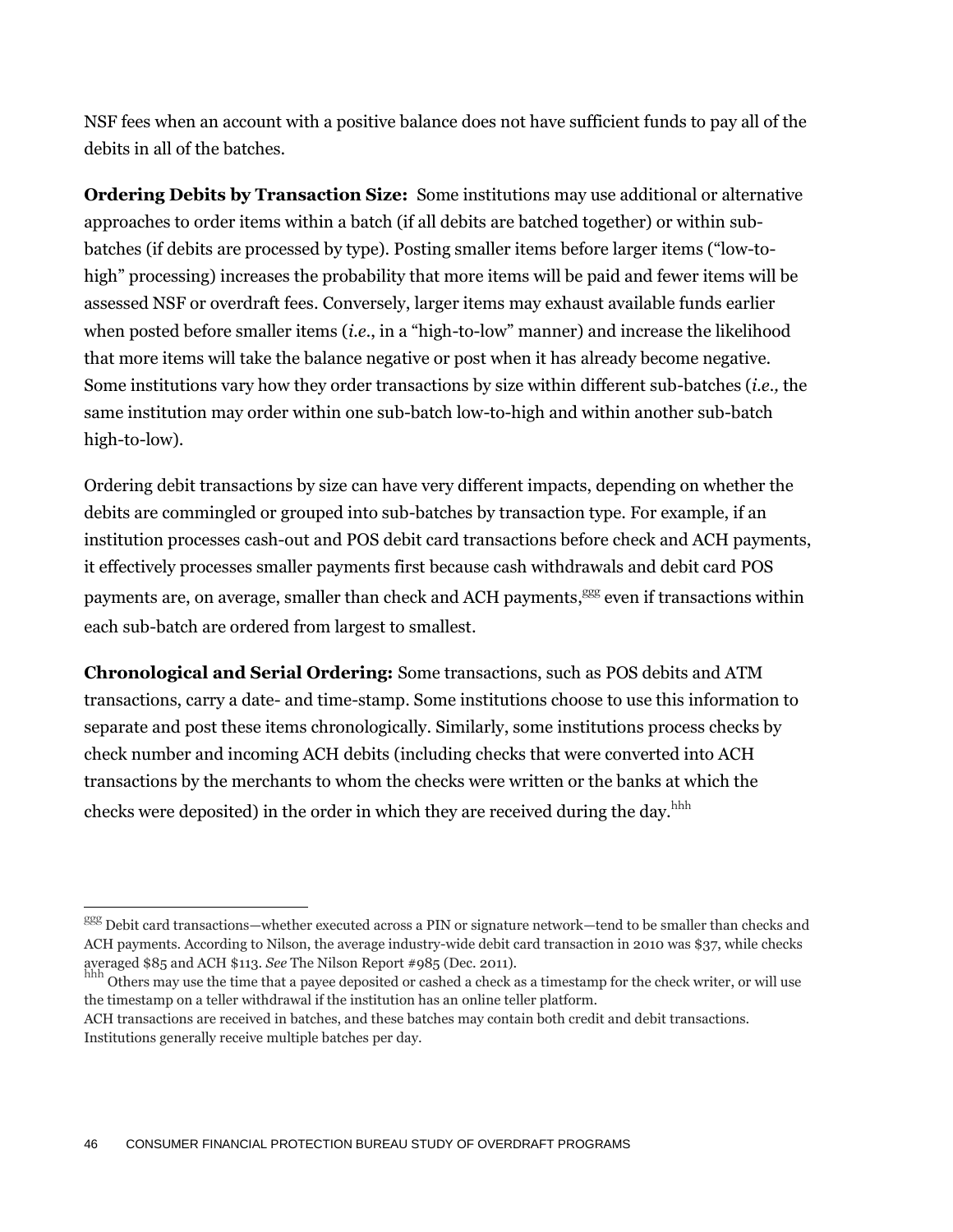NSF fees when an account with a positive balance does not have sufficient funds to pay all of the debits in all of the batches.

**Ordering Debits by Transaction Size:** Some institutions may use additional or alternative approaches to order items within a batch (if all debits are batched together) or within sub-batches (if debits are processed by type). Posting smaller items before larger items ("low-to-high" processing) increases the probability that more items will be paid and fewer items will be assessed NSF or overdraft fees. Conversely, larger items may exhaust available funds earlier when posted before smaller items (*i.e.*, in a "high-to-low" manner) and increase the likelihood that more items will take the balance negative or post when it has already become negative. Some institutions vary how they order transactions by size within different sub-batches (*i.e.,* the same institution may order within one sub-batch low-to-high and within another sub-batch high-to-low).

Ordering debit transactions by size can have very different impacts, depending on whether the debits are commingled or grouped into sub-batches by transaction type. For example, if an institution processes cash-out and POS debit card transactions before check and ACH payments, it effectively processes smaller payments first because cash withdrawals and debit card POS payments are, on average, smaller than check and ACH payments,[ggg] even if transactions within each sub-batch are ordered from largest to smallest.

**Chronological and Serial Ordering:** Some transactions, such as POS debits and ATM transactions, carry a date- and time-stamp. Some institutions choose to use this information to separate and post these items chronologically. Similarly, some institutions process checks by check number and incoming ACH debits (including checks that were converted into ACH transactions by the merchants to whom the checks were written or the banks at which the checks were deposited) in the order in which they are received during the day.[hhh]

---

[ggg] Debit card transactions—whether executed across a PIN or signature network—tend to be smaller than checks and ACH payments. According to Nilson, the average industry-wide debit card transaction in 2010 was $37, while checks averaged $85 and ACH $113. *See* The Nilson Report #985 (Dec. 2011).

[hhh] Others may use the time that a payee deposited or cashed a check as a timestamp for the check writer, or will use the timestamp on a teller withdrawal if the institution has an online teller platform.

ACH transactions are received in batches, and these batches may contain both credit and debit transactions. Institutions generally receive multiple batches per day.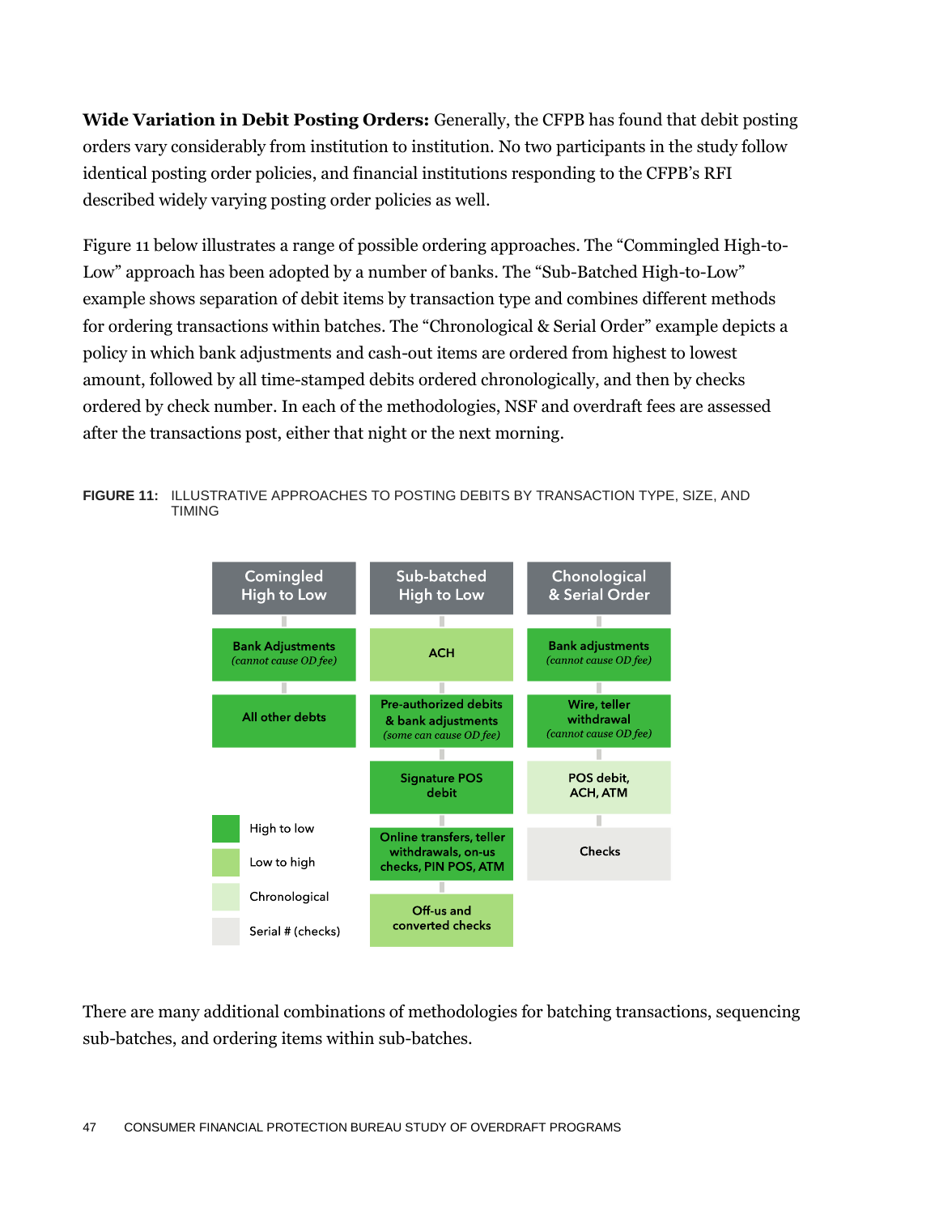**Wide Variation in Debit Posting Orders:** Generally, the CFPB has found that debit posting orders vary considerably from institution to institution. No two participants in the study follow identical posting order policies, and financial institutions responding to the CFPB's RFI described widely varying posting order policies as well.

Figure 11 below illustrates a range of possible ordering approaches. The "Commingled High-to-Low" approach has been adopted by a number of banks. The "Sub-Batched High-to-Low" example shows separation of debit items by transaction type and combines different methods for ordering transactions within batches. The "Chronological & Serial Order" example depicts a policy in which bank adjustments and cash-out items are ordered from highest to lowest amount, followed by all time-stamped debits ordered chronologically, and then by checks ordered by check number. In each of the methodologies, NSF and overdraft fees are assessed after the transactions post, either that night or the next morning.

**FIGURE 11:** ILLUSTRATIVE APPROACHES TO POSTING DEBITS BY TRANSACTION TYPE, SIZE, AND TIMING

| Comingled High to Low | Sub-batched High to Low | Chonological & Serial Order |
|---|---|---|
| Bank Adjustments *(cannot cause OD fee)* [High to low] | ACH [Low to high] | Bank adjustments *(cannot cause OD fee)* [High to low] |
| All other debts [High to low] | Pre-authorized debits & bank adjustments *(some can cause OD fee)* [High to low] | Wire, teller withdrawal *(cannot cause OD fee)* [High to low] |
| | Signature POS debit [High to low] | POS debit, ACH, ATM [Chronological] |
| | Online transfers, teller withdrawals, on-us checks, PIN POS, ATM [High to low] | Checks [Serial # (checks)] |
| | Off-us and converted checks [Low to high] | |

Legend: High to low; Low to high; Chronological; Serial # (checks)

There are many additional combinations of methodologies for batching transactions, sequencing sub-batches, and ordering items within sub-batches.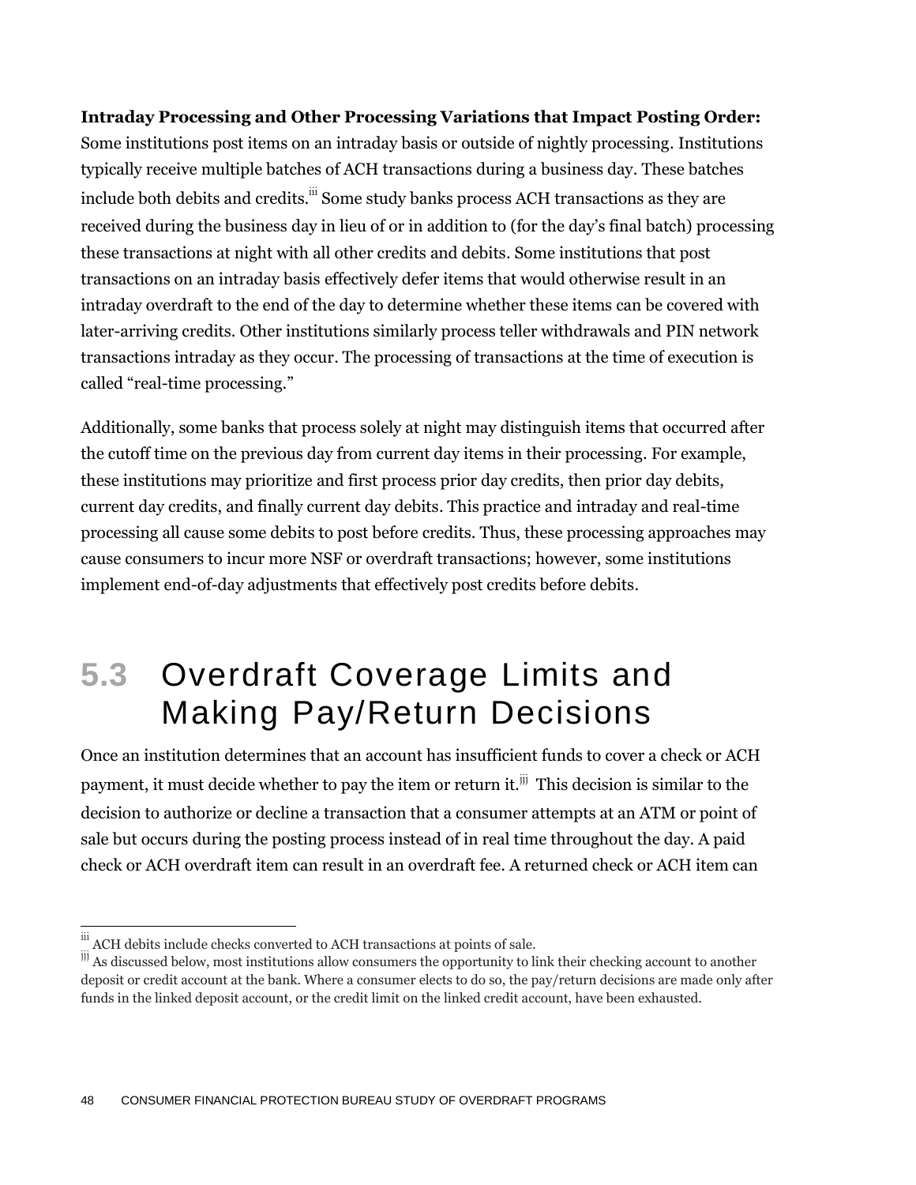**Intraday Processing and Other Processing Variations that Impact Posting Order:** Some institutions post items on an intraday basis or outside of nightly processing. Institutions typically receive multiple batches of ACH transactions during a business day. These batches include both debits and credits.[iii] Some study banks process ACH transactions as they are received during the business day in lieu of or in addition to (for the day's final batch) processing these transactions at night with all other credits and debits. Some institutions that post transactions on an intraday basis effectively defer items that would otherwise result in an intraday overdraft to the end of the day to determine whether these items can be covered with later-arriving credits. Other institutions similarly process teller withdrawals and PIN network transactions intraday as they occur. The processing of transactions at the time of execution is called "real-time processing."

Additionally, some banks that process solely at night may distinguish items that occurred after the cutoff time on the previous day from current day items in their processing. For example, these institutions may prioritize and first process prior day credits, then prior day debits, current day credits, and finally current day debits. This practice and intraday and real-time processing all cause some debits to post before credits. Thus, these processing approaches may cause consumers to incur more NSF or overdraft transactions; however, some institutions implement end-of-day adjustments that effectively post credits before debits.

## 5.3 Overdraft Coverage Limits and Making Pay/Return Decisions

Once an institution determines that an account has insufficient funds to cover a check or ACH payment, it must decide whether to pay the item or return it.[jjj] This decision is similar to the decision to authorize or decline a transaction that a consumer attempts at an ATM or point of sale but occurs during the posting process instead of in real time throughout the day. A paid check or ACH overdraft item can result in an overdraft fee. A returned check or ACH item can

[iii] ACH debits include checks converted to ACH transactions at points of sale.

[jjj] As discussed below, most institutions allow consumers the opportunity to link their checking account to another deposit or credit account at the bank. Where a consumer elects to do so, the pay/return decisions are made only after funds in the linked deposit account, or the credit limit on the linked credit account, have been exhausted.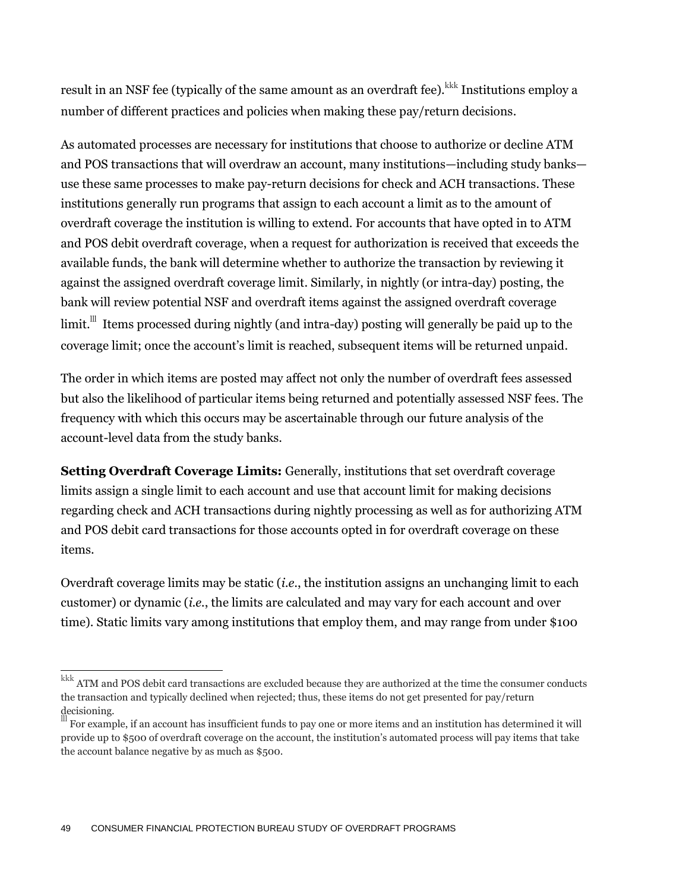result in an NSF fee (typically of the same amount as an overdraft fee).[kkk] Institutions employ a number of different practices and policies when making these pay/return decisions.

As automated processes are necessary for institutions that choose to authorize or decline ATM and POS transactions that will overdraw an account, many institutions—including study banks—use these same processes to make pay-return decisions for check and ACH transactions. These institutions generally run programs that assign to each account a limit as to the amount of overdraft coverage the institution is willing to extend. For accounts that have opted in to ATM and POS debit overdraft coverage, when a request for authorization is received that exceeds the available funds, the bank will determine whether to authorize the transaction by reviewing it against the assigned overdraft coverage limit. Similarly, in nightly (or intra-day) posting, the bank will review potential NSF and overdraft items against the assigned overdraft coverage limit.[lll] Items processed during nightly (and intra-day) posting will generally be paid up to the coverage limit; once the account's limit is reached, subsequent items will be returned unpaid.

The order in which items are posted may affect not only the number of overdraft fees assessed but also the likelihood of particular items being returned and potentially assessed NSF fees. The frequency with which this occurs may be ascertainable through our future analysis of the account-level data from the study banks.

**Setting Overdraft Coverage Limits:** Generally, institutions that set overdraft coverage limits assign a single limit to each account and use that account limit for making decisions regarding check and ACH transactions during nightly processing as well as for authorizing ATM and POS debit card transactions for those accounts opted in for overdraft coverage on these items.

Overdraft coverage limits may be static (*i.e.*, the institution assigns an unchanging limit to each customer) or dynamic (*i.e.*, the limits are calculated and may vary for each account and over time). Static limits vary among institutions that employ them, and may range from under $100

---

[kkk] ATM and POS debit card transactions are excluded because they are authorized at the time the consumer conducts the transaction and typically declined when rejected; thus, these items do not get presented for pay/return decisioning.

[lll] For example, if an account has insufficient funds to pay one or more items and an institution has determined it will provide up to $500 of overdraft coverage on the account, the institution's automated process will pay items that take the account balance negative by as much as $500.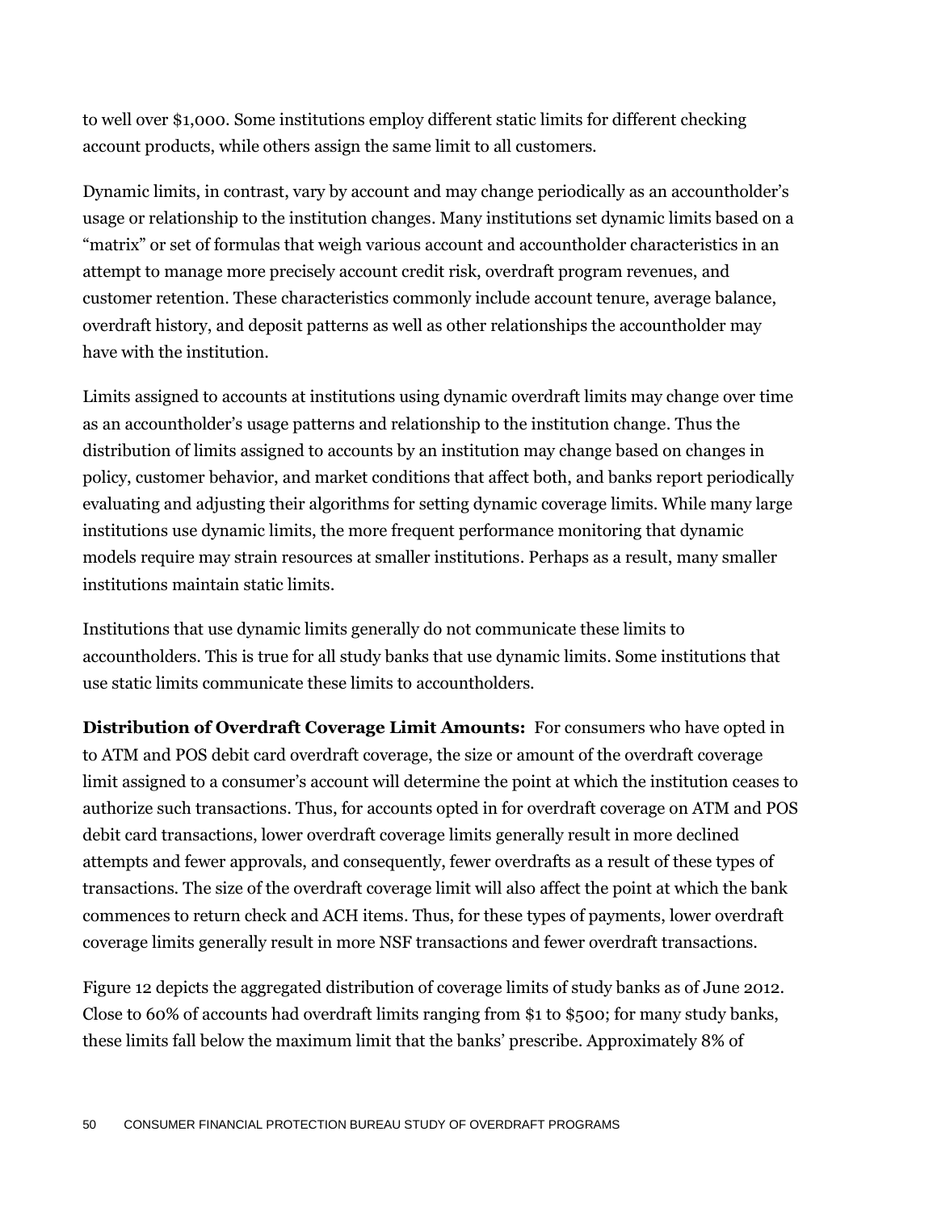to well over $1,000. Some institutions employ different static limits for different checking account products, while others assign the same limit to all customers.

Dynamic limits, in contrast, vary by account and may change periodically as an accountholder's usage or relationship to the institution changes. Many institutions set dynamic limits based on a "matrix" or set of formulas that weigh various account and accountholder characteristics in an attempt to manage more precisely account credit risk, overdraft program revenues, and customer retention. These characteristics commonly include account tenure, average balance, overdraft history, and deposit patterns as well as other relationships the accountholder may have with the institution.

Limits assigned to accounts at institutions using dynamic overdraft limits may change over time as an accountholder's usage patterns and relationship to the institution change. Thus the distribution of limits assigned to accounts by an institution may change based on changes in policy, customer behavior, and market conditions that affect both, and banks report periodically evaluating and adjusting their algorithms for setting dynamic coverage limits. While many large institutions use dynamic limits, the more frequent performance monitoring that dynamic models require may strain resources at smaller institutions. Perhaps as a result, many smaller institutions maintain static limits.

Institutions that use dynamic limits generally do not communicate these limits to accountholders. This is true for all study banks that use dynamic limits. Some institutions that use static limits communicate these limits to accountholders.

**Distribution of Overdraft Coverage Limit Amounts:** For consumers who have opted in to ATM and POS debit card overdraft coverage, the size or amount of the overdraft coverage limit assigned to a consumer's account will determine the point at which the institution ceases to authorize such transactions. Thus, for accounts opted in for overdraft coverage on ATM and POS debit card transactions, lower overdraft coverage limits generally result in more declined attempts and fewer approvals, and consequently, fewer overdrafts as a result of these types of transactions. The size of the overdraft coverage limit will also affect the point at which the bank commences to return check and ACH items. Thus, for these types of payments, lower overdraft coverage limits generally result in more NSF transactions and fewer overdraft transactions.

Figure 12 depicts the aggregated distribution of coverage limits of study banks as of June 2012. Close to 60% of accounts had overdraft limits ranging from $1 to $500; for many study banks, these limits fall below the maximum limit that the banks' prescribe. Approximately 8% of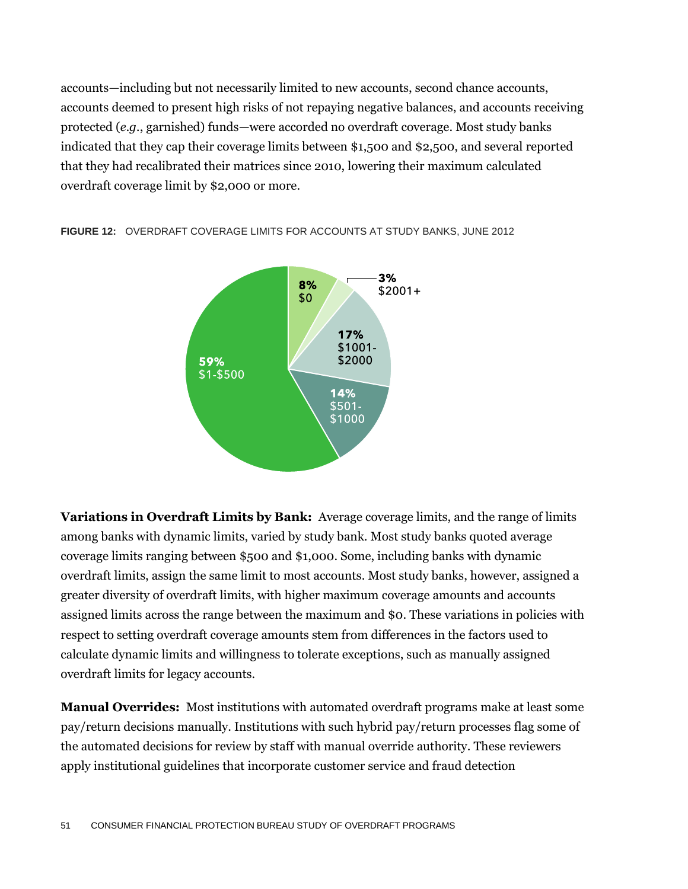accounts—including but not necessarily limited to new accounts, second chance accounts, accounts deemed to present high risks of not repaying negative balances, and accounts receiving protected (*e.g.*, garnished) funds—were accorded no overdraft coverage. Most study banks indicated that they cap their coverage limits between $1,500 and $2,500, and several reported that they had recalibrated their matrices since 2010, lowering their maximum calculated overdraft coverage limit by $2,000 or more.

**FIGURE 12:** OVERDRAFT COVERAGE LIMITS FOR ACCOUNTS AT STUDY BANKS, JUNE 2012

| Coverage limit | Share of accounts |
|---|---|
| $0 | 8% |
| $1-$500 | 59% |
| $501-$1000 | 14% |
| $1001-$2000 | 17% |
| $2001+ | 3% |

**Variations in Overdraft Limits by Bank:** Average coverage limits, and the range of limits among banks with dynamic limits, varied by study bank. Most study banks quoted average coverage limits ranging between $500 and $1,000. Some, including banks with dynamic overdraft limits, assign the same limit to most accounts. Most study banks, however, assigned a greater diversity of overdraft limits, with higher maximum coverage amounts and accounts assigned limits across the range between the maximum and $0. These variations in policies with respect to setting overdraft coverage amounts stem from differences in the factors used to calculate dynamic limits and willingness to tolerate exceptions, such as manually assigned overdraft limits for legacy accounts.

**Manual Overrides:** Most institutions with automated overdraft programs make at least some pay/return decisions manually. Institutions with such hybrid pay/return processes flag some of the automated decisions for review by staff with manual override authority. These reviewers apply institutional guidelines that incorporate customer service and fraud detection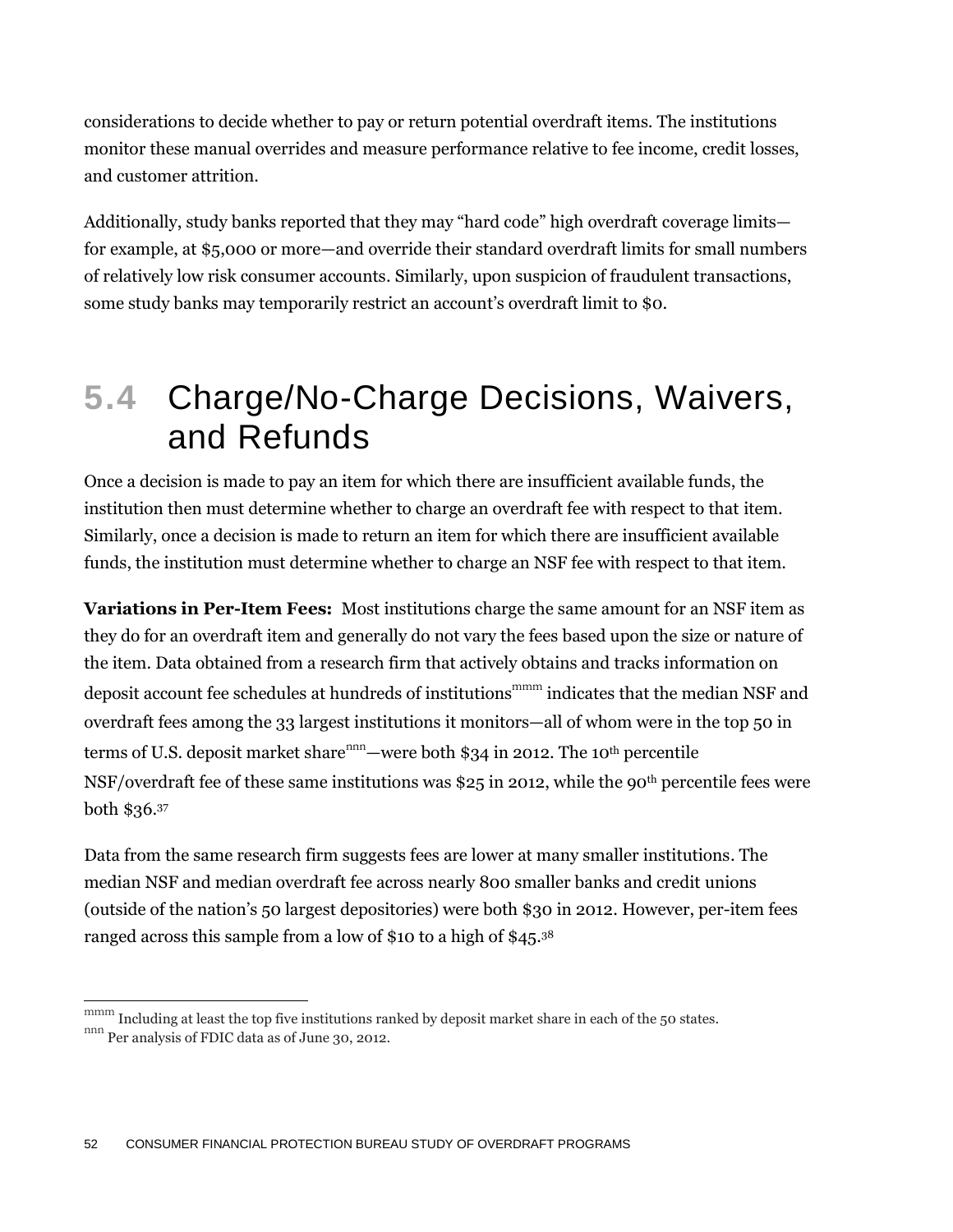considerations to decide whether to pay or return potential overdraft items. The institutions monitor these manual overrides and measure performance relative to fee income, credit losses, and customer attrition.

Additionally, study banks reported that they may "hard code" high overdraft coverage limits—for example, at $5,000 or more—and override their standard overdraft limits for small numbers of relatively low risk consumer accounts. Similarly, upon suspicion of fraudulent transactions, some study banks may temporarily restrict an account's overdraft limit to $0.

## 5.4 Charge/No-Charge Decisions, Waivers, and Refunds

Once a decision is made to pay an item for which there are insufficient available funds, the institution then must determine whether to charge an overdraft fee with respect to that item. Similarly, once a decision is made to return an item for which there are insufficient available funds, the institution must determine whether to charge an NSF fee with respect to that item.

**Variations in Per-Item Fees:** Most institutions charge the same amount for an NSF item as they do for an overdraft item and generally do not vary the fees based upon the size or nature of the item. Data obtained from a research firm that actively obtains and tracks information on deposit account fee schedules at hundreds of institutions[mmm] indicates that the median NSF and overdraft fees among the 33 largest institutions it monitors—all of whom were in the top 50 in terms of U.S. deposit market share[nnn]—were both $34 in 2012. The 10th percentile NSF/overdraft fee of these same institutions was $25 in 2012, while the 90th percentile fees were both $36.[37]

Data from the same research firm suggests fees are lower at many smaller institutions. The median NSF and median overdraft fee across nearly 800 smaller banks and credit unions (outside of the nation's 50 largest depositories) were both $30 in 2012. However, per-item fees ranged across this sample from a low of $10 to a high of $45.[38]

---

[mmm] Including at least the top five institutions ranked by deposit market share in each of the 50 states.
[nnn] Per analysis of FDIC data as of June 30, 2012.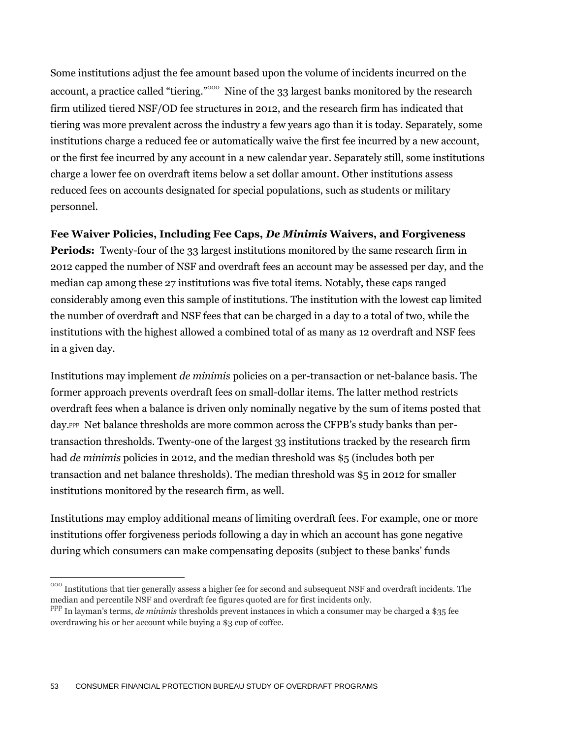Some institutions adjust the fee amount based upon the volume of incidents incurred on the account, a practice called "tiering."[ooo] Nine of the 33 largest banks monitored by the research firm utilized tiered NSF/OD fee structures in 2012, and the research firm has indicated that tiering was more prevalent across the industry a few years ago than it is today. Separately, some institutions charge a reduced fee or automatically waive the first fee incurred by a new account, or the first fee incurred by any account in a new calendar year. Separately still, some institutions charge a lower fee on overdraft items below a set dollar amount. Other institutions assess reduced fees on accounts designated for special populations, such as students or military personnel.

**Fee Waiver Policies, Including Fee Caps, *De Minimis* Waivers, and Forgiveness Periods:** Twenty-four of the 33 largest institutions monitored by the same research firm in 2012 capped the number of NSF and overdraft fees an account may be assessed per day, and the median cap among these 27 institutions was five total items. Notably, these caps ranged considerably among even this sample of institutions. The institution with the lowest cap limited the number of overdraft and NSF fees that can be charged in a day to a total of two, while the institutions with the highest allowed a combined total of as many as 12 overdraft and NSF fees in a given day.

Institutions may implement *de minimis* policies on a per-transaction or net-balance basis. The former approach prevents overdraft fees on small-dollar items. The latter method restricts overdraft fees when a balance is driven only nominally negative by the sum of items posted that day.[ppp] Net balance thresholds are more common across the CFPB's study banks than per-transaction thresholds. Twenty-one of the largest 33 institutions tracked by the research firm had *de minimis* policies in 2012, and the median threshold was $5 (includes both per transaction and net balance thresholds). The median threshold was $5 in 2012 for smaller institutions monitored by the research firm, as well.

Institutions may employ additional means of limiting overdraft fees. For example, one or more institutions offer forgiveness periods following a day in which an account has gone negative during which consumers can make compensating deposits (subject to these banks' funds

---

[ooo] Institutions that tier generally assess a higher fee for second and subsequent NSF and overdraft incidents. The median and percentile NSF and overdraft fee figures quoted are for first incidents only.

[ppp] In layman's terms, *de minimis* thresholds prevent instances in which a consumer may be charged a $35 fee overdrawing his or her account while buying a $3 cup of coffee.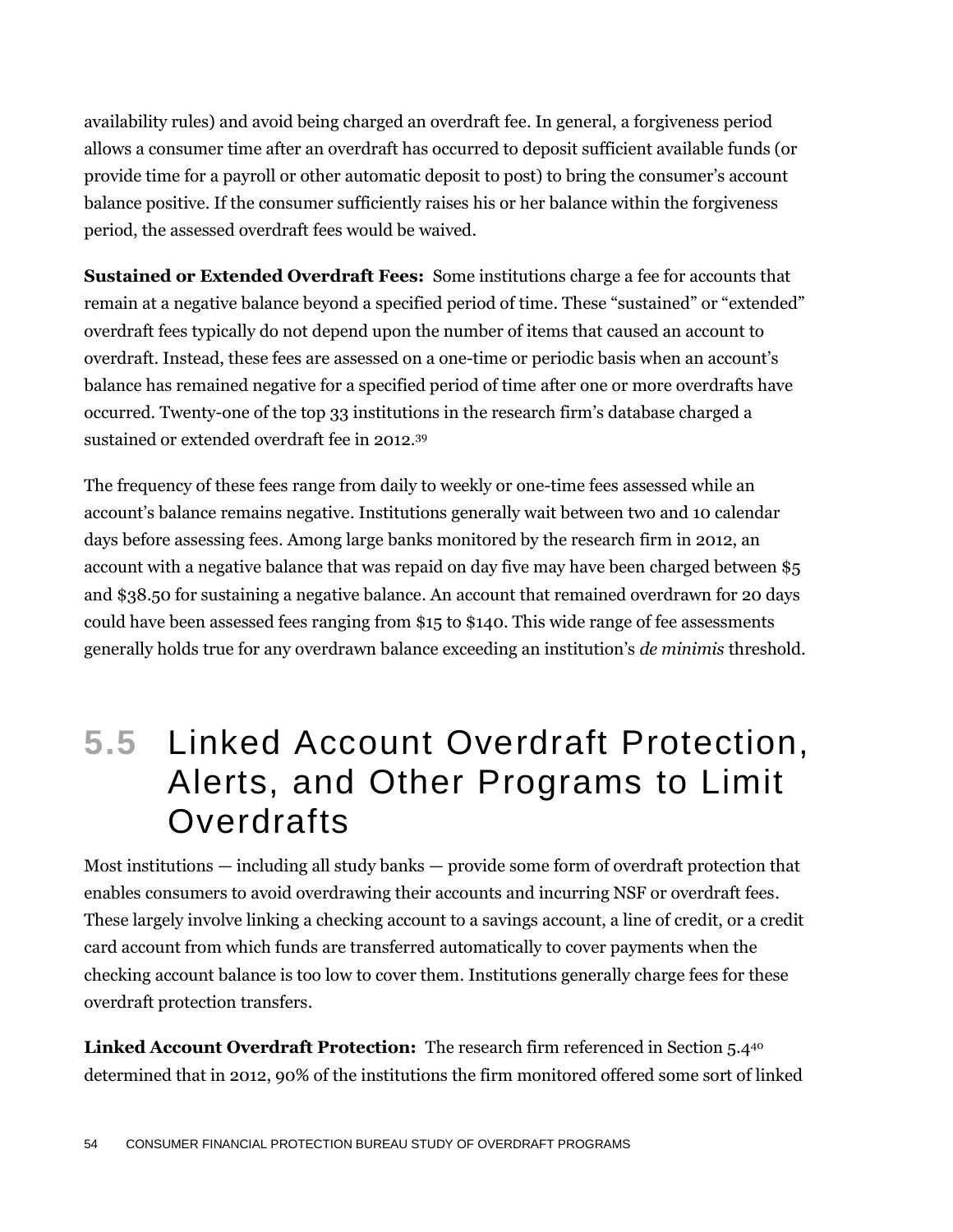availability rules) and avoid being charged an overdraft fee. In general, a forgiveness period allows a consumer time after an overdraft has occurred to deposit sufficient available funds (or provide time for a payroll or other automatic deposit to post) to bring the consumer's account balance positive. If the consumer sufficiently raises his or her balance within the forgiveness period, the assessed overdraft fees would be waived.

**Sustained or Extended Overdraft Fees:** Some institutions charge a fee for accounts that remain at a negative balance beyond a specified period of time. These "sustained" or "extended" overdraft fees typically do not depend upon the number of items that caused an account to overdraft. Instead, these fees are assessed on a one-time or periodic basis when an account's balance has remained negative for a specified period of time after one or more overdrafts have occurred. Twenty-one of the top 33 institutions in the research firm's database charged a sustained or extended overdraft fee in 2012.[39]

The frequency of these fees range from daily to weekly or one-time fees assessed while an account's balance remains negative. Institutions generally wait between two and 10 calendar days before assessing fees. Among large banks monitored by the research firm in 2012, an account with a negative balance that was repaid on day five may have been charged between $5 and $38.50 for sustaining a negative balance. An account that remained overdrawn for 20 days could have been assessed fees ranging from $15 to $140. This wide range of fee assessments generally holds true for any overdrawn balance exceeding an institution's *de minimis* threshold.

## 5.5 Linked Account Overdraft Protection, Alerts, and Other Programs to Limit Overdrafts

Most institutions — including all study banks — provide some form of overdraft protection that enables consumers to avoid overdrawing their accounts and incurring NSF or overdraft fees. These largely involve linking a checking account to a savings account, a line of credit, or a credit card account from which funds are transferred automatically to cover payments when the checking account balance is too low to cover them. Institutions generally charge fees for these overdraft protection transfers.

**Linked Account Overdraft Protection:** The research firm referenced in Section 5.4[40] determined that in 2012, 90% of the institutions the firm monitored offered some sort of linked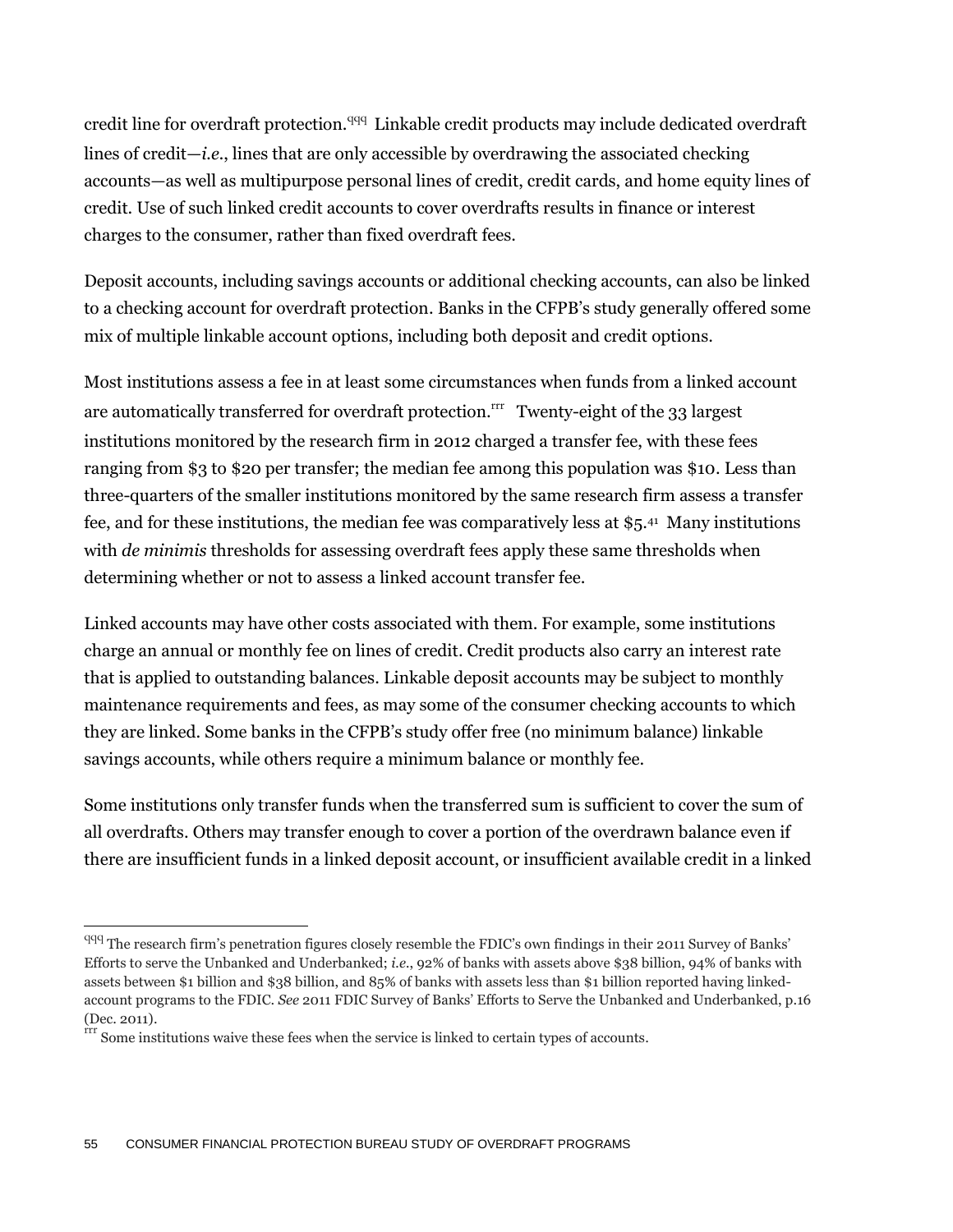credit line for overdraft protection.[qqq] Linkable credit products may include dedicated overdraft lines of credit—*i.e.*, lines that are only accessible by overdrawing the associated checking accounts—as well as multipurpose personal lines of credit, credit cards, and home equity lines of credit. Use of such linked credit accounts to cover overdrafts results in finance or interest charges to the consumer, rather than fixed overdraft fees.

Deposit accounts, including savings accounts or additional checking accounts, can also be linked to a checking account for overdraft protection. Banks in the CFPB's study generally offered some mix of multiple linkable account options, including both deposit and credit options.

Most institutions assess a fee in at least some circumstances when funds from a linked account are automatically transferred for overdraft protection.[rrr] Twenty-eight of the 33 largest institutions monitored by the research firm in 2012 charged a transfer fee, with these fees ranging from $3 to $20 per transfer; the median fee among this population was $10. Less than three-quarters of the smaller institutions monitored by the same research firm assess a transfer fee, and for these institutions, the median fee was comparatively less at $5.[41] Many institutions with *de minimis* thresholds for assessing overdraft fees apply these same thresholds when determining whether or not to assess a linked account transfer fee.

Linked accounts may have other costs associated with them. For example, some institutions charge an annual or monthly fee on lines of credit. Credit products also carry an interest rate that is applied to outstanding balances. Linkable deposit accounts may be subject to monthly maintenance requirements and fees, as may some of the consumer checking accounts to which they are linked. Some banks in the CFPB's study offer free (no minimum balance) linkable savings accounts, while others require a minimum balance or monthly fee.

Some institutions only transfer funds when the transferred sum is sufficient to cover the sum of all overdrafts. Others may transfer enough to cover a portion of the overdrawn balance even if there are insufficient funds in a linked deposit account, or insufficient available credit in a linked

---

[qqq] The research firm's penetration figures closely resemble the FDIC's own findings in their 2011 Survey of Banks' Efforts to serve the Unbanked and Underbanked; *i.e.*, 92% of banks with assets above $38 billion, 94% of banks with assets between $1 billion and $38 billion, and 85% of banks with assets less than $1 billion reported having linked-account programs to the FDIC. *See* 2011 FDIC Survey of Banks' Efforts to Serve the Unbanked and Underbanked, p.16 (Dec. 2011).

[rrr] Some institutions waive these fees when the service is linked to certain types of accounts.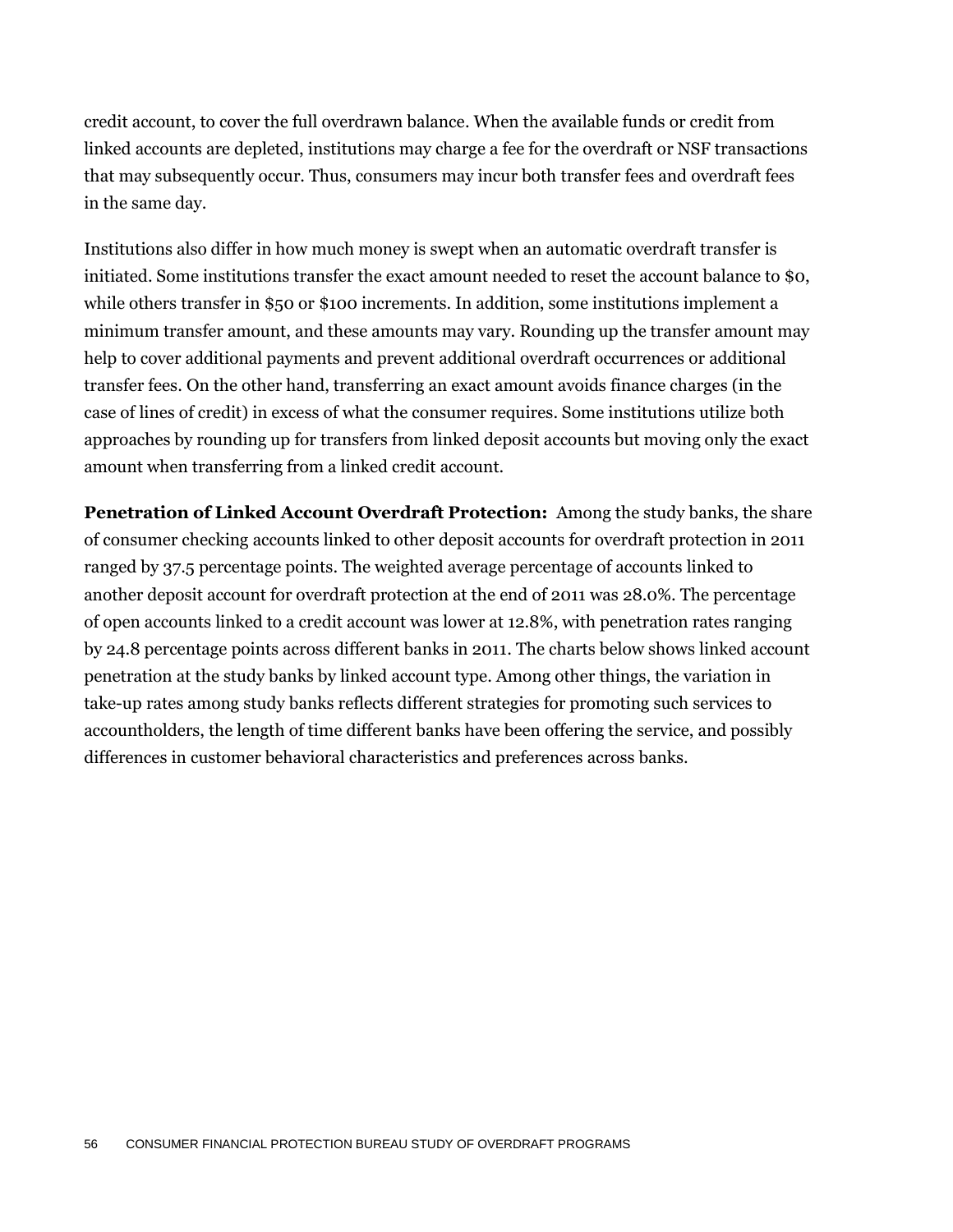credit account, to cover the full overdrawn balance. When the available funds or credit from linked accounts are depleted, institutions may charge a fee for the overdraft or NSF transactions that may subsequently occur. Thus, consumers may incur both transfer fees and overdraft fees in the same day.

Institutions also differ in how much money is swept when an automatic overdraft transfer is initiated. Some institutions transfer the exact amount needed to reset the account balance to $0, while others transfer in $50 or $100 increments. In addition, some institutions implement a minimum transfer amount, and these amounts may vary. Rounding up the transfer amount may help to cover additional payments and prevent additional overdraft occurrences or additional transfer fees. On the other hand, transferring an exact amount avoids finance charges (in the case of lines of credit) in excess of what the consumer requires. Some institutions utilize both approaches by rounding up for transfers from linked deposit accounts but moving only the exact amount when transferring from a linked credit account.

**Penetration of Linked Account Overdraft Protection:** Among the study banks, the share of consumer checking accounts linked to other deposit accounts for overdraft protection in 2011 ranged by 37.5 percentage points. The weighted average percentage of accounts linked to another deposit account for overdraft protection at the end of 2011 was 28.0%. The percentage of open accounts linked to a credit account was lower at 12.8%, with penetration rates ranging by 24.8 percentage points across different banks in 2011. The charts below shows linked account penetration at the study banks by linked account type. Among other things, the variation in take-up rates among study banks reflects different strategies for promoting such services to accountholders, the length of time different banks have been offering the service, and possibly differences in customer behavioral characteristics and preferences across banks.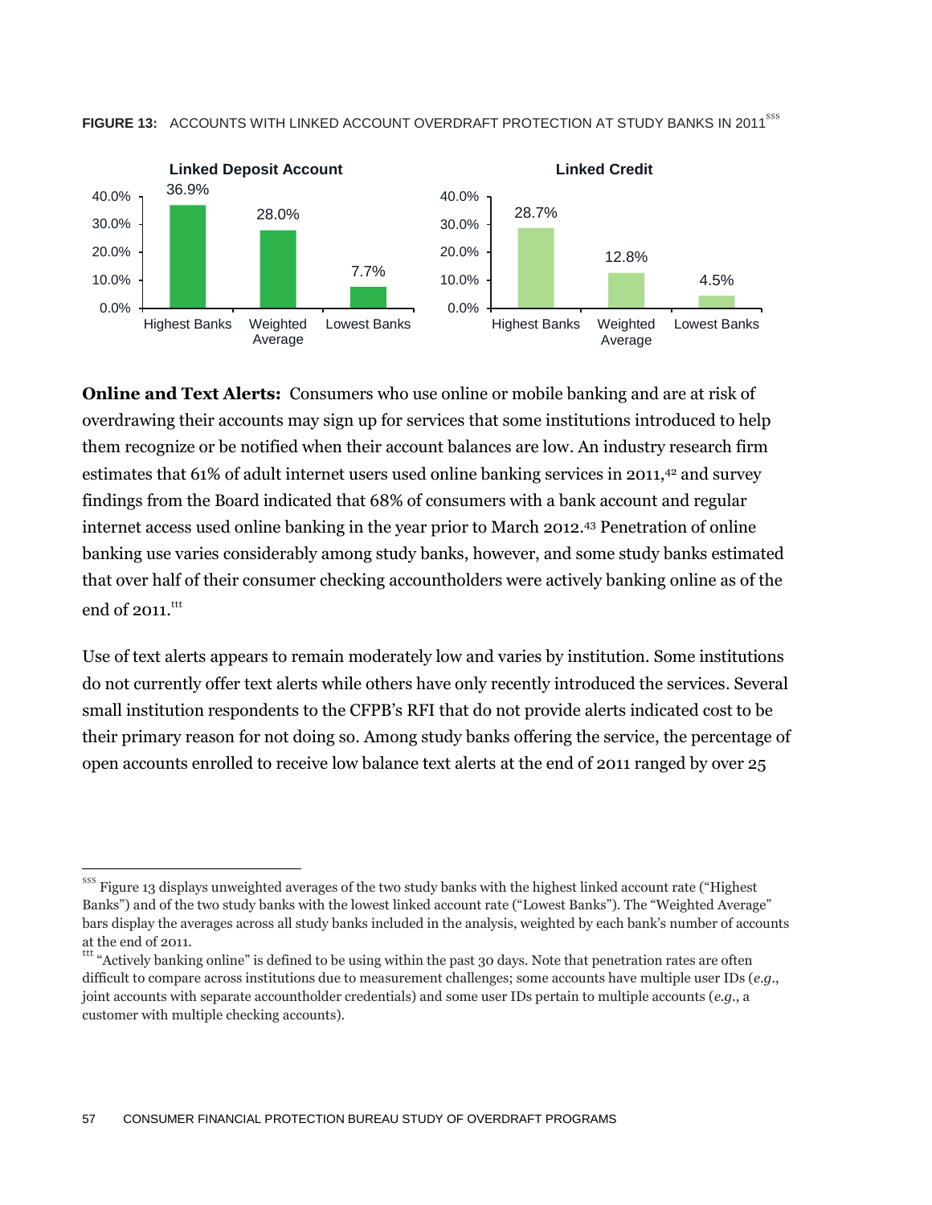**FIGURE 13:** ACCOUNTS WITH LINKED ACCOUNT OVERDRAFT PROTECTION AT STUDY BANKS IN 2011[sss]

| | Linked Deposit Account | Linked Credit |
|---|---|---|
| Highest Banks | 36.9% | 28.7% |
| Weighted Average | 28.0% | 12.8% |
| Lowest Banks | 7.7% | 4.5% |

**Online and Text Alerts:** Consumers who use online or mobile banking and are at risk of overdrawing their accounts may sign up for services that some institutions introduced to help them recognize or be notified when their account balances are low. An industry research firm estimates that 61% of adult internet users used online banking services in 2011,[42] and survey findings from the Board indicated that 68% of consumers with a bank account and regular internet access used online banking in the year prior to March 2012.[43] Penetration of online banking use varies considerably among study banks, however, and some study banks estimated that over half of their consumer checking accountholders were actively banking online as of the end of 2011.[ttt]

Use of text alerts appears to remain moderately low and varies by institution. Some institutions do not currently offer text alerts while others have only recently introduced the services. Several small institution respondents to the CFPB's RFI that do not provide alerts indicated cost to be their primary reason for not doing so. Among study banks offering the service, the percentage of open accounts enrolled to receive low balance text alerts at the end of 2011 ranged by over 25

---

[sss] Figure 13 displays unweighted averages of the two study banks with the highest linked account rate ("Highest Banks") and of the two study banks with the lowest linked account rate ("Lowest Banks"). The "Weighted Average" bars display the averages across all study banks included in the analysis, weighted by each bank's number of accounts at the end of 2011.

[ttt] "Actively banking online" is defined to be using within the past 30 days. Note that penetration rates are often difficult to compare across institutions due to measurement challenges; some accounts have multiple user IDs (*e.g.*, joint accounts with separate accountholder credentials) and some user IDs pertain to multiple accounts (*e.g.*, a customer with multiple checking accounts).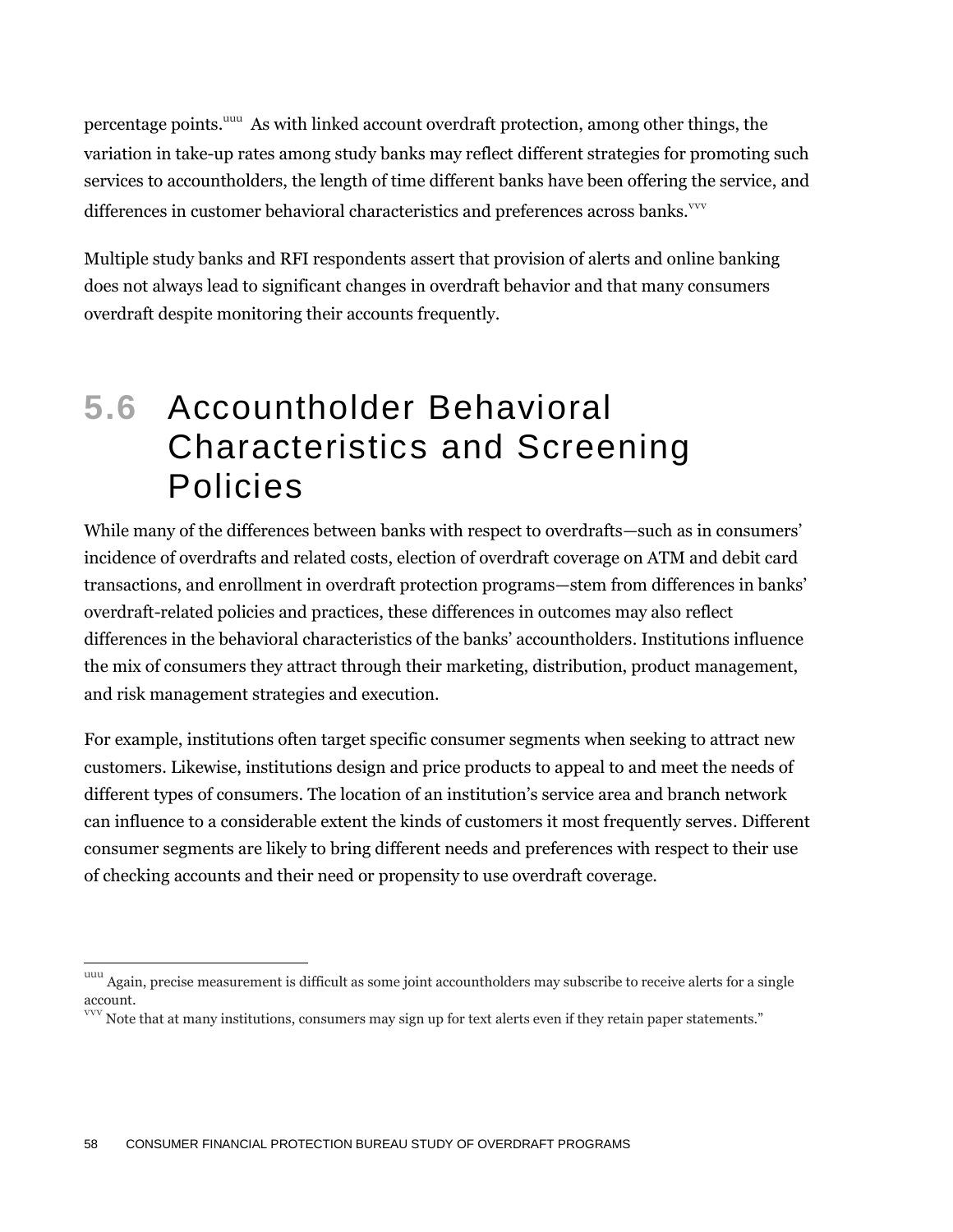percentage points.[uuu] As with linked account overdraft protection, among other things, the variation in take-up rates among study banks may reflect different strategies for promoting such services to accountholders, the length of time different banks have been offering the service, and differences in customer behavioral characteristics and preferences across banks.[vvv]

Multiple study banks and RFI respondents assert that provision of alerts and online banking does not always lead to significant changes in overdraft behavior and that many consumers overdraft despite monitoring their accounts frequently.

## 5.6 Accountholder Behavioral Characteristics and Screening Policies

While many of the differences between banks with respect to overdrafts—such as in consumers' incidence of overdrafts and related costs, election of overdraft coverage on ATM and debit card transactions, and enrollment in overdraft protection programs—stem from differences in banks' overdraft-related policies and practices, these differences in outcomes may also reflect differences in the behavioral characteristics of the banks' accountholders. Institutions influence the mix of consumers they attract through their marketing, distribution, product management, and risk management strategies and execution.

For example, institutions often target specific consumer segments when seeking to attract new customers. Likewise, institutions design and price products to appeal to and meet the needs of different types of consumers. The location of an institution's service area and branch network can influence to a considerable extent the kinds of customers it most frequently serves. Different consumer segments are likely to bring different needs and preferences with respect to their use of checking accounts and their need or propensity to use overdraft coverage.

---

[uuu] Again, precise measurement is difficult as some joint accountholders may subscribe to receive alerts for a single account.

[vvv] Note that at many institutions, consumers may sign up for text alerts even if they retain paper statements."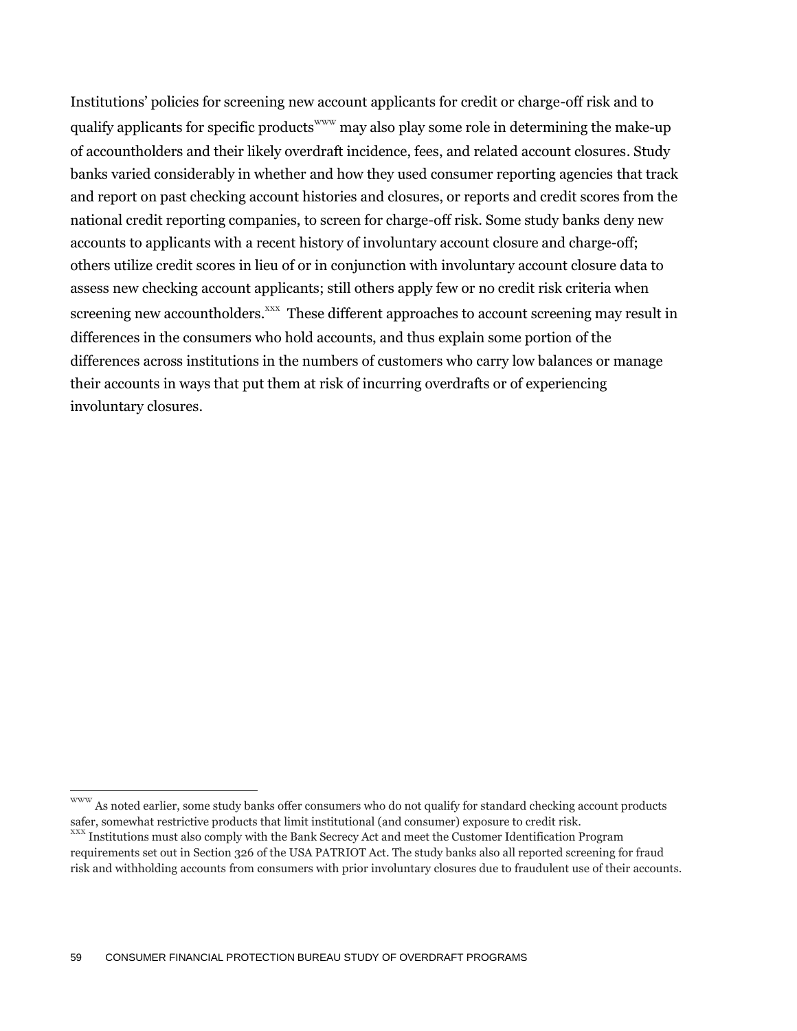Institutions' policies for screening new account applicants for credit or charge-off risk and to qualify applicants for specific products[www] may also play some role in determining the make-up of accountholders and their likely overdraft incidence, fees, and related account closures. Study banks varied considerably in whether and how they used consumer reporting agencies that track and report on past checking account histories and closures, or reports and credit scores from the national credit reporting companies, to screen for charge-off risk. Some study banks deny new accounts to applicants with a recent history of involuntary account closure and charge-off; others utilize credit scores in lieu of or in conjunction with involuntary account closure data to assess new checking account applicants; still others apply few or no credit risk criteria when screening new accountholders.[xxx] These different approaches to account screening may result in differences in the consumers who hold accounts, and thus explain some portion of the differences across institutions in the numbers of customers who carry low balances or manage their accounts in ways that put them at risk of incurring overdrafts or of experiencing involuntary closures.

---

[www] As noted earlier, some study banks offer consumers who do not qualify for standard checking account products safer, somewhat restrictive products that limit institutional (and consumer) exposure to credit risk.

[xxx] Institutions must also comply with the Bank Secrecy Act and meet the Customer Identification Program requirements set out in Section 326 of the USA PATRIOT Act. The study banks also all reported screening for fraud risk and withholding accounts from consumers with prior involuntary closures due to fraudulent use of their accounts.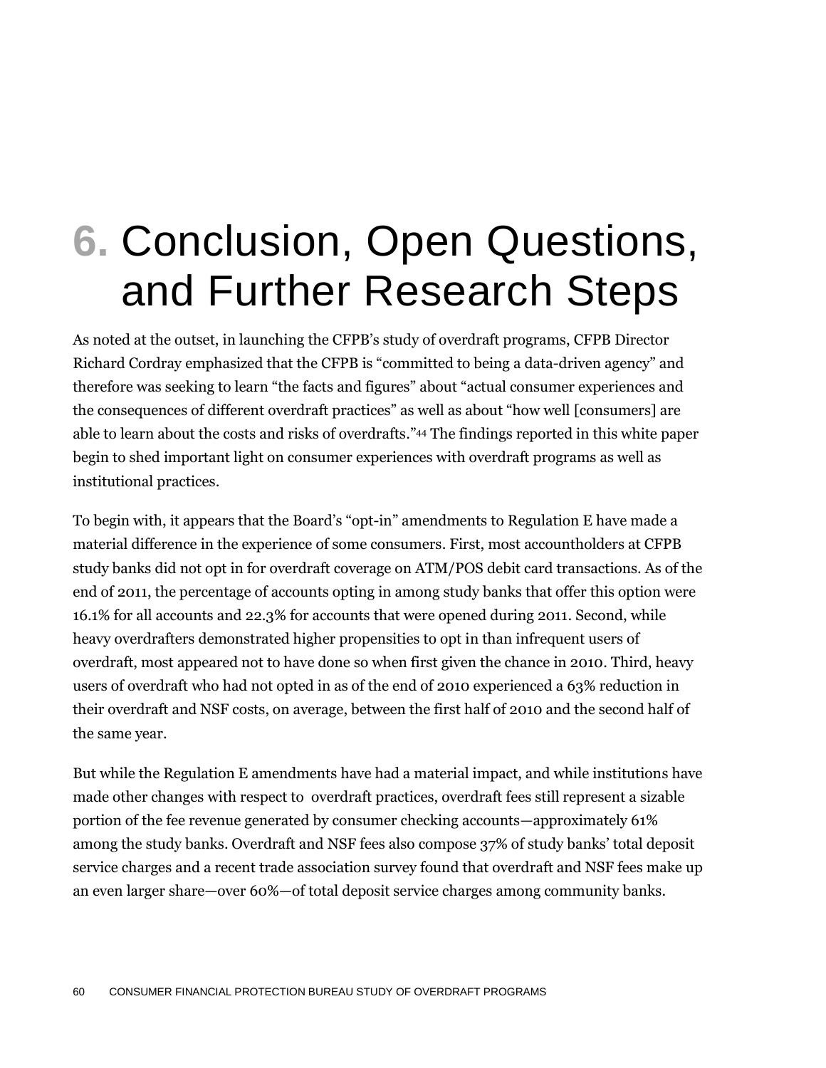# 6. Conclusion, Open Questions, and Further Research Steps

As noted at the outset, in launching the CFPB's study of overdraft programs, CFPB Director Richard Cordray emphasized that the CFPB is "committed to being a data-driven agency" and therefore was seeking to learn "the facts and figures" about "actual consumer experiences and the consequences of different overdraft practices" as well as about "how well [consumers] are able to learn about the costs and risks of overdrafts."[44] The findings reported in this white paper begin to shed important light on consumer experiences with overdraft programs as well as institutional practices.

To begin with, it appears that the Board's "opt-in" amendments to Regulation E have made a material difference in the experience of some consumers. First, most accountholders at CFPB study banks did not opt in for overdraft coverage on ATM/POS debit card transactions. As of the end of 2011, the percentage of accounts opting in among study banks that offer this option were 16.1% for all accounts and 22.3% for accounts that were opened during 2011. Second, while heavy overdrafters demonstrated higher propensities to opt in than infrequent users of overdraft, most appeared not to have done so when first given the chance in 2010. Third, heavy users of overdraft who had not opted in as of the end of 2010 experienced a 63% reduction in their overdraft and NSF costs, on average, between the first half of 2010 and the second half of the same year.

But while the Regulation E amendments have had a material impact, and while institutions have made other changes with respect to overdraft practices, overdraft fees still represent a sizable portion of the fee revenue generated by consumer checking accounts—approximately 61% among the study banks. Overdraft and NSF fees also compose 37% of study banks' total deposit service charges and a recent trade association survey found that overdraft and NSF fees make up an even larger share—over 60%—of total deposit service charges among community banks.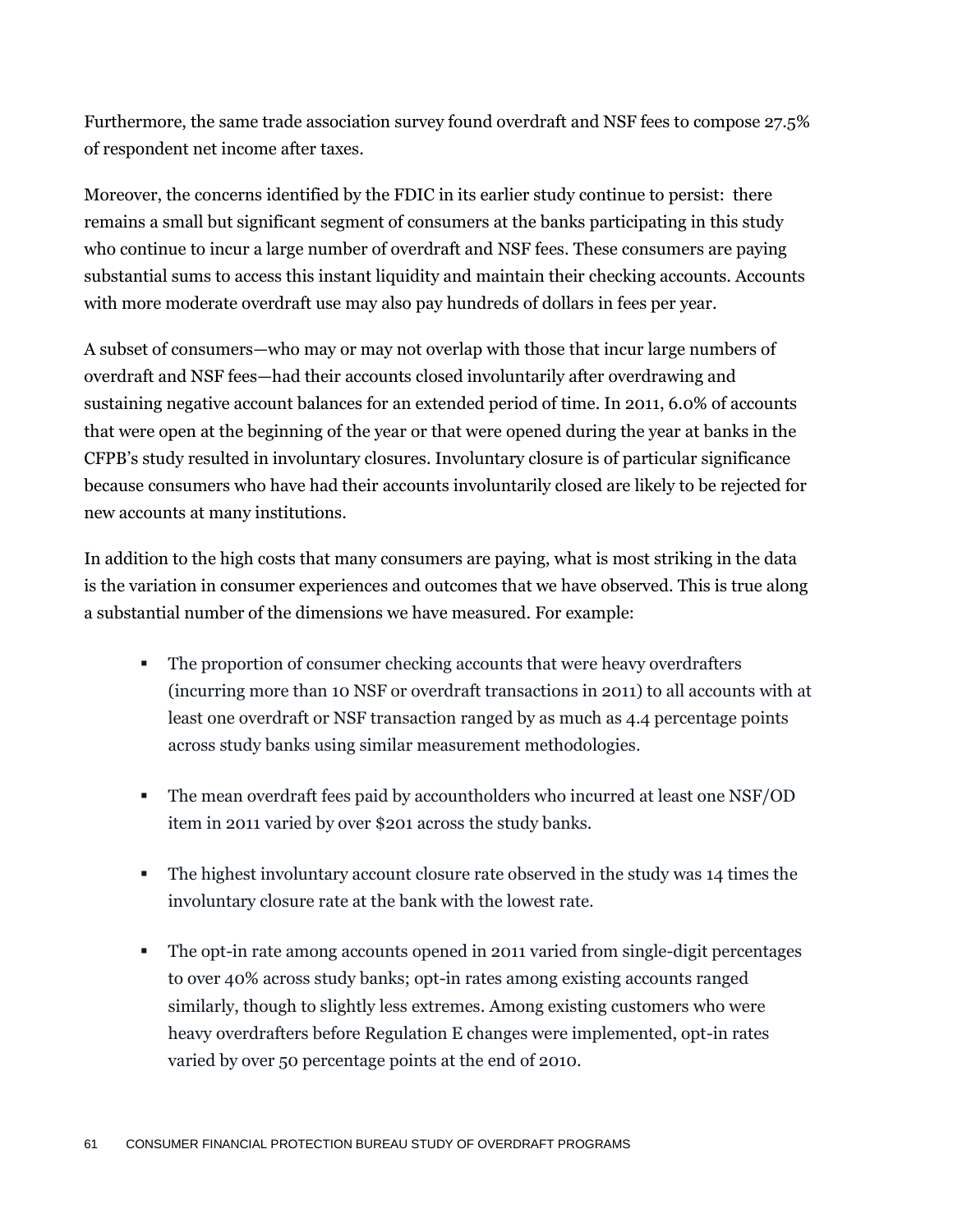Furthermore, the same trade association survey found overdraft and NSF fees to compose 27.5% of respondent net income after taxes.

Moreover, the concerns identified by the FDIC in its earlier study continue to persist: there remains a small but significant segment of consumers at the banks participating in this study who continue to incur a large number of overdraft and NSF fees. These consumers are paying substantial sums to access this instant liquidity and maintain their checking accounts. Accounts with more moderate overdraft use may also pay hundreds of dollars in fees per year.

A subset of consumers—who may or may not overlap with those that incur large numbers of overdraft and NSF fees—had their accounts closed involuntarily after overdrawing and sustaining negative account balances for an extended period of time. In 2011, 6.0% of accounts that were open at the beginning of the year or that were opened during the year at banks in the CFPB's study resulted in involuntary closures. Involuntary closure is of particular significance because consumers who have had their accounts involuntarily closed are likely to be rejected for new accounts at many institutions.

In addition to the high costs that many consumers are paying, what is most striking in the data is the variation in consumer experiences and outcomes that we have observed. This is true along a substantial number of the dimensions we have measured. For example:

- The proportion of consumer checking accounts that were heavy overdrafters (incurring more than 10 NSF or overdraft transactions in 2011) to all accounts with at least one overdraft or NSF transaction ranged by as much as 4.4 percentage points across study banks using similar measurement methodologies.

- The mean overdraft fees paid by accountholders who incurred at least one NSF/OD item in 2011 varied by over $201 across the study banks.

- The highest involuntary account closure rate observed in the study was 14 times the involuntary closure rate at the bank with the lowest rate.

- The opt-in rate among accounts opened in 2011 varied from single-digit percentages to over 40% across study banks; opt-in rates among existing accounts ranged similarly, though to slightly less extremes. Among existing customers who were heavy overdrafters before Regulation E changes were implemented, opt-in rates varied by over 50 percentage points at the end of 2010.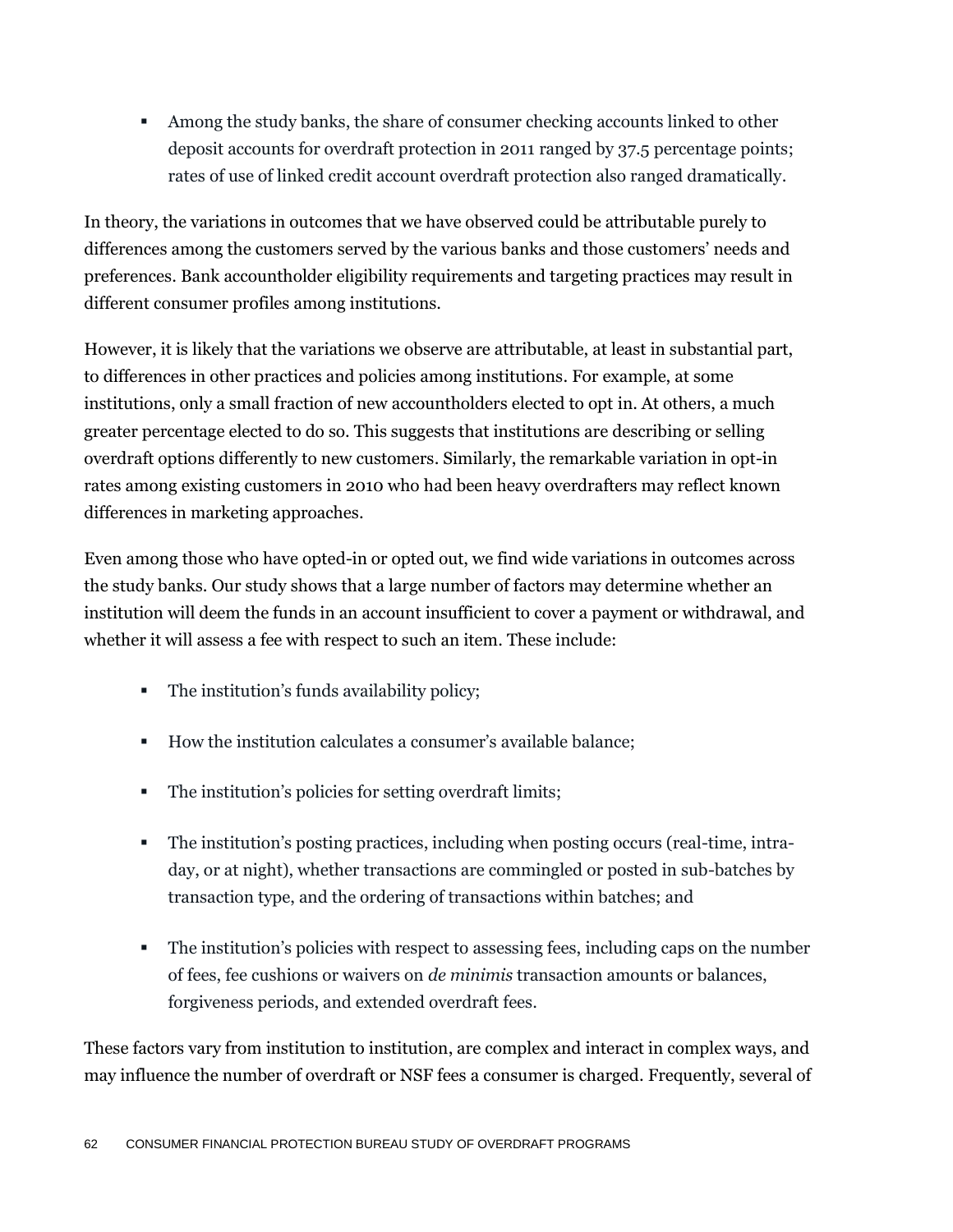- Among the study banks, the share of consumer checking accounts linked to other deposit accounts for overdraft protection in 2011 ranged by 37.5 percentage points; rates of use of linked credit account overdraft protection also ranged dramatically.

In theory, the variations in outcomes that we have observed could be attributable purely to differences among the customers served by the various banks and those customers' needs and preferences. Bank accountholder eligibility requirements and targeting practices may result in different consumer profiles among institutions.

However, it is likely that the variations we observe are attributable, at least in substantial part, to differences in other practices and policies among institutions. For example, at some institutions, only a small fraction of new accountholders elected to opt in. At others, a much greater percentage elected to do so. This suggests that institutions are describing or selling overdraft options differently to new customers. Similarly, the remarkable variation in opt-in rates among existing customers in 2010 who had been heavy overdrafters may reflect known differences in marketing approaches.

Even among those who have opted-in or opted out, we find wide variations in outcomes across the study banks. Our study shows that a large number of factors may determine whether an institution will deem the funds in an account insufficient to cover a payment or withdrawal, and whether it will assess a fee with respect to such an item. These include:

- The institution's funds availability policy;
- How the institution calculates a consumer's available balance;
- The institution's policies for setting overdraft limits;
- The institution's posting practices, including when posting occurs (real-time, intra-day, or at night), whether transactions are commingled or posted in sub-batches by transaction type, and the ordering of transactions within batches; and
- The institution's policies with respect to assessing fees, including caps on the number of fees, fee cushions or waivers on *de minimis* transaction amounts or balances, forgiveness periods, and extended overdraft fees.

These factors vary from institution to institution, are complex and interact in complex ways, and may influence the number of overdraft or NSF fees a consumer is charged. Frequently, several of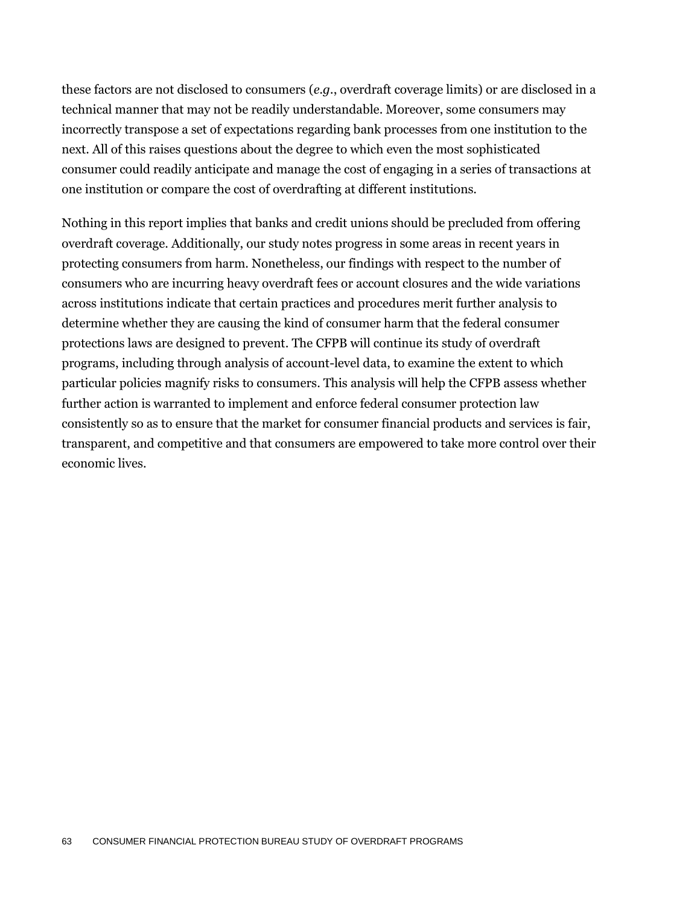these factors are not disclosed to consumers (*e.g.*, overdraft coverage limits) or are disclosed in a technical manner that may not be readily understandable. Moreover, some consumers may incorrectly transpose a set of expectations regarding bank processes from one institution to the next. All of this raises questions about the degree to which even the most sophisticated consumer could readily anticipate and manage the cost of engaging in a series of transactions at one institution or compare the cost of overdrafting at different institutions.

Nothing in this report implies that banks and credit unions should be precluded from offering overdraft coverage. Additionally, our study notes progress in some areas in recent years in protecting consumers from harm. Nonetheless, our findings with respect to the number of consumers who are incurring heavy overdraft fees or account closures and the wide variations across institutions indicate that certain practices and procedures merit further analysis to determine whether they are causing the kind of consumer harm that the federal consumer protections laws are designed to prevent. The CFPB will continue its study of overdraft programs, including through analysis of account-level data, to examine the extent to which particular policies magnify risks to consumers. This analysis will help the CFPB assess whether further action is warranted to implement and enforce federal consumer protection law consistently so as to ensure that the market for consumer financial products and services is fair, transparent, and competitive and that consumers are empowered to take more control over their economic lives.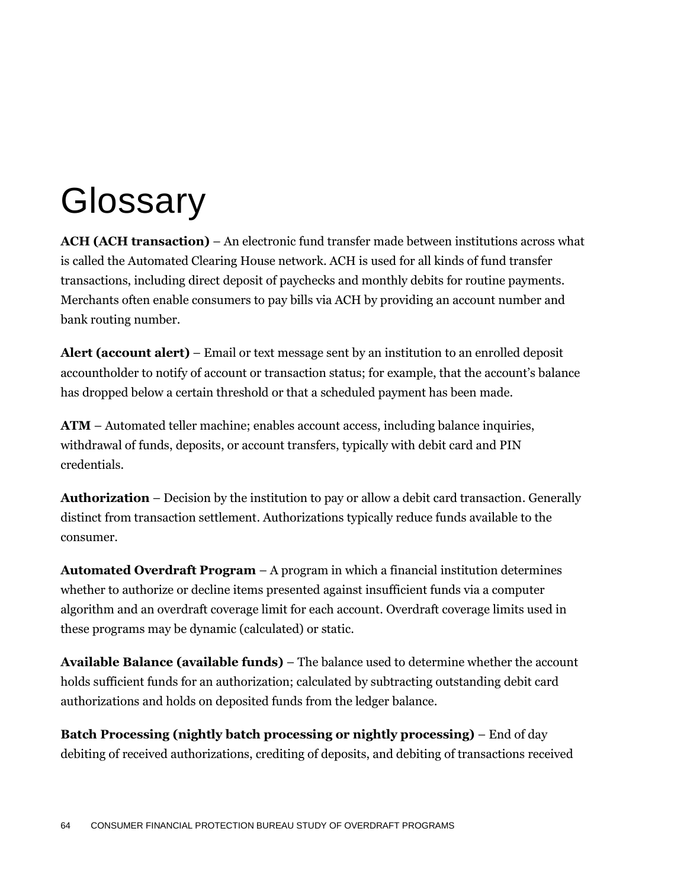# Glossary

**ACH (ACH transaction)** – An electronic fund transfer made between institutions across what is called the Automated Clearing House network. ACH is used for all kinds of fund transfer transactions, including direct deposit of paychecks and monthly debits for routine payments. Merchants often enable consumers to pay bills via ACH by providing an account number and bank routing number.

**Alert (account alert)** – Email or text message sent by an institution to an enrolled deposit accountholder to notify of account or transaction status; for example, that the account's balance has dropped below a certain threshold or that a scheduled payment has been made.

**ATM** – Automated teller machine; enables account access, including balance inquiries, withdrawal of funds, deposits, or account transfers, typically with debit card and PIN credentials.

**Authorization** – Decision by the institution to pay or allow a debit card transaction. Generally distinct from transaction settlement. Authorizations typically reduce funds available to the consumer.

**Automated Overdraft Program** – A program in which a financial institution determines whether to authorize or decline items presented against insufficient funds via a computer algorithm and an overdraft coverage limit for each account. Overdraft coverage limits used in these programs may be dynamic (calculated) or static.

**Available Balance (available funds)** – The balance used to determine whether the account holds sufficient funds for an authorization; calculated by subtracting outstanding debit card authorizations and holds on deposited funds from the ledger balance.

**Batch Processing (nightly batch processing or nightly processing)** – End of day debiting of received authorizations, crediting of deposits, and debiting of transactions received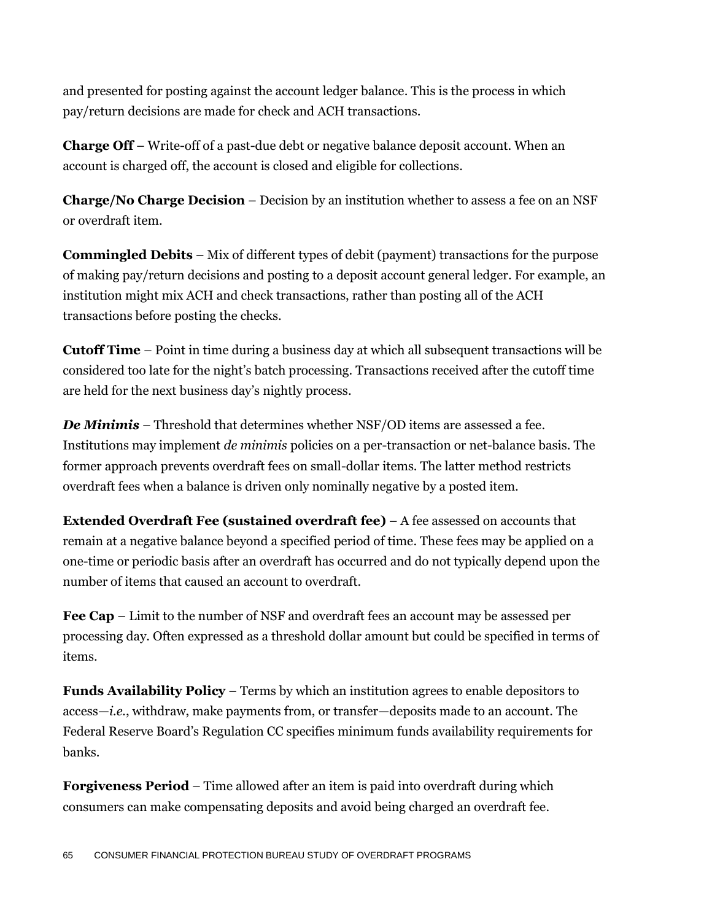and presented for posting against the account ledger balance. This is the process in which pay/return decisions are made for check and ACH transactions.

**Charge Off** – Write-off of a past-due debt or negative balance deposit account. When an account is charged off, the account is closed and eligible for collections.

**Charge/No Charge Decision** – Decision by an institution whether to assess a fee on an NSF or overdraft item.

**Commingled Debits** – Mix of different types of debit (payment) transactions for the purpose of making pay/return decisions and posting to a deposit account general ledger. For example, an institution might mix ACH and check transactions, rather than posting all of the ACH transactions before posting the checks.

**Cutoff Time** – Point in time during a business day at which all subsequent transactions will be considered too late for the night's batch processing. Transactions received after the cutoff time are held for the next business day's nightly process.

***De Minimis*** – Threshold that determines whether NSF/OD items are assessed a fee. Institutions may implement *de minimis* policies on a per-transaction or net-balance basis. The former approach prevents overdraft fees on small-dollar items. The latter method restricts overdraft fees when a balance is driven only nominally negative by a posted item.

**Extended Overdraft Fee (sustained overdraft fee)** – A fee assessed on accounts that remain at a negative balance beyond a specified period of time. These fees may be applied on a one-time or periodic basis after an overdraft has occurred and do not typically depend upon the number of items that caused an account to overdraft.

**Fee Cap** – Limit to the number of NSF and overdraft fees an account may be assessed per processing day. Often expressed as a threshold dollar amount but could be specified in terms of items.

**Funds Availability Policy** – Terms by which an institution agrees to enable depositors to access—*i.e.*, withdraw, make payments from, or transfer—deposits made to an account. The Federal Reserve Board's Regulation CC specifies minimum funds availability requirements for banks.

**Forgiveness Period** – Time allowed after an item is paid into overdraft during which consumers can make compensating deposits and avoid being charged an overdraft fee.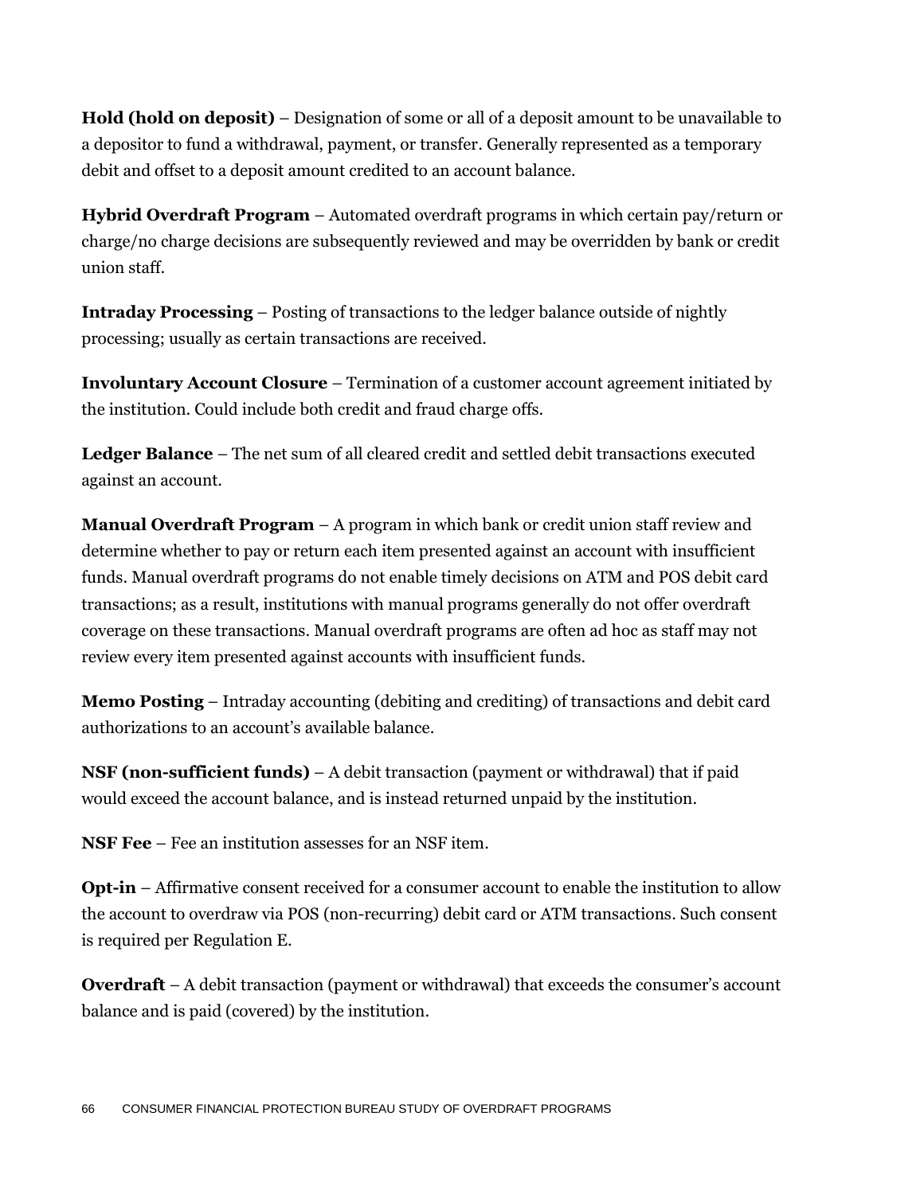**Hold (hold on deposit)** – Designation of some or all of a deposit amount to be unavailable to a depositor to fund a withdrawal, payment, or transfer. Generally represented as a temporary debit and offset to a deposit amount credited to an account balance.

**Hybrid Overdraft Program** – Automated overdraft programs in which certain pay/return or charge/no charge decisions are subsequently reviewed and may be overridden by bank or credit union staff.

**Intraday Processing** – Posting of transactions to the ledger balance outside of nightly processing; usually as certain transactions are received.

**Involuntary Account Closure** – Termination of a customer account agreement initiated by the institution. Could include both credit and fraud charge offs.

**Ledger Balance** – The net sum of all cleared credit and settled debit transactions executed against an account.

**Manual Overdraft Program** – A program in which bank or credit union staff review and determine whether to pay or return each item presented against an account with insufficient funds. Manual overdraft programs do not enable timely decisions on ATM and POS debit card transactions; as a result, institutions with manual programs generally do not offer overdraft coverage on these transactions. Manual overdraft programs are often ad hoc as staff may not review every item presented against accounts with insufficient funds.

**Memo Posting** – Intraday accounting (debiting and crediting) of transactions and debit card authorizations to an account's available balance.

**NSF (non-sufficient funds)** – A debit transaction (payment or withdrawal) that if paid would exceed the account balance, and is instead returned unpaid by the institution.

**NSF Fee** – Fee an institution assesses for an NSF item.

**Opt-in** – Affirmative consent received for a consumer account to enable the institution to allow the account to overdraw via POS (non-recurring) debit card or ATM transactions. Such consent is required per Regulation E.

**Overdraft** – A debit transaction (payment or withdrawal) that exceeds the consumer's account balance and is paid (covered) by the institution.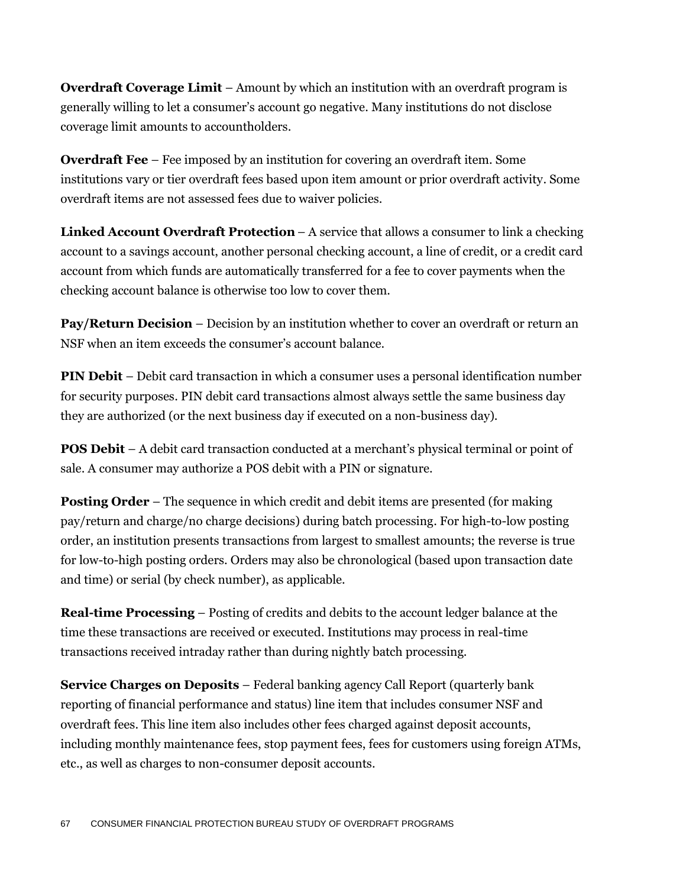**Overdraft Coverage Limit** – Amount by which an institution with an overdraft program is generally willing to let a consumer's account go negative. Many institutions do not disclose coverage limit amounts to accountholders.

**Overdraft Fee** – Fee imposed by an institution for covering an overdraft item. Some institutions vary or tier overdraft fees based upon item amount or prior overdraft activity. Some overdraft items are not assessed fees due to waiver policies.

**Linked Account Overdraft Protection** – A service that allows a consumer to link a checking account to a savings account, another personal checking account, a line of credit, or a credit card account from which funds are automatically transferred for a fee to cover payments when the checking account balance is otherwise too low to cover them.

**Pay/Return Decision** – Decision by an institution whether to cover an overdraft or return an NSF when an item exceeds the consumer's account balance.

**PIN Debit** – Debit card transaction in which a consumer uses a personal identification number for security purposes. PIN debit card transactions almost always settle the same business day they are authorized (or the next business day if executed on a non-business day).

**POS Debit** – A debit card transaction conducted at a merchant's physical terminal or point of sale. A consumer may authorize a POS debit with a PIN or signature.

**Posting Order** – The sequence in which credit and debit items are presented (for making pay/return and charge/no charge decisions) during batch processing. For high-to-low posting order, an institution presents transactions from largest to smallest amounts; the reverse is true for low-to-high posting orders. Orders may also be chronological (based upon transaction date and time) or serial (by check number), as applicable.

**Real-time Processing** – Posting of credits and debits to the account ledger balance at the time these transactions are received or executed. Institutions may process in real-time transactions received intraday rather than during nightly batch processing.

**Service Charges on Deposits** – Federal banking agency Call Report (quarterly bank reporting of financial performance and status) line item that includes consumer NSF and overdraft fees. This line item also includes other fees charged against deposit accounts, including monthly maintenance fees, stop payment fees, fees for customers using foreign ATMs, etc., as well as charges to non-consumer deposit accounts.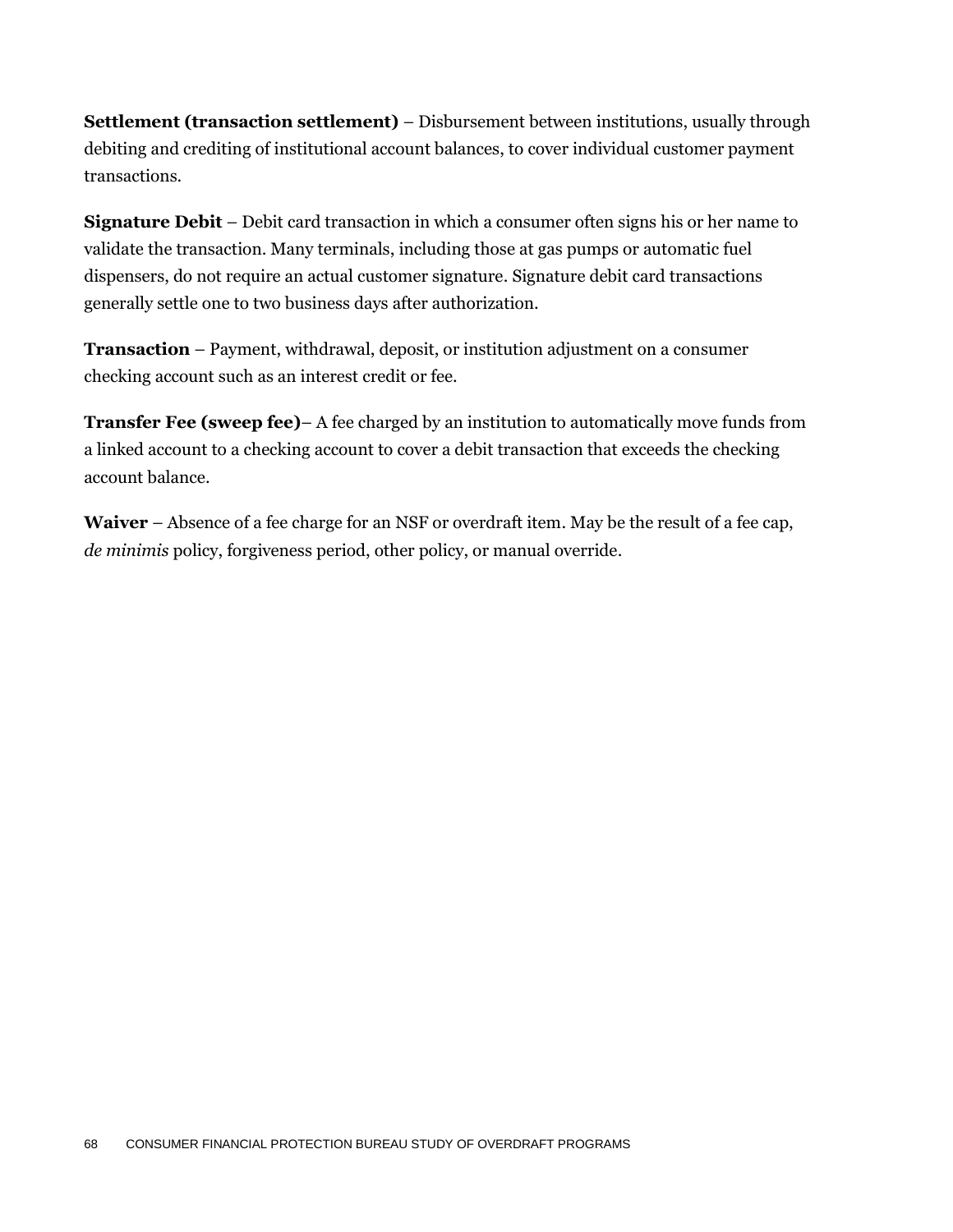**Settlement (transaction settlement)** – Disbursement between institutions, usually through debiting and crediting of institutional account balances, to cover individual customer payment transactions.

**Signature Debit** – Debit card transaction in which a consumer often signs his or her name to validate the transaction. Many terminals, including those at gas pumps or automatic fuel dispensers, do not require an actual customer signature. Signature debit card transactions generally settle one to two business days after authorization.

**Transaction** – Payment, withdrawal, deposit, or institution adjustment on a consumer checking account such as an interest credit or fee.

**Transfer Fee (sweep fee)**– A fee charged by an institution to automatically move funds from a linked account to a checking account to cover a debit transaction that exceeds the checking account balance.

**Waiver** – Absence of a fee charge for an NSF or overdraft item. May be the result of a fee cap, *de minimis* policy, forgiveness period, other policy, or manual override.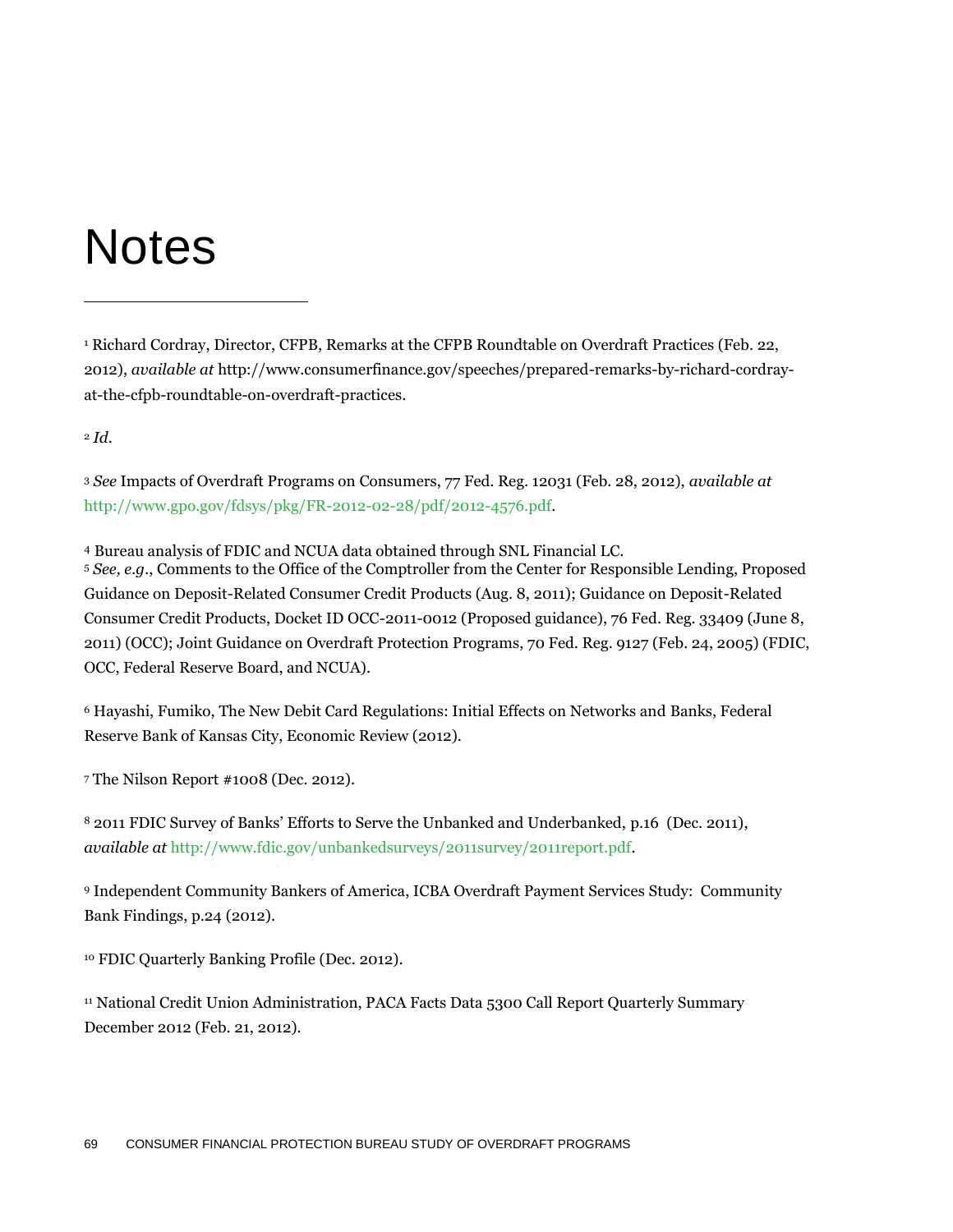# Notes

[1] Richard Cordray, Director, CFPB, Remarks at the CFPB Roundtable on Overdraft Practices (Feb. 22, 2012), *available at* http://www.consumerfinance.gov/speeches/prepared-remarks-by-richard-cordray-at-the-cfpb-roundtable-on-overdraft-practices.

[2] *Id.*

[3] *See* Impacts of Overdraft Programs on Consumers, 77 Fed. Reg. 12031 (Feb. 28, 2012), *available at* http://www.gpo.gov/fdsys/pkg/FR-2012-02-28/pdf/2012-4576.pdf.

[4] Bureau analysis of FDIC and NCUA data obtained through SNL Financial LC.

[5] *See, e.g.*, Comments to the Office of the Comptroller from the Center for Responsible Lending, Proposed Guidance on Deposit-Related Consumer Credit Products (Aug. 8, 2011); Guidance on Deposit-Related Consumer Credit Products, Docket ID OCC-2011-0012 (Proposed guidance), 76 Fed. Reg. 33409 (June 8, 2011) (OCC); Joint Guidance on Overdraft Protection Programs, 70 Fed. Reg. 9127 (Feb. 24, 2005) (FDIC, OCC, Federal Reserve Board, and NCUA).

[6] Hayashi, Fumiko, The New Debit Card Regulations: Initial Effects on Networks and Banks, Federal Reserve Bank of Kansas City, Economic Review (2012).

[7] The Nilson Report #1008 (Dec. 2012).

[8] 2011 FDIC Survey of Banks' Efforts to Serve the Unbanked and Underbanked, p.16 (Dec. 2011), *available at* http://www.fdic.gov/unbankedsurveys/2011survey/2011report.pdf.

[9] Independent Community Bankers of America, ICBA Overdraft Payment Services Study: Community Bank Findings, p.24 (2012).

[10] FDIC Quarterly Banking Profile (Dec. 2012).

[11] National Credit Union Administration, PACA Facts Data 5300 Call Report Quarterly Summary December 2012 (Feb. 21, 2012).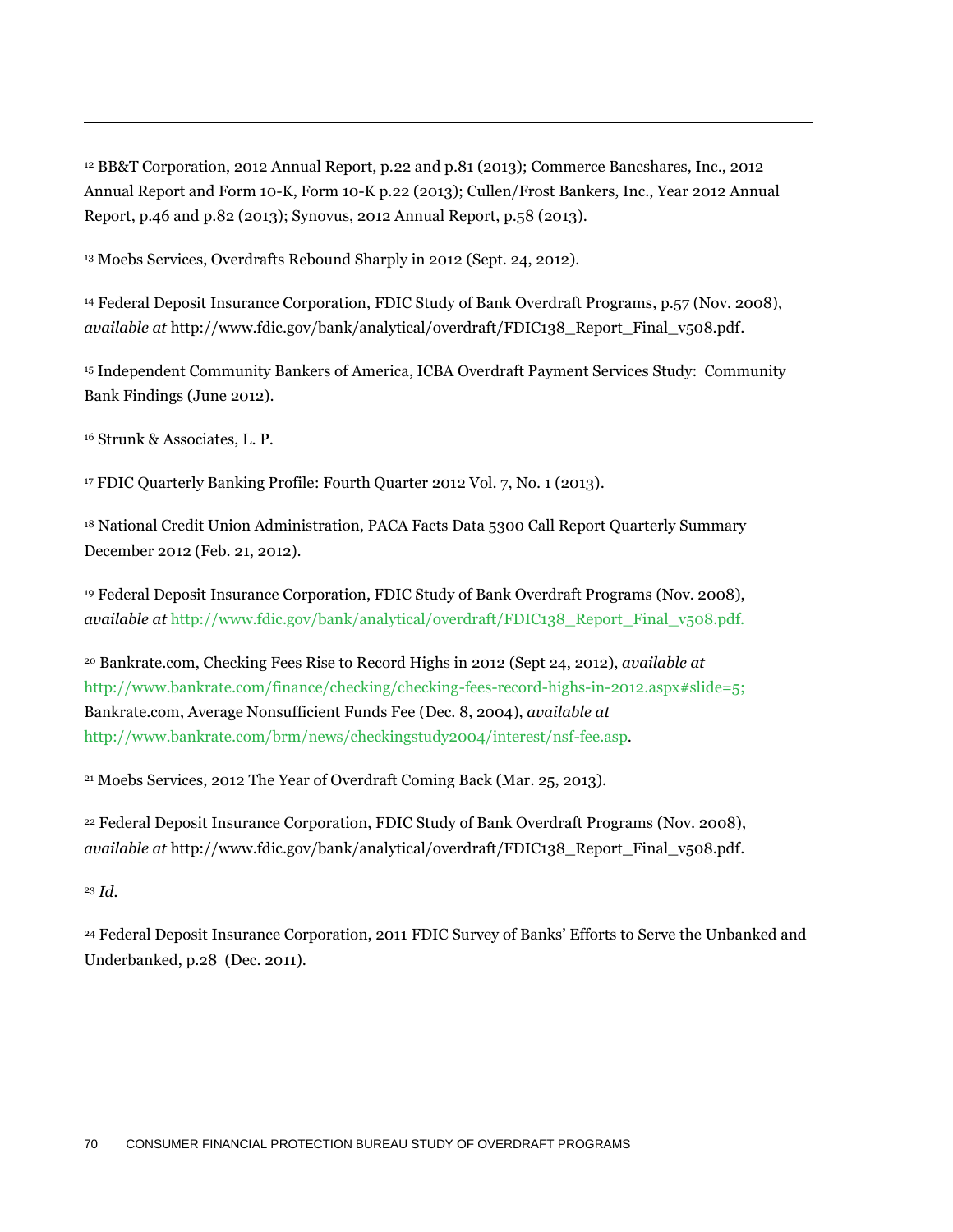[12] BB&T Corporation, 2012 Annual Report, p.22 and p.81 (2013); Commerce Bancshares, Inc., 2012 Annual Report and Form 10-K, Form 10-K p.22 (2013); Cullen/Frost Bankers, Inc., Year 2012 Annual Report, p.46 and p.82 (2013); Synovus, 2012 Annual Report, p.58 (2013).

[13] Moebs Services, Overdrafts Rebound Sharply in 2012 (Sept. 24, 2012).

[14] Federal Deposit Insurance Corporation, FDIC Study of Bank Overdraft Programs, p.57 (Nov. 2008), *available at* http://www.fdic.gov/bank/analytical/overdraft/FDIC138_Report_Final_v508.pdf.

[15] Independent Community Bankers of America, ICBA Overdraft Payment Services Study: Community Bank Findings (June 2012).

[16] Strunk & Associates, L. P.

[17] FDIC Quarterly Banking Profile: Fourth Quarter 2012 Vol. 7, No. 1 (2013).

[18] National Credit Union Administration, PACA Facts Data 5300 Call Report Quarterly Summary December 2012 (Feb. 21, 2012).

[19] Federal Deposit Insurance Corporation, FDIC Study of Bank Overdraft Programs (Nov. 2008), *available at* http://www.fdic.gov/bank/analytical/overdraft/FDIC138_Report_Final_v508.pdf.

[20] Bankrate.com, Checking Fees Rise to Record Highs in 2012 (Sept 24, 2012), *available at* http://www.bankrate.com/finance/checking/checking-fees-record-highs-in-2012.aspx#slide=5; Bankrate.com, Average Nonsufficient Funds Fee (Dec. 8, 2004), *available at* http://www.bankrate.com/brm/news/checkingstudy2004/interest/nsf-fee.asp.

[21] Moebs Services, 2012 The Year of Overdraft Coming Back (Mar. 25, 2013).

[22] Federal Deposit Insurance Corporation, FDIC Study of Bank Overdraft Programs (Nov. 2008), *available at* http://www.fdic.gov/bank/analytical/overdraft/FDIC138_Report_Final_v508.pdf.

[23] *Id.*

[24] Federal Deposit Insurance Corporation, 2011 FDIC Survey of Banks' Efforts to Serve the Unbanked and Underbanked, p.28 (Dec. 2011).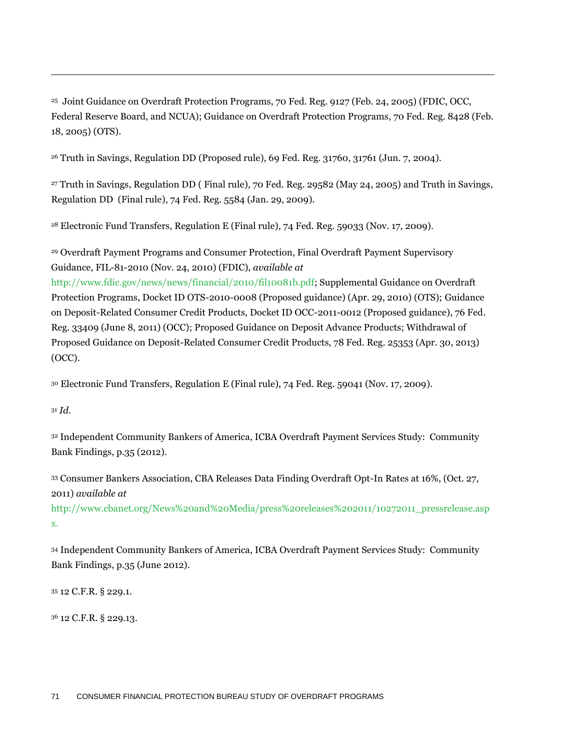---

[25] Joint Guidance on Overdraft Protection Programs, 70 Fed. Reg. 9127 (Feb. 24, 2005) (FDIC, OCC, Federal Reserve Board, and NCUA); Guidance on Overdraft Protection Programs, 70 Fed. Reg. 8428 (Feb. 18, 2005) (OTS).

[26] Truth in Savings, Regulation DD (Proposed rule), 69 Fed. Reg. 31760, 31761 (Jun. 7, 2004).

[27] Truth in Savings, Regulation DD ( Final rule), 70 Fed. Reg. 29582 (May 24, 2005) and Truth in Savings, Regulation DD (Final rule), 74 Fed. Reg. 5584 (Jan. 29, 2009).

[28] Electronic Fund Transfers, Regulation E (Final rule), 74 Fed. Reg. 59033 (Nov. 17, 2009).

[29] Overdraft Payment Programs and Consumer Protection, Final Overdraft Payment Supervisory Guidance, FIL-81-2010 (Nov. 24, 2010) (FDIC), *available at* http://www.fdic.gov/news/news/financial/2010/fil10081b.pdf; Supplemental Guidance on Overdraft Protection Programs, Docket ID OTS-2010-0008 (Proposed guidance) (Apr. 29, 2010) (OTS); Guidance on Deposit-Related Consumer Credit Products, Docket ID OCC-2011-0012 (Proposed guidance), 76 Fed. Reg. 33409 (June 8, 2011) (OCC); Proposed Guidance on Deposit Advance Products; Withdrawal of Proposed Guidance on Deposit-Related Consumer Credit Products, 78 Fed. Reg. 25353 (Apr. 30, 2013) (OCC).

[30] Electronic Fund Transfers, Regulation E (Final rule), 74 Fed. Reg. 59041 (Nov. 17, 2009).

[31] *Id.*

[32] Independent Community Bankers of America, ICBA Overdraft Payment Services Study: Community Bank Findings, p.35 (2012).

[33] Consumer Bankers Association, CBA Releases Data Finding Overdraft Opt-In Rates at 16%, (Oct. 27, 2011) *available at* http://www.cbanet.org/News%20and%20Media/press%20releases%202011/10272011_pressrelease.aspx.

[34] Independent Community Bankers of America, ICBA Overdraft Payment Services Study: Community Bank Findings, p.35 (June 2012).

[35] 12 C.F.R. § 229.1.

[36] 12 C.F.R. § 229.13.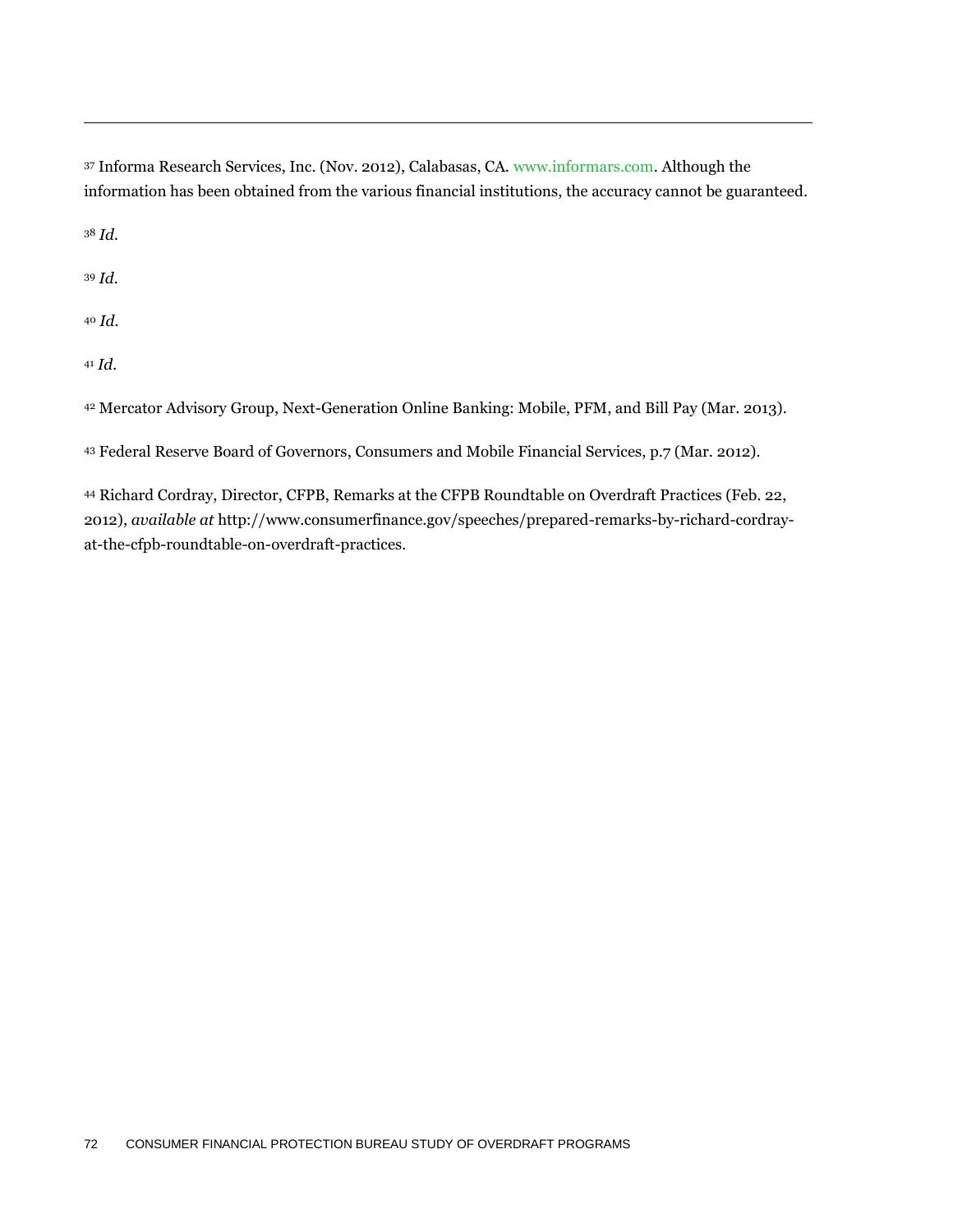[37] Informa Research Services, Inc. (Nov. 2012), Calabasas, CA. www.informars.com. Although the information has been obtained from the various financial institutions, the accuracy cannot be guaranteed.

[38] *Id.*

[39] *Id.*

[40] *Id.*

[41] *Id.*

[42] Mercator Advisory Group, Next-Generation Online Banking: Mobile, PFM, and Bill Pay (Mar. 2013).

[43] Federal Reserve Board of Governors, Consumers and Mobile Financial Services, p.7 (Mar. 2012).

[44] Richard Cordray, Director, CFPB, Remarks at the CFPB Roundtable on Overdraft Practices (Feb. 22, 2012), *available at* http://www.consumerfinance.gov/speeches/prepared-remarks-by-richard-cordray-at-the-cfpb-roundtable-on-overdraft-practices.